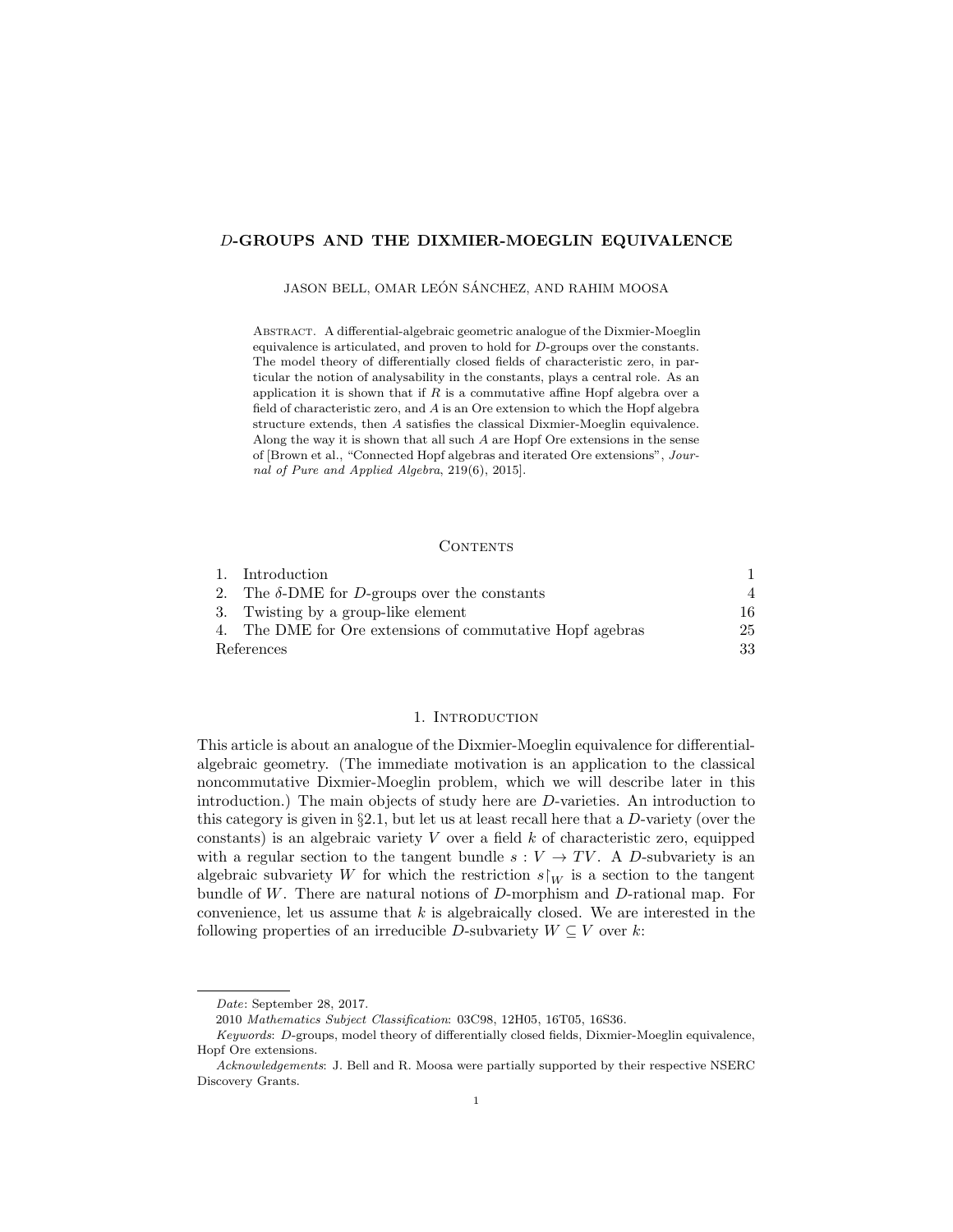# $D$-GROUPS AND THE DIXMIER-MOEGLIN EQUIVALENCE

JASON BELL, OMAR LEÓN SÁNCHEZ, AND RAHIM MOOSA

ABSTRACT. A differential-algebraic geometric analogue of the Dixmier-Moeglin equivalence is articulated, and proven to hold for $D$-groups over the constants. The model theory of differentially closed fields of characteristic zero, in particular the notion of analysability in the constants, plays a central role. As an application it is shown that if $R$ is a commutative affine Hopf algebra over a field of characteristic zero, and $A$ is an Ore extension to which the Hopf algebra structure extends, then $A$ satisfies the classical Dixmier-Moeglin equivalence. Along the way it is shown that all such $A$ are Hopf Ore extensions in the sense of [Brown et al., "Connected Hopf algebras and iterated Ore extensions", *Journal of Pure and Applied Algebra*, 219(6), 2015].

## CONTENTS

| | |
|---|---|
| 1. Introduction | 1 |
| 2. The $\delta$-DME for $D$-groups over the constants | 4 |
| 3. Twisting by a group-like element | 16 |
| 4. The DME for Ore extensions of commutative Hopf agebras | 25 |
| References | 33 |

## 1. INTRODUCTION

This article is about an analogue of the Dixmier-Moeglin equivalence for differential-algebraic geometry. (The immediate motivation is an application to the classical noncommutative Dixmier-Moeglin problem, which we will describe later in this introduction.) The main objects of study here are $D$-varieties. An introduction to this category is given in §2.1, but let us at least recall here that a $D$-variety (over the constants) is an algebraic variety $V$ over a field $k$ of characteristic zero, equipped with a regular section to the tangent bundle $s : V \to TV$. A $D$-subvariety is an algebraic subvariety $W$ for which the restriction $s{\restriction}_W$ is a section to the tangent bundle of $W$. There are natural notions of $D$-morphism and $D$-rational map. For convenience, let us assume that $k$ is algebraically closed. We are interested in the following properties of an irreducible $D$-subvariety $W \subseteq V$ over $k$:

---

*Date*: September 28, 2017.

2010 *Mathematics Subject Classification*: 03C98, 12H05, 16T05, 16S36.

*Keywords*: $D$-groups, model theory of differentially closed fields, Dixmier-Moeglin equivalence, Hopf Ore extensions.

*Acknowledgements*: J. Bell and R. Moosa were partially supported by their respective NSERC Discovery Grants.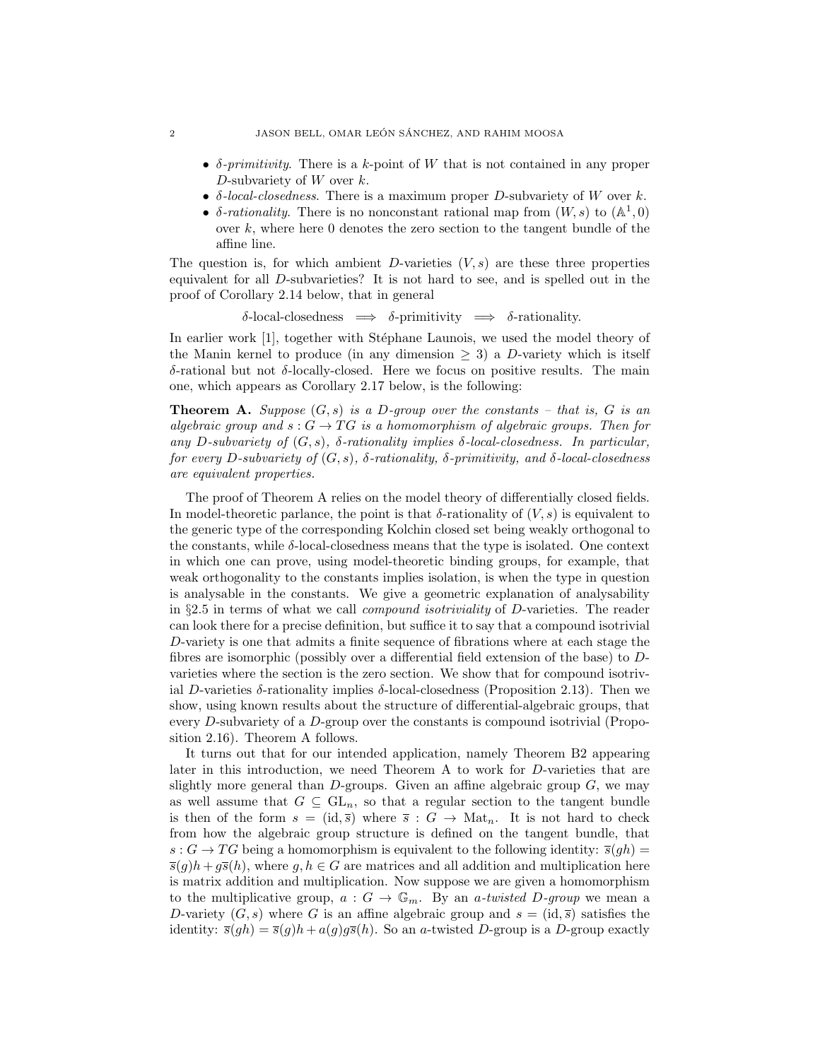- *$\delta$-primitivity*. There is a $k$-point of $W$ that is not contained in any proper $D$-subvariety of $W$ over $k$.
- *$\delta$-local-closedness*. There is a maximum proper $D$-subvariety of $W$ over $k$.
- *$\delta$-rationality*. There is no nonconstant rational map from $(W, s)$ to $(\mathbb{A}^1, 0)$ over $k$, where here 0 denotes the zero section to the tangent bundle of the affine line.

The question is, for which ambient $D$-varieties $(V, s)$ are these three properties equivalent for all $D$-subvarieties? It is not hard to see, and is spelled out in the proof of Corollary 2.14 below, that in general

$$\delta\text{-local-closedness} \implies \delta\text{-primitivity} \implies \delta\text{-rationality}.$$

In earlier work [1], together with Stéphane Launois, we used the model theory of the Manin kernel to produce (in any dimension $\geq 3$) a $D$-variety which is itself $\delta$-rational but not $\delta$-locally-closed. Here we focus on positive results. The main one, which appears as Corollary 2.17 below, is the following:

**Theorem A.** *Suppose $(G, s)$ is a $D$-group over the constants – that is, $G$ is an algebraic group and $s : G \to TG$ is a homomorphism of algebraic groups. Then for any $D$-subvariety of $(G, s)$, $\delta$-rationality implies $\delta$-local-closedness. In particular, for every $D$-subvariety of $(G, s)$, $\delta$-rationality, $\delta$-primitivity, and $\delta$-local-closedness are equivalent properties.*

The proof of Theorem A relies on the model theory of differentially closed fields. In model-theoretic parlance, the point is that $\delta$-rationality of $(V, s)$ is equivalent to the generic type of the corresponding Kolchin closed set being weakly orthogonal to the constants, while $\delta$-local-closedness means that the type is isolated. One context in which one can prove, using model-theoretic binding groups, for example, that weak orthogonality to the constants implies isolation, is when the type in question is analysable in the constants. We give a geometric explanation of analysability in §2.5 in terms of what we call *compound isotriviality* of $D$-varieties. The reader can look there for a precise definition, but suffice it to say that a compound isotrivial $D$-variety is one that admits a finite sequence of fibrations where at each stage the fibres are isomorphic (possibly over a differential field extension of the base) to $D$-varieties where the section is the zero section. We show that for compound isotrivial $D$-varieties $\delta$-rationality implies $\delta$-local-closedness (Proposition 2.13). Then we show, using known results about the structure of differential-algebraic groups, that every $D$-subvariety of a $D$-group over the constants is compound isotrivial (Proposition 2.16). Theorem A follows.

It turns out that for our intended application, namely Theorem B2 appearing later in this introduction, we need Theorem A to work for $D$-varieties that are slightly more general than $D$-groups. Given an affine algebraic group $G$, we may as well assume that $G \subseteq \mathrm{GL}_n$, so that a regular section to the tangent bundle is then of the form $s = (\mathrm{id}, \overline{s})$ where $\overline{s} : G \to \mathrm{Mat}_n$. It is not hard to check from how the algebraic group structure is defined on the tangent bundle, that $s : G \to TG$ being a homomorphism is equivalent to the following identity: $\overline{s}(gh) = \overline{s}(g)h + g\overline{s}(h)$, where $g, h \in G$ are matrices and all addition and multiplication here is matrix addition and multiplication. Now suppose we are given a homomorphism to the multiplicative group, $a : G \to \mathbb{G}_m$. By an *$a$-twisted $D$-group* we mean a $D$-variety $(G, s)$ where $G$ is an affine algebraic group and $s = (\mathrm{id}, \overline{s})$ satisfies the identity: $\overline{s}(gh) = \overline{s}(g)h + a(g)g\overline{s}(h)$. So an $a$-twisted $D$-group is a $D$-group exactly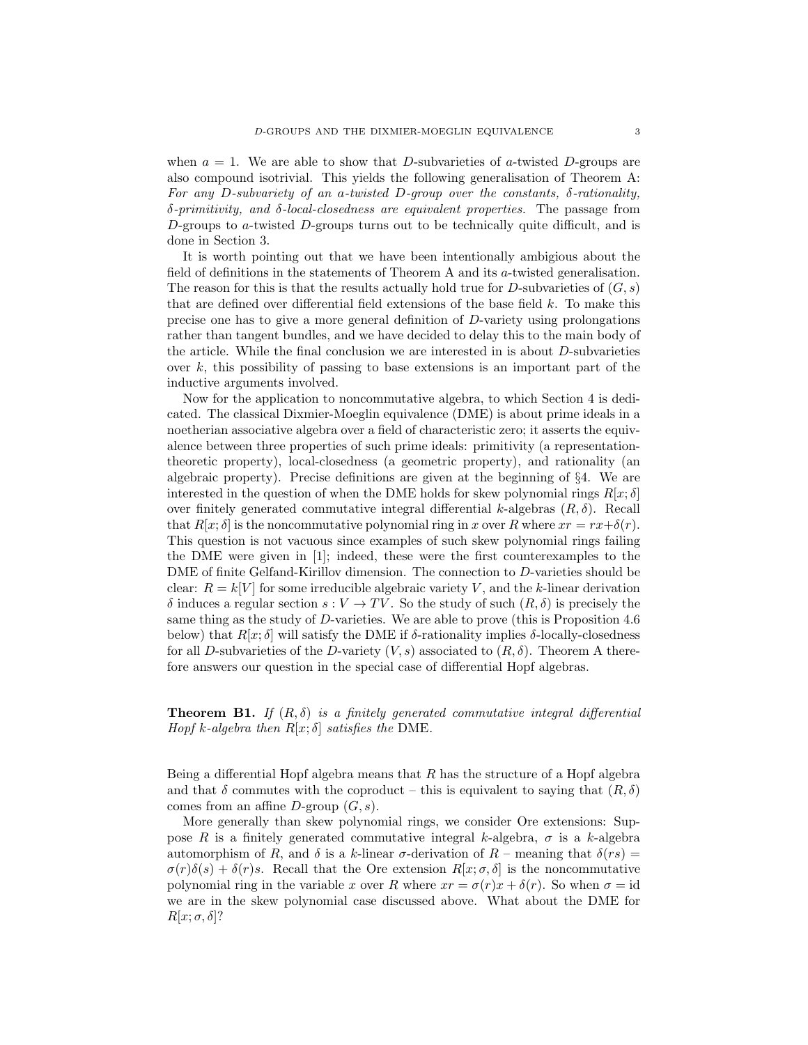when $a = 1$. We are able to show that $D$-subvarieties of $a$-twisted $D$-groups are also compound isotrivial. This yields the following generalisation of Theorem A: *For any $D$-subvariety of an $a$-twisted $D$-group over the constants, $\delta$-rationality, $\delta$-primitivity, and $\delta$-local-closedness are equivalent properties.* The passage from $D$-groups to $a$-twisted $D$-groups turns out to be technically quite difficult, and is done in Section 3.

It is worth pointing out that we have been intentionally ambiguous about the field of definitions in the statements of Theorem A and its $a$-twisted generalisation. The reason for this is that the results actually hold true for $D$-subvarieties of $(G, s)$ that are defined over differential field extensions of the base field $k$. To make this precise one has to give a more general definition of $D$-variety using prolongations rather than tangent bundles, and we have decided to delay this to the main body of the article. While the final conclusion we are interested in is about $D$-subvarieties over $k$, this possibility of passing to base extensions is an important part of the inductive arguments involved.

Now for the application to noncommutative algebra, to which Section 4 is dedicated. The classical Dixmier-Moeglin equivalence (DME) is about prime ideals in a noetherian associative algebra over a field of characteristic zero; it asserts the equivalence between three properties of such prime ideals: primitivity (a representation-theoretic property), local-closedness (a geometric property), and rationality (an algebraic property). Precise definitions are given at the beginning of §4. We are interested in the question of when the DME holds for skew polynomial rings $R[x; \delta]$ over finitely generated commutative integral differential $k$-algebras $(R, \delta)$. Recall that $R[x; \delta]$ is the noncommutative polynomial ring in $x$ over $R$ where $xr = rx+\delta(r)$. This question is not vacuous since examples of such skew polynomial rings failing the DME were given in [1]; indeed, these were the first counterexamples to the DME of finite Gelfand-Kirillov dimension. The connection to $D$-varieties should be clear: $R = k[V]$ for some irreducible algebraic variety $V$, and the $k$-linear derivation $\delta$ induces a regular section $s : V \to TV$. So the study of such $(R, \delta)$ is precisely the same thing as the study of $D$-varieties. We are able to prove (this is Proposition 4.6 below) that $R[x; \delta]$ will satisfy the DME if $\delta$-rationality implies $\delta$-locally-closedness for all $D$-subvarieties of the $D$-variety $(V, s)$ associated to $(R, \delta)$. Theorem A therefore answers our question in the special case of differential Hopf algebras.

**Theorem B1.** *If $(R, \delta)$ is a finitely generated commutative integral differential Hopf $k$-algebra then $R[x; \delta]$ satisfies the* DME.

Being a differential Hopf algebra means that $R$ has the structure of a Hopf algebra and that $\delta$ commutes with the coproduct – this is equivalent to saying that $(R, \delta)$ comes from an affine $D$-group $(G, s)$.

More generally than skew polynomial rings, we consider Ore extensions: Suppose $R$ is a finitely generated commutative integral $k$-algebra, $\sigma$ is a $k$-algebra automorphism of $R$, and $\delta$ is a $k$-linear $\sigma$-derivation of $R$ – meaning that $\delta(rs) = \sigma(r)\delta(s) + \delta(r)s$. Recall that the Ore extension $R[x; \sigma, \delta]$ is the noncommutative polynomial ring in the variable $x$ over $R$ where $xr = \sigma(r)x + \delta(r)$. So when $\sigma = \mathrm{id}$ we are in the skew polynomial case discussed above. What about the DME for $R[x; \sigma, \delta]$?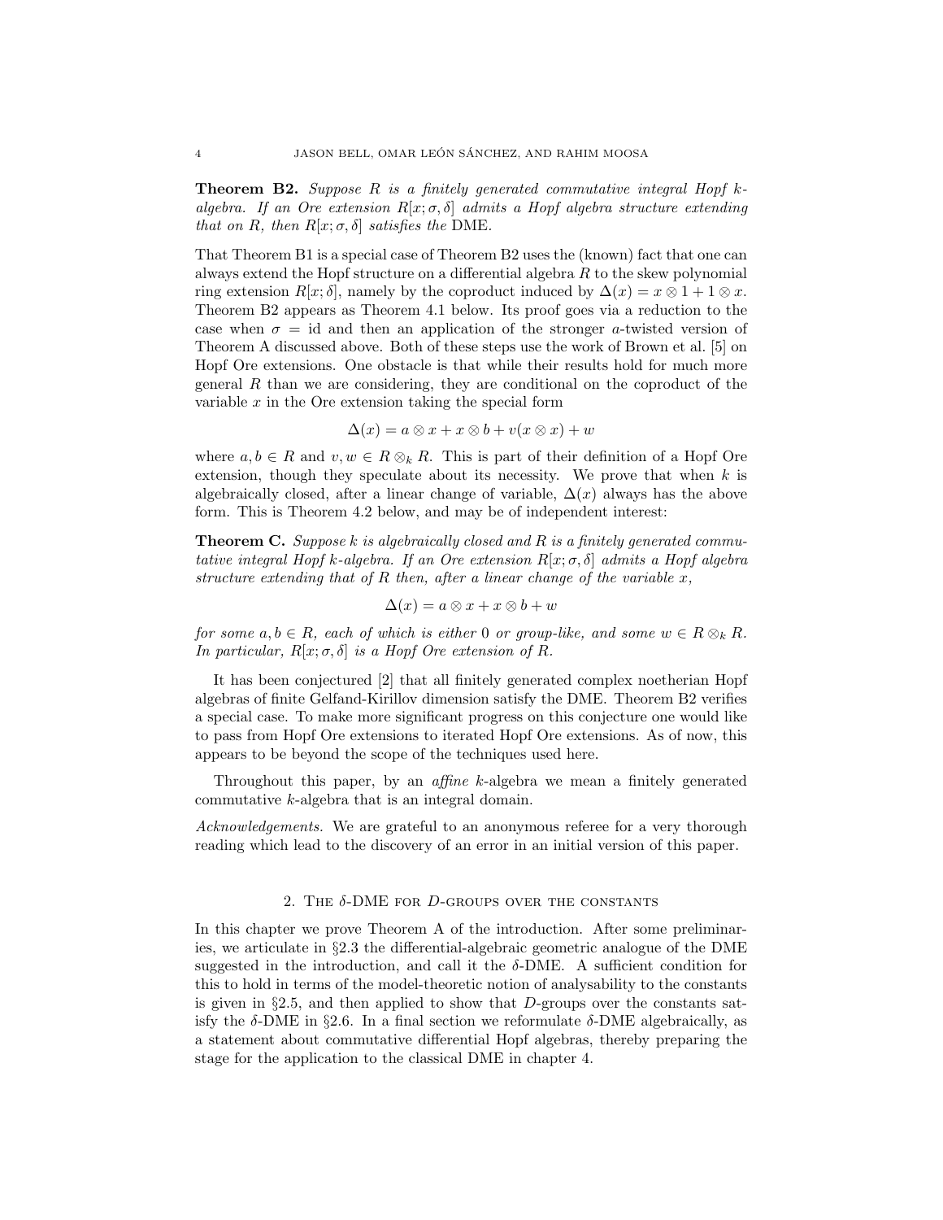**Theorem B2.** *Suppose $R$ is a finitely generated commutative integral Hopf $k$-algebra. If an Ore extension $R[x;\sigma,\delta]$ admits a Hopf algebra structure extending that on $R$, then $R[x;\sigma,\delta]$ satisfies the* DME.

That Theorem B1 is a special case of Theorem B2 uses the (known) fact that one can always extend the Hopf structure on a differential algebra $R$ to the skew polynomial ring extension $R[x;\delta]$, namely by the coproduct induced by $\Delta(x) = x \otimes 1 + 1 \otimes x$. Theorem B2 appears as Theorem 4.1 below. Its proof goes via a reduction to the case when $\sigma = \mathrm{id}$ and then an application of the stronger $a$-twisted version of Theorem A discussed above. Both of these steps use the work of Brown et al. [5] on Hopf Ore extensions. One obstacle is that while their results hold for much more general $R$ than we are considering, they are conditional on the coproduct of the variable $x$ in the Ore extension taking the special form

$$\Delta(x) = a \otimes x + x \otimes b + v(x \otimes x) + w$$

where $a, b \in R$ and $v, w \in R \otimes_k R$. This is part of their definition of a Hopf Ore extension, though they speculate about its necessity. We prove that when $k$ is algebraically closed, after a linear change of variable, $\Delta(x)$ always has the above form. This is Theorem 4.2 below, and may be of independent interest:

**Theorem C.** *Suppose $k$ is algebraically closed and $R$ is a finitely generated commutative integral Hopf $k$-algebra. If an Ore extension $R[x;\sigma,\delta]$ admits a Hopf algebra structure extending that of $R$ then, after a linear change of the variable $x$,*

$$\Delta(x) = a \otimes x + x \otimes b + w$$

*for some $a, b \in R$, each of which is either $0$ or group-like, and some $w \in R \otimes_k R$. In particular, $R[x;\sigma,\delta]$ is a Hopf Ore extension of $R$.*

It has been conjectured [2] that all finitely generated complex noetherian Hopf algebras of finite Gelfand-Kirillov dimension satisfy the DME. Theorem B2 verifies a special case. To make more significant progress on this conjecture one would like to pass from Hopf Ore extensions to iterated Hopf Ore extensions. As of now, this appears to be beyond the scope of the techniques used here.

Throughout this paper, by an *affine* $k$-algebra we mean a finitely generated commutative $k$-algebra that is an integral domain.

*Acknowledgements.* We are grateful to an anonymous referee for a very thorough reading which lead to the discovery of an error in an initial version of this paper.

## 2. The $\delta$-DME for $D$-groups over the constants

In this chapter we prove Theorem A of the introduction. After some preliminaries, we articulate in §2.3 the differential-algebraic geometric analogue of the DME suggested in the introduction, and call it the $\delta$-DME. A sufficient condition for this to hold in terms of the model-theoretic notion of analysability to the constants is given in §2.5, and then applied to show that $D$-groups over the constants satisfy the $\delta$-DME in §2.6. In a final section we reformulate $\delta$-DME algebraically, as a statement about commutative differential Hopf algebras, thereby preparing the stage for the application to the classical DME in chapter 4.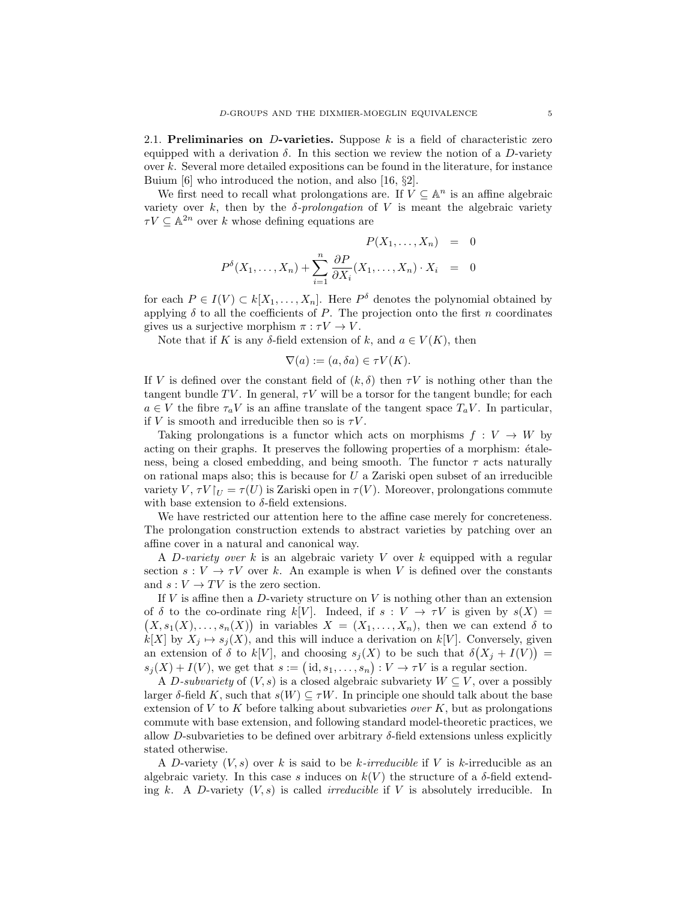### 2.1. Preliminaries on $D$-varieties.

Suppose $k$ is a field of characteristic zero equipped with a derivation $\delta$. In this section we review the notion of a $D$-variety over $k$. Several more detailed expositions can be found in the literature, for instance Buium [6] who introduced the notion, and also [16, §2].

We first need to recall what prolongations are. If $V \subseteq \mathbb{A}^n$ is an affine algebraic variety over $k$, then by the *$\delta$-prolongation* of $V$ is meant the algebraic variety $\tau V \subseteq \mathbb{A}^{2n}$ over $k$ whose defining equations are

$$\begin{aligned} P(X_1, \ldots, X_n) &= 0 \\ P^\delta(X_1, \ldots, X_n) + \sum_{i=1}^n \frac{\partial P}{\partial X_i}(X_1, \ldots, X_n) \cdot X_i &= 0 \end{aligned}$$

for each $P \in I(V) \subset k[X_1, \ldots, X_n]$. Here $P^\delta$ denotes the polynomial obtained by applying $\delta$ to all the coefficients of $P$. The projection onto the first $n$ coordinates gives us a surjective morphism $\pi : \tau V \to V$.

Note that if $K$ is any $\delta$-field extension of $k$, and $a \in V(K)$, then

$$\nabla(a) := (a, \delta a) \in \tau V(K).$$

If $V$ is defined over the constant field of $(k, \delta)$ then $\tau V$ is nothing other than the tangent bundle $TV$. In general, $\tau V$ will be a torsor for the tangent bundle; for each $a \in V$ the fibre $\tau_a V$ is an affine translate of the tangent space $T_a V$. In particular, if $V$ is smooth and irreducible then so is $\tau V$.

Taking prolongations is a functor which acts on morphisms $f : V \to W$ by acting on their graphs. It preserves the following properties of a morphism: étaleness, being a closed embedding, and being smooth. The functor $\tau$ acts naturally on rational maps also; this is because for $U$ a Zariski open subset of an irreducible variety $V$, $\tau V\restriction_U = \tau(U)$ is Zariski open in $\tau(V)$. Moreover, prolongations commute with base extension to $\delta$-field extensions.

We have restricted our attention here to the affine case merely for concreteness. The prolongation construction extends to abstract varieties by patching over an affine cover in a natural and canonical way.

A *$D$-variety over* $k$ is an algebraic variety $V$ over $k$ equipped with a regular section $s : V \to \tau V$ over $k$. An example is when $V$ is defined over the constants and $s : V \to TV$ is the zero section.

If $V$ is affine then a $D$-variety structure on $V$ is nothing other than an extension of $\delta$ to the co-ordinate ring $k[V]$. Indeed, if $s : V \to \tau V$ is given by $s(X) = \big(X, s_1(X), \ldots, s_n(X)\big)$ in variables $X = (X_1, \ldots, X_n)$, then we can extend $\delta$ to $k[X]$ by $X_j \mapsto s_j(X)$, and this will induce a derivation on $k[V]$. Conversely, given an extension of $\delta$ to $k[V]$, and choosing $s_j(X)$ to be such that $\delta\big(X_j + I(V)\big) = s_j(X) + I(V)$, we get that $s := \big(\mathrm{id}, s_1, \ldots, s_n\big) : V \to \tau V$ is a regular section.

A *$D$-subvariety* of $(V, s)$ is a closed algebraic subvariety $W \subseteq V$, over a possibly larger $\delta$-field $K$, such that $s(W) \subseteq \tau W$. In principle one should talk about the base extension of $V$ to $K$ before talking about subvarieties *over* $K$, but as prolongations commute with base extension, and following standard model-theoretic practices, we allow $D$-subvarieties to be defined over arbitrary $\delta$-field extensions unless explicitly stated otherwise.

A $D$-variety $(V, s)$ over $k$ is said to be *$k$-irreducible* if $V$ is $k$-irreducible as an algebraic variety. In this case $s$ induces on $k(V)$ the structure of a $\delta$-field extending $k$. A $D$-variety $(V, s)$ is called *irreducible* if $V$ is absolutely irreducible. In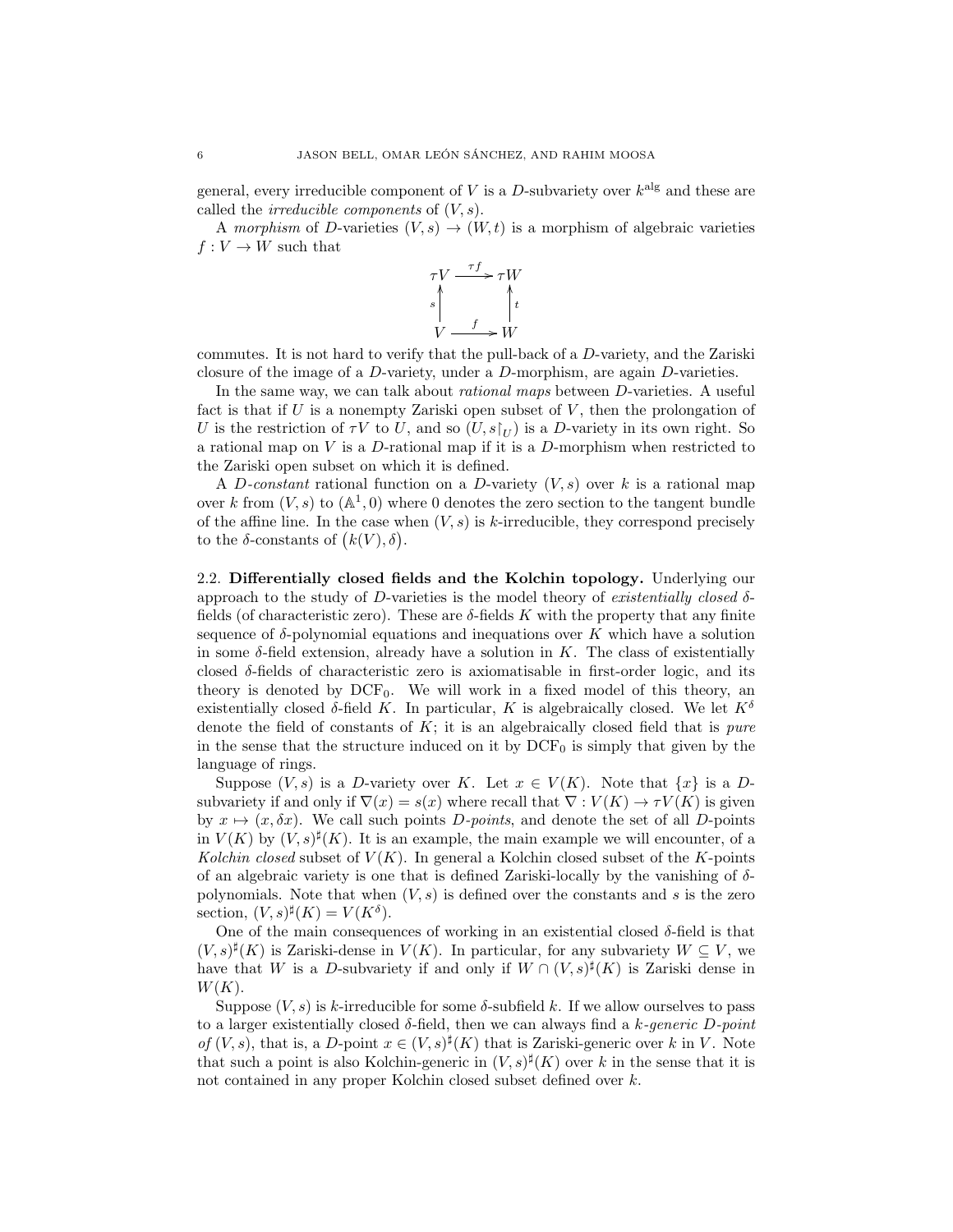general, every irreducible component of $V$ is a $D$-subvariety over $k^{\mathrm{alg}}$ and these are called the *irreducible components* of $(V, s)$.

A *morphism* of $D$-varieties $(V, s) \to (W, t)$ is a morphism of algebraic varieties $f : V \to W$ such that

$$\begin{array}{ccc} \tau V & \xrightarrow{\tau f} & \tau W \\ \uparrow{\scriptstyle s} & & \uparrow{\scriptstyle t} \\ V & \xrightarrow{f} & W \end{array}$$

commutes. It is not hard to verify that the pull-back of a $D$-variety, and the Zariski closure of the image of a $D$-variety, under a $D$-morphism, are again $D$-varieties.

In the same way, we can talk about *rational maps* between $D$-varieties. A useful fact is that if $U$ is a nonempty Zariski open subset of $V$, then the prolongation of $U$ is the restriction of $\tau V$ to $U$, and so $(U, s\restriction_U)$ is a $D$-variety in its own right. So a rational map on $V$ is a $D$-rational map if it is a $D$-morphism when restricted to the Zariski open subset on which it is defined.

A *$D$-constant* rational function on a $D$-variety $(V, s)$ over $k$ is a rational map over $k$ from $(V, s)$ to $(\mathbb{A}^1, 0)$ where 0 denotes the zero section to the tangent bundle of the affine line. In the case when $(V, s)$ is $k$-irreducible, they correspond precisely to the $\delta$-constants of $\big(k(V), \delta\big)$.

**2.2. Differentially closed fields and the Kolchin topology.** Underlying our approach to the study of $D$-varieties is the model theory of *existentially closed* $\delta$-fields (of characteristic zero). These are $\delta$-fields $K$ with the property that any finite sequence of $\delta$-polynomial equations and inequations over $K$ which have a solution in some $\delta$-field extension, already have a solution in $K$. The class of existentially closed $\delta$-fields of characteristic zero is axiomatisable in first-order logic, and its theory is denoted by $\mathrm{DCF}_0$. We will work in a fixed model of this theory, an existentially closed $\delta$-field $K$. In particular, $K$ is algebraically closed. We let $K^\delta$ denote the field of constants of $K$; it is an algebraically closed field that is *pure* in the sense that the structure induced on it by $\mathrm{DCF}_0$ is simply that given by the language of rings.

Suppose $(V, s)$ is a $D$-variety over $K$. Let $x \in V(K)$. Note that $\{x\}$ is a $D$-subvariety if and only if $\nabla(x) = s(x)$ where recall that $\nabla : V(K) \to \tau V(K)$ is given by $x \mapsto (x, \delta x)$. We call such points *$D$-points*, and denote the set of all $D$-points in $V(K)$ by $(V, s)^\sharp(K)$. It is an example, the main example we will encounter, of a *Kolchin closed* subset of $V(K)$. In general a Kolchin closed subset of the $K$-points of an algebraic variety is one that is defined Zariski-locally by the vanishing of $\delta$-polynomials. Note that when $(V, s)$ is defined over the constants and $s$ is the zero section, $(V, s)^\sharp(K) = V(K^\delta)$.

One of the main consequences of working in an existential closed $\delta$-field is that $(V, s)^\sharp(K)$ is Zariski-dense in $V(K)$. In particular, for any subvariety $W \subseteq V$, we have that $W$ is a $D$-subvariety if and only if $W \cap (V, s)^\sharp(K)$ is Zariski dense in $W(K)$.

Suppose $(V, s)$ is $k$-irreducible for some $\delta$-subfield $k$. If we allow ourselves to pass to a larger existentially closed $\delta$-field, then we can always find a *$k$-generic $D$-point of* $(V, s)$, that is, a $D$-point $x \in (V, s)^\sharp(K)$ that is Zariski-generic over $k$ in $V$. Note that such a point is also Kolchin-generic in $(V, s)^\sharp(K)$ over $k$ in the sense that it is not contained in any proper Kolchin closed subset defined over $k$.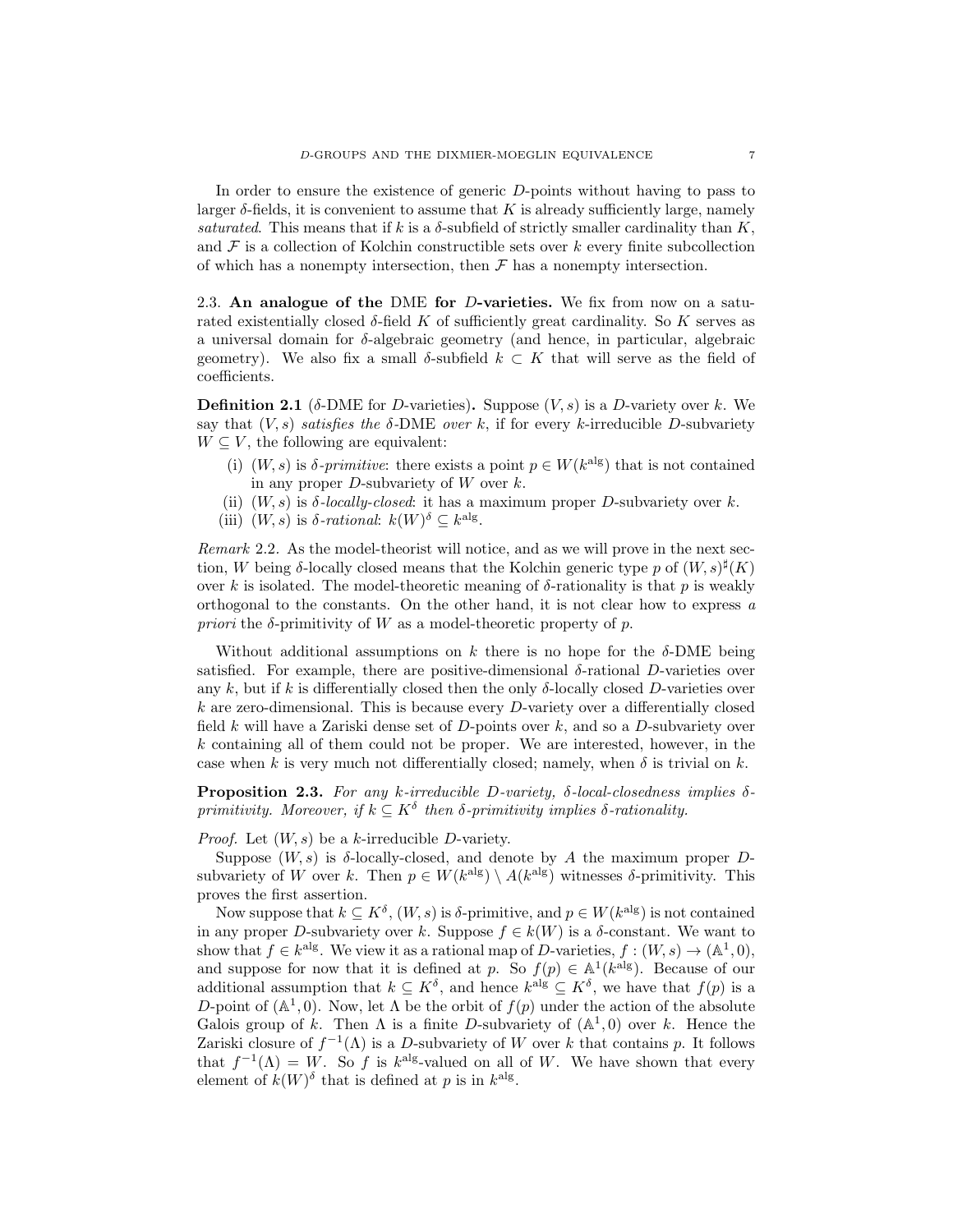In order to ensure the existence of generic $D$-points without having to pass to larger $\delta$-fields, it is convenient to assume that $K$ is already sufficiently large, namely *saturated*. This means that if $k$ is a $\delta$-subfield of strictly smaller cardinality than $K$, and $\mathcal{F}$ is a collection of Kolchin constructible sets over $k$ every finite subcollection of which has a nonempty intersection, then $\mathcal{F}$ has a nonempty intersection.

### 2.3. An analogue of the DME for $D$-varieties.

We fix from now on a saturated existentially closed $\delta$-field $K$ of sufficiently great cardinality. So $K$ serves as a universal domain for $\delta$-algebraic geometry (and hence, in particular, algebraic geometry). We also fix a small $\delta$-subfield $k \subset K$ that will serve as the field of coefficients.

**Definition 2.1** ($\delta$-DME for $D$-varieties)**.** Suppose $(V, s)$ is a $D$-variety over $k$. We say that $(V, s)$ *satisfies the* $\delta$-DME *over* $k$, if for every $k$-irreducible $D$-subvariety $W \subseteq V$, the following are equivalent:

- (i) $(W, s)$ is *$\delta$-primitive*: there exists a point $p \in W(k^{\text{alg}})$ that is not contained in any proper $D$-subvariety of $W$ over $k$.
- (ii) $(W, s)$ is *$\delta$-locally-closed*: it has a maximum proper $D$-subvariety over $k$.
- (iii) $(W, s)$ is *$\delta$-rational*: $k(W)^\delta \subseteq k^{\text{alg}}$.

*Remark* 2.2. As the model-theorist will notice, and as we will prove in the next section, $W$ being $\delta$-locally closed means that the Kolchin generic type $p$ of $(W, s)^\sharp(K)$ over $k$ is isolated. The model-theoretic meaning of $\delta$-rationality is that $p$ is weakly orthogonal to the constants. On the other hand, it is not clear how to express *a priori* the $\delta$-primitivity of $W$ as a model-theoretic property of $p$.

Without additional assumptions on $k$ there is no hope for the $\delta$-DME being satisfied. For example, there are positive-dimensional $\delta$-rational $D$-varieties over any $k$, but if $k$ is differentially closed then the only $\delta$-locally closed $D$-varieties over $k$ are zero-dimensional. This is because every $D$-variety over a differentially closed field $k$ will have a Zariski dense set of $D$-points over $k$, and so a $D$-subvariety over $k$ containing all of them could not be proper. We are interested, however, in the case when $k$ is very much not differentially closed; namely, when $\delta$ is trivial on $k$.

**Proposition 2.3.** *For any $k$-irreducible $D$-variety, $\delta$-local-closedness implies $\delta$-primitivity. Moreover, if $k \subseteq K^\delta$ then $\delta$-primitivity implies $\delta$-rationality.*

*Proof.* Let $(W, s)$ be a $k$-irreducible $D$-variety.

Suppose $(W, s)$ is $\delta$-locally-closed, and denote by $A$ the maximum proper $D$-subvariety of $W$ over $k$. Then $p \in W(k^{\text{alg}}) \setminus A(k^{\text{alg}})$ witnesses $\delta$-primitivity. This proves the first assertion.

Now suppose that $k \subseteq K^\delta$, $(W, s)$ is $\delta$-primitive, and $p \in W(k^{\text{alg}})$ is not contained in any proper $D$-subvariety over $k$. Suppose $f \in k(W)$ is a $\delta$-constant. We want to show that $f \in k^{\text{alg}}$. We view it as a rational map of $D$-varieties, $f : (W, s) \to (\mathbb{A}^1, 0)$, and suppose for now that it is defined at $p$. So $f(p) \in \mathbb{A}^1(k^{\text{alg}})$. Because of our additional assumption that $k \subseteq K^\delta$, and hence $k^{\text{alg}} \subseteq K^\delta$, we have that $f(p)$ is a $D$-point of $(\mathbb{A}^1, 0)$. Now, let $\Lambda$ be the orbit of $f(p)$ under the action of the absolute Galois group of $k$. Then $\Lambda$ is a finite $D$-subvariety of $(\mathbb{A}^1, 0)$ over $k$. Hence the Zariski closure of $f^{-1}(\Lambda)$ is a $D$-subvariety of $W$ over $k$ that contains $p$. It follows that $f^{-1}(\Lambda) = W$. So $f$ is $k^{\text{alg}}$-valued on all of $W$. We have shown that every element of $k(W)^\delta$ that is defined at $p$ is in $k^{\text{alg}}$.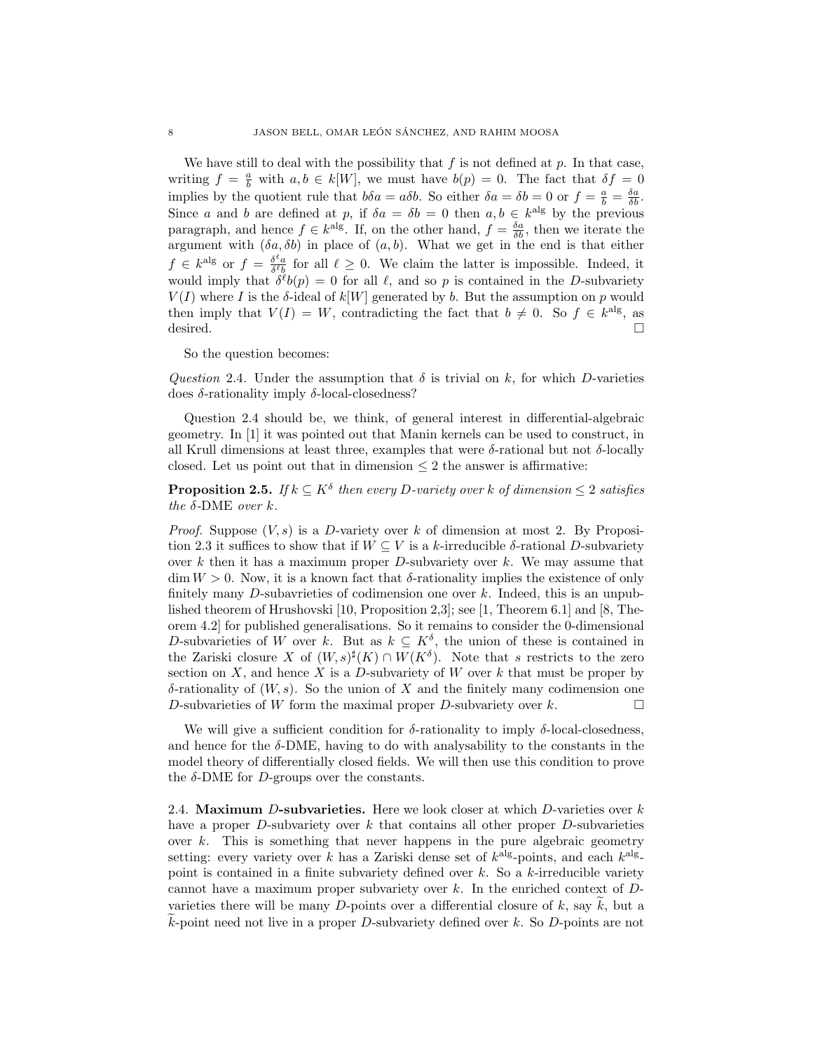We have still to deal with the possibility that $f$ is not defined at $p$. In that case, writing $f = \frac{a}{b}$ with $a, b \in k[W]$, we must have $b(p) = 0$. The fact that $\delta f = 0$ implies by the quotient rule that $b\delta a = a\delta b$. So either $\delta a = \delta b = 0$ or $f = \frac{a}{b} = \frac{\delta a}{\delta b}$. Since $a$ and $b$ are defined at $p$, if $\delta a = \delta b = 0$ then $a, b \in k^{\mathrm{alg}}$ by the previous paragraph, and hence $f \in k^{\mathrm{alg}}$. If, on the other hand, $f = \frac{\delta a}{\delta b}$, then we iterate the argument with $(\delta a, \delta b)$ in place of $(a, b)$. What we get in the end is that either $f \in k^{\mathrm{alg}}$ or $f = \frac{\delta^\ell a}{\delta^\ell b}$ for all $\ell \geq 0$. We claim the latter is impossible. Indeed, it would imply that $\delta^\ell b(p) = 0$ for all $\ell$, and so $p$ is contained in the $D$-subvariety $V(I)$ where $I$ is the $\delta$-ideal of $k[W]$ generated by $b$. But the assumption on $p$ would then imply that $V(I) = W$, contradicting the fact that $b \neq 0$. So $f \in k^{\mathrm{alg}}$, as desired. □

So the question becomes:

*Question* 2.4. Under the assumption that $\delta$ is trivial on $k$, for which $D$-varieties does $\delta$-rationality imply $\delta$-local-closedness?

Question 2.4 should be, we think, of general interest in differential-algebraic geometry. In [1] it was pointed out that Manin kernels can be used to construct, in all Krull dimensions at least three, examples that were $\delta$-rational but not $\delta$-locally closed. Let us point out that in dimension $\leq 2$ the answer is affirmative:

**Proposition 2.5.** *If $k \subseteq K^\delta$ then every $D$-variety over $k$ of dimension $\leq 2$ satisfies the $\delta$-DME over $k$.*

*Proof.* Suppose $(V, s)$ is a $D$-variety over $k$ of dimension at most 2. By Proposition 2.3 it suffices to show that if $W \subseteq V$ is a $k$-irreducible $\delta$-rational $D$-subvariety over $k$ then it has a maximum proper $D$-subvariety over $k$. We may assume that $\dim W > 0$. Now, it is a known fact that $\delta$-rationality implies the existence of only finitely many $D$-subavrieties of codimension one over $k$. Indeed, this is an unpublished theorem of Hrushovski [10, Proposition 2,3]; see [1, Theorem 6.1] and [8, Theorem 4.2] for published generalisations. So it remains to consider the 0-dimensional $D$-subvarieties of $W$ over $k$. But as $k \subseteq K^\delta$, the union of these is contained in the Zariski closure $X$ of $(W, s)^\sharp(K) \cap W(K^\delta)$. Note that $s$ restricts to the zero section on $X$, and hence $X$ is a $D$-subvariety of $W$ over $k$ that must be proper by $\delta$-rationality of $(W, s)$. So the union of $X$ and the finitely many codimension one $D$-subvarieties of $W$ form the maximal proper $D$-subvariety over $k$. □

We will give a sufficient condition for $\delta$-rationality to imply $\delta$-local-closedness, and hence for the $\delta$-DME, having to do with analysability to the constants in the model theory of differentially closed fields. We will then use this condition to prove the $\delta$-DME for $D$-groups over the constants.

2.4. **Maximum $D$-subvarieties.** Here we look closer at which $D$-varieties over $k$ have a proper $D$-subvariety over $k$ that contains all other proper $D$-subvarieties over $k$. This is something that never happens in the pure algebraic geometry setting: every variety over $k$ has a Zariski dense set of $k^{\mathrm{alg}}$-points, and each $k^{\mathrm{alg}}$-point is contained in a finite subvariety defined over $k$. So a $k$-irreducible variety cannot have a maximum proper subvariety over $k$. In the enriched context of $D$-varieties there will be many $D$-points over a differential closure of $k$, say $\widetilde{k}$, but a $\widetilde{k}$-point need not live in a proper $D$-subvariety defined over $k$. So $D$-points are not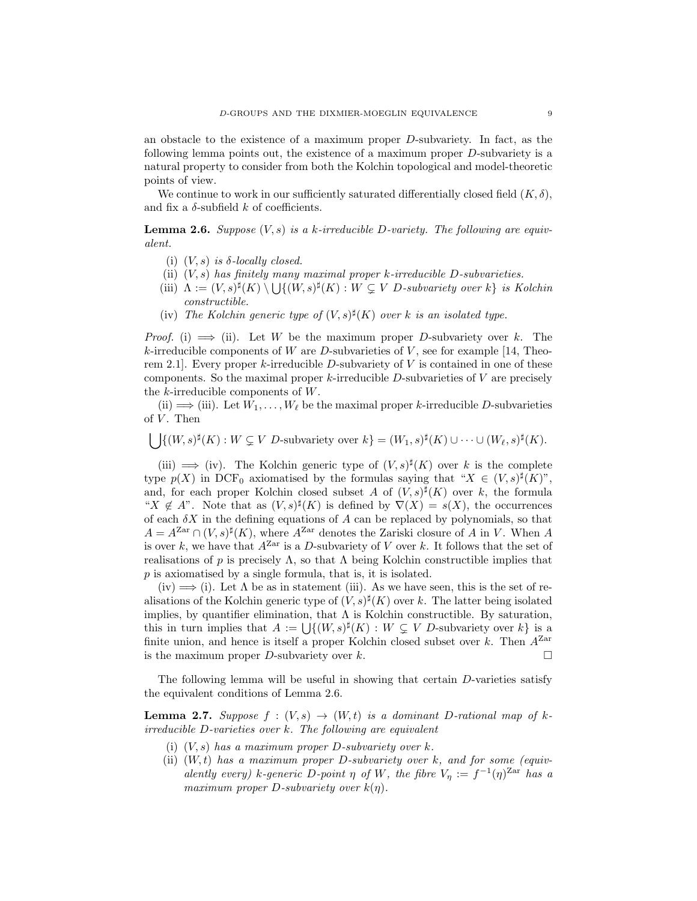an obstacle to the existence of a maximum proper $D$-subvariety. In fact, as the following lemma points out, the existence of a maximum proper $D$-subvariety is a natural property to consider from both the Kolchin topological and model-theoretic points of view.

We continue to work in our sufficiently saturated differentially closed field $(K, \delta)$, and fix a $\delta$-subfield $k$ of coefficients.

**Lemma 2.6.** *Suppose $(V, s)$ is a $k$-irreducible $D$-variety. The following are equivalent.*

- (i) *$(V, s)$ is $\delta$-locally closed.*
- (ii) *$(V, s)$ has finitely many maximal proper $k$-irreducible $D$-subvarieties.*
- (iii) *$\Lambda := (V, s)^\sharp(K) \setminus \bigcup\{(W, s)^\sharp(K) : W \subsetneq V$ $D$-subvariety over $k\}$ is Kolchin constructible.*
- (iv) *The Kolchin generic type of $(V, s)^\sharp(K)$ over $k$ is an isolated type.*

*Proof.* (i) $\Longrightarrow$ (ii). Let $W$ be the maximum proper $D$-subvariety over $k$. The $k$-irreducible components of $W$ are $D$-subvarieties of $V$, see for example [14, Theorem 2.1]. Every proper $k$-irreducible $D$-subvariety of $V$ is contained in one of these components. So the maximal proper $k$-irreducible $D$-subvarieties of $V$ are precisely the $k$-irreducible components of $W$.

(ii) $\Longrightarrow$ (iii). Let $W_1, \dots, W_\ell$ be the maximal proper $k$-irreducible $D$-subvarieties of $V$. Then

$$\bigcup\{(W, s)^\sharp(K) : W \subsetneq V \text{ } D\text{-subvariety over } k\} = (W_1, s)^\sharp(K) \cup \dots \cup (W_\ell, s)^\sharp(K).$$

(iii) $\Longrightarrow$ (iv). The Kolchin generic type of $(V, s)^\sharp(K)$ over $k$ is the complete type $p(X)$ in $\mathrm{DCF}_0$ axiomatised by the formulas saying that "$X \in (V, s)^\sharp(K)$", and, for each proper Kolchin closed subset $A$ of $(V, s)^\sharp(K)$ over $k$, the formula "$X \notin A$". Note that as $(V, s)^\sharp(K)$ is defined by $\nabla(X) = s(X)$, the occurrences of each $\delta X$ in the defining equations of $A$ can be replaced by polynomials, so that $A = A^{\mathrm{Zar}} \cap (V, s)^\sharp(K)$, where $A^{\mathrm{Zar}}$ denotes the Zariski closure of $A$ in $V$. When $A$ is over $k$, we have that $A^{\mathrm{Zar}}$ is a $D$-subvariety of $V$ over $k$. It follows that the set of realisations of $p$ is precisely $\Lambda$, so that $\Lambda$ being Kolchin constructible implies that $p$ is axiomatised by a single formula, that is, it is isolated.

(iv) $\Longrightarrow$ (i). Let $\Lambda$ be as in statement (iii). As we have seen, this is the set of realisations of the Kolchin generic type of $(V, s)^\sharp(K)$ over $k$. The latter being isolated implies, by quantifier elimination, that $\Lambda$ is Kolchin constructible. By saturation, this in turn implies that $A := \bigcup\{(W, s)^\sharp(K) : W \subsetneq V$ $D$-subvariety over $k\}$ is a finite union, and hence is itself a proper Kolchin closed subset over $k$. Then $A^{\mathrm{Zar}}$ is the maximum proper $D$-subvariety over $k$. $\square$

The following lemma will be useful in showing that certain $D$-varieties satisfy the equivalent conditions of Lemma 2.6.

**Lemma 2.7.** *Suppose $f : (V, s) \to (W, t)$ is a dominant $D$-rational map of $k$-irreducible $D$-varieties over $k$. The following are equivalent*

- (i) *$(V, s)$ has a maximum proper $D$-subvariety over $k$.*
- (ii) *$(W, t)$ has a maximum proper $D$-subvariety over $k$, and for some (equivalently every) $k$-generic $D$-point $\eta$ of $W$, the fibre $V_\eta := f^{-1}(\eta)^{\mathrm{Zar}}$ has a maximum proper $D$-subvariety over $k(\eta)$.*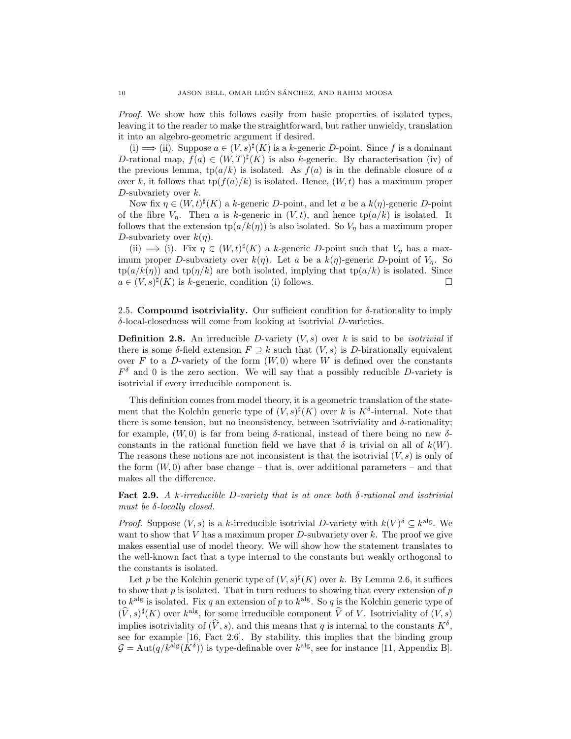*Proof.* We show how this follows easily from basic properties of isolated types, leaving it to the reader to make the straightforward, but rather unwieldy, translation it into an algebro-geometric argument if desired.

(i) $\implies$ (ii). Suppose $a \in (V,s)^\sharp(K)$ is a $k$-generic $D$-point. Since $f$ is a dominant $D$-rational map, $f(a) \in (W,T)^\sharp(K)$ is also $k$-generic. By characterisation (iv) of the previous lemma, $\operatorname{tp}(a/k)$ is isolated. As $f(a)$ is in the definable closure of $a$ over $k$, it follows that $\operatorname{tp}(f(a)/k)$ is isolated. Hence, $(W,t)$ has a maximum proper $D$-subvariety over $k$.

Now fix $\eta \in (W,t)^\sharp(K)$ a $k$-generic $D$-point, and let $a$ be a $k(\eta)$-generic $D$-point of the fibre $V_\eta$. Then $a$ is $k$-generic in $(V,t)$, and hence $\operatorname{tp}(a/k)$ is isolated. It follows that the extension $\operatorname{tp}(a/k(\eta))$ is also isolated. So $V_\eta$ has a maximum proper $D$-subvariety over $k(\eta)$.

(ii) $\implies$ (i). Fix $\eta \in (W,t)^\sharp(K)$ a $k$-generic $D$-point such that $V_\eta$ has a maximum proper $D$-subvariety over $k(\eta)$. Let $a$ be a $k(\eta)$-generic $D$-point of $V_\eta$. So $\operatorname{tp}(a/k(\eta))$ and $\operatorname{tp}(\eta/k)$ are both isolated, implying that $\operatorname{tp}(a/k)$ is isolated. Since $a \in (V,s)^\sharp(K)$ is $k$-generic, condition (i) follows. $\square$

2.5. **Compound isotriviality.** Our sufficient condition for $\delta$-rationality to imply $\delta$-local-closedness will come from looking at isotrivial $D$-varieties.

**Definition 2.8.** An irreducible $D$-variety $(V,s)$ over $k$ is said to be *isotrivial* if there is some $\delta$-field extension $F \supseteq k$ such that $(V,s)$ is $D$-birationally equivalent over $F$ to a $D$-variety of the form $(W,0)$ where $W$ is defined over the constants $F^\delta$ and $0$ is the zero section. We will say that a possibly reducible $D$-variety is isotrivial if every irreducible component is.

This definition comes from model theory, it is a geometric translation of the statement that the Kolchin generic type of $(V,s)^\sharp(K)$ over $k$ is $K^\delta$-internal. Note that there is some tension, but no inconsistency, between isotriviality and $\delta$-rationality; for example, $(W,0)$ is far from being $\delta$-rational, instead of there being no new $\delta$-constants in the rational function field we have that $\delta$ is trivial on all of $k(W)$. The reasons these notions are not inconsistent is that the isotrivial $(V,s)$ is only of the form $(W,0)$ after base change – that is, over additional parameters – and that makes all the difference.

**Fact 2.9.** *A $k$-irreducible $D$-variety that is at once both $\delta$-rational and isotrivial must be $\delta$-locally closed.*

*Proof.* Suppose $(V,s)$ is a $k$-irreducible isotrivial $D$-variety with $k(V)^\delta \subseteq k^{\mathrm{alg}}$. We want to show that $V$ has a maximum proper $D$-subvariety over $k$. The proof we give makes essential use of model theory. We will show how the statement translates to the well-known fact that a type internal to the constants but weakly orthogonal to the constants is isolated.

Let $p$ be the Kolchin generic type of $(V,s)^\sharp(K)$ over $k$. By Lemma 2.6, it suffices to show that $p$ is isolated. That in turn reduces to showing that every extension of $p$ to $k^{\mathrm{alg}}$ is isolated. Fix $q$ an extension of $p$ to $k^{\mathrm{alg}}$. So $q$ is the Kolchin generic type of $(\widehat{V},s)^\sharp(K)$ over $k^{\mathrm{alg}}$, for some irreducible component $\widehat{V}$ of $V$. Isotriviality of $(V,s)$ implies isotriviality of $(\widehat{V},s)$, and this means that $q$ is internal to the constants $K^\delta$, see for example [16, Fact 2.6]. By stability, this implies that the binding group $\mathcal{G} = \operatorname{Aut}(q/k^{\mathrm{alg}}(K^\delta))$ is type-definable over $k^{\mathrm{alg}}$, see for instance [11, Appendix B].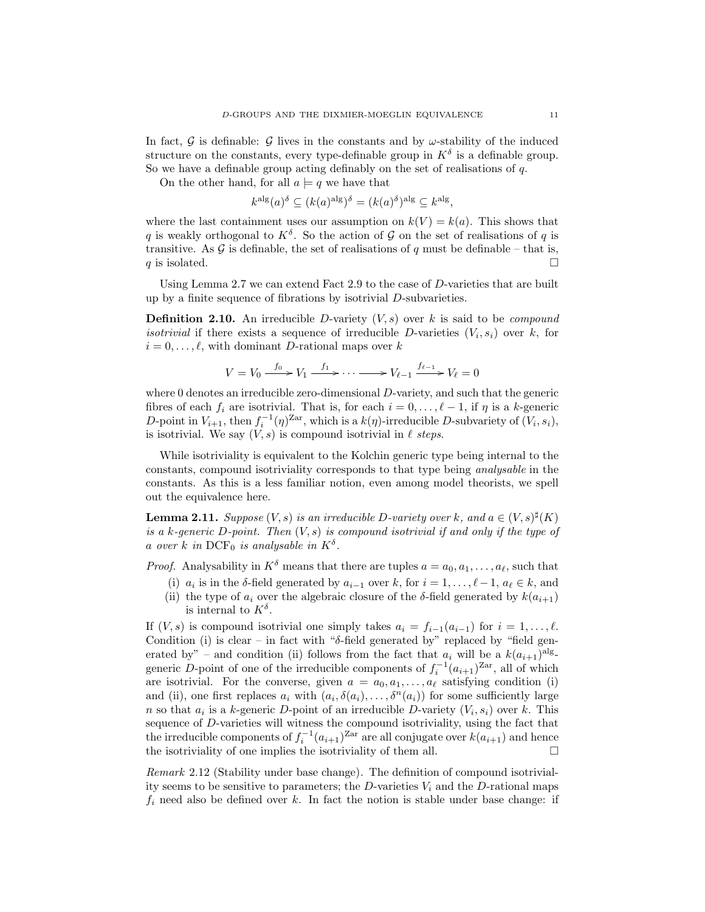In fact, $\mathcal{G}$ is definable: $\mathcal{G}$ lives in the constants and by $\omega$-stability of the induced structure on the constants, every type-definable group in $K^\delta$ is a definable group. So we have a definable group acting definably on the set of realisations of $q$.

On the other hand, for all $a \models q$ we have that

$$k^{\mathrm{alg}}(a)^\delta \subseteq (k(a)^{\mathrm{alg}})^\delta = (k(a)^\delta)^{\mathrm{alg}} \subseteq k^{\mathrm{alg}},$$

where the last containment uses our assumption on $k(V) = k(a)$. This shows that $q$ is weakly orthogonal to $K^\delta$. So the action of $\mathcal{G}$ on the set of realisations of $q$ is transitive. As $\mathcal{G}$ is definable, the set of realisations of $q$ must be definable – that is, $q$ is isolated. □

Using Lemma 2.7 we can extend Fact 2.9 to the case of $D$-varieties that are built up by a finite sequence of fibrations by isotrivial $D$-subvarieties.

**Definition 2.10.** An irreducible $D$-variety $(V, s)$ over $k$ is said to be *compound isotrivial* if there exists a sequence of irreducible $D$-varieties $(V_i, s_i)$ over $k$, for $i = 0, \ldots, \ell$, with dominant $D$-rational maps over $k$

$$V = V_0 \xrightarrow{f_0} V_1 \xrightarrow{f_1} \cdots \longrightarrow V_{\ell-1} \xrightarrow{f_{\ell-1}} V_\ell = 0$$

where 0 denotes an irreducible zero-dimensional $D$-variety, and such that the generic fibres of each $f_i$ are isotrivial. That is, for each $i = 0, \ldots, \ell - 1$, if $\eta$ is a $k$-generic $D$-point in $V_{i+1}$, then $f_i^{-1}(\eta)^{\mathrm{Zar}}$, which is a $k(\eta)$-irreducible $D$-subvariety of $(V_i, s_i)$, is isotrivial. We say $(V, s)$ is compound isotrivial in $\ell$ *steps*.

While isotriviality is equivalent to the Kolchin generic type being internal to the constants, compound isotriviality corresponds to that type being *analysable* in the constants. As this is a less familiar notion, even among model theorists, we spell out the equivalence here.

**Lemma 2.11.** *Suppose $(V, s)$ is an irreducible $D$-variety over $k$, and $a \in (V, s)^\sharp(K)$ is a $k$-generic $D$-point. Then $(V, s)$ is compound isotrivial if and only if the type of $a$ over $k$ in $\mathrm{DCF}_0$ is analysable in $K^\delta$.*

*Proof.* Analysability in $K^\delta$ means that there are tuples $a = a_0, a_1, \ldots, a_\ell$, such that

(i) $a_i$ is in the $\delta$-field generated by $a_{i-1}$ over $k$, for $i = 1, \ldots, \ell - 1$, $a_\ell \in k$, and
(ii) the type of $a_i$ over the algebraic closure of the $\delta$-field generated by $k(a_{i+1})$ is internal to $K^\delta$.

If $(V, s)$ is compound isotrivial one simply takes $a_i = f_{i-1}(a_{i-1})$ for $i = 1, \ldots, \ell$. Condition (i) is clear – in fact with "$\delta$-field generated by" replaced by "field generated by" – and condition (ii) follows from the fact that $a_i$ will be a $k(a_{i+1})^{\mathrm{alg}}$-generic $D$-point of one of the irreducible components of $f_i^{-1}(a_{i+1})^{\mathrm{Zar}}$, all of which are isotrivial. For the converse, given $a = a_0, a_1, \ldots, a_\ell$ satisfying condition (i) and (ii), one first replaces $a_i$ with $(a_i, \delta(a_i), \ldots, \delta^n(a_i))$ for some sufficiently large $n$ so that $a_i$ is a $k$-generic $D$-point of an irreducible $D$-variety $(V_i, s_i)$ over $k$. This sequence of $D$-varieties will witness the compound isotriviality, using the fact that the irreducible components of $f_i^{-1}(a_{i+1})^{\mathrm{Zar}}$ are all conjugate over $k(a_{i+1})$ and hence the isotriviality of one implies the isotriviality of them all. □

*Remark* 2.12 (Stability under base change). The definition of compound isotriviality seems to be sensitive to parameters; the $D$-varieties $V_i$ and the $D$-rational maps $f_i$ need also be defined over $k$. In fact the notion is stable under base change: if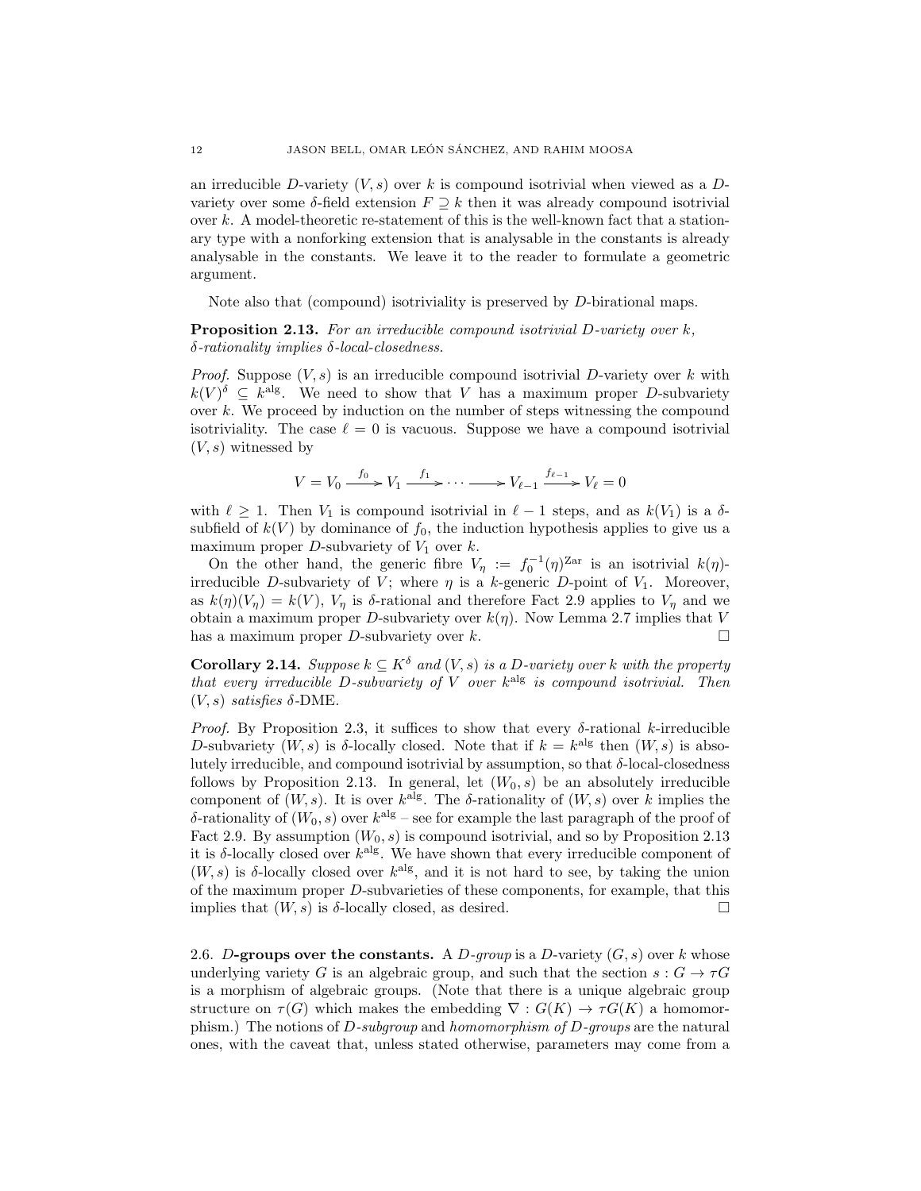an irreducible $D$-variety $(V, s)$ over $k$ is compound isotrivial when viewed as a $D$-variety over some $\delta$-field extension $F \supseteq k$ then it was already compound isotrivial over $k$. A model-theoretic re-statement of this is the well-known fact that a stationary type with a nonforking extension that is analysable in the constants is already analysable in the constants. We leave it to the reader to formulate a geometric argument.

Note also that (compound) isotriviality is preserved by $D$-birational maps.

**Proposition 2.13.** *For an irreducible compound isotrivial $D$-variety over $k$, $\delta$-rationality implies $\delta$-local-closedness.*

*Proof.* Suppose $(V, s)$ is an irreducible compound isotrivial $D$-variety over $k$ with $k(V)^\delta \subseteq k^{\mathrm{alg}}$. We need to show that $V$ has a maximum proper $D$-subvariety over $k$. We proceed by induction on the number of steps witnessing the compound isotriviality. The case $\ell = 0$ is vacuous. Suppose we have a compound isotrivial $(V, s)$ witnessed by

$$V = V_0 \xrightarrow{f_0} V_1 \xrightarrow{f_1} \cdots \longrightarrow V_{\ell-1} \xrightarrow{f_{\ell-1}} V_\ell = 0$$

with $\ell \geq 1$. Then $V_1$ is compound isotrivial in $\ell - 1$ steps, and as $k(V_1)$ is a $\delta$-subfield of $k(V)$ by dominance of $f_0$, the induction hypothesis applies to give us a maximum proper $D$-subvariety of $V_1$ over $k$.

On the other hand, the generic fibre $V_\eta := f_0^{-1}(\eta)^{\mathrm{Zar}}$ is an isotrivial $k(\eta)$-irreducible $D$-subvariety of $V$; where $\eta$ is a $k$-generic $D$-point of $V_1$. Moreover, as $k(\eta)(V_\eta) = k(V)$, $V_\eta$ is $\delta$-rational and therefore Fact 2.9 applies to $V_\eta$ and we obtain a maximum proper $D$-subvariety over $k(\eta)$. Now Lemma 2.7 implies that $V$ has a maximum proper $D$-subvariety over $k$. $\square$

**Corollary 2.14.** *Suppose $k \subseteq K^\delta$ and $(V, s)$ is a $D$-variety over $k$ with the property that every irreducible $D$-subvariety of $V$ over $k^{\mathrm{alg}}$ is compound isotrivial. Then $(V, s)$ satisfies $\delta$-DME.*

*Proof.* By Proposition 2.3, it suffices to show that every $\delta$-rational $k$-irreducible $D$-subvariety $(W, s)$ is $\delta$-locally closed. Note that if $k = k^{\mathrm{alg}}$ then $(W, s)$ is absolutely irreducible, and compound isotrivial by assumption, so that $\delta$-local-closedness follows by Proposition 2.13. In general, let $(W_0, s)$ be an absolutely irreducible component of $(W, s)$. It is over $k^{\mathrm{alg}}$. The $\delta$-rationality of $(W, s)$ over $k$ implies the $\delta$-rationality of $(W_0, s)$ over $k^{\mathrm{alg}}$ – see for example the last paragraph of the proof of Fact 2.9. By assumption $(W_0, s)$ is compound isotrivial, and so by Proposition 2.13 it is $\delta$-locally closed over $k^{\mathrm{alg}}$. We have shown that every irreducible component of $(W, s)$ is $\delta$-locally closed over $k^{\mathrm{alg}}$, and it is not hard to see, by taking the union of the maximum proper $D$-subvarieties of these components, for example, that this implies that $(W, s)$ is $\delta$-locally closed, as desired. $\square$

### 2.6. $D$-groups over the constants.

A *$D$-group* is a $D$-variety $(G, s)$ over $k$ whose underlying variety $G$ is an algebraic group, and such that the section $s : G \to \tau G$ is a morphism of algebraic groups. (Note that there is a unique algebraic group structure on $\tau(G)$ which makes the embedding $\nabla : G(K) \to \tau G(K)$ a homomorphism.) The notions of *$D$-subgroup* and *homomorphism of $D$-groups* are the natural ones, with the caveat that, unless stated otherwise, parameters may come from a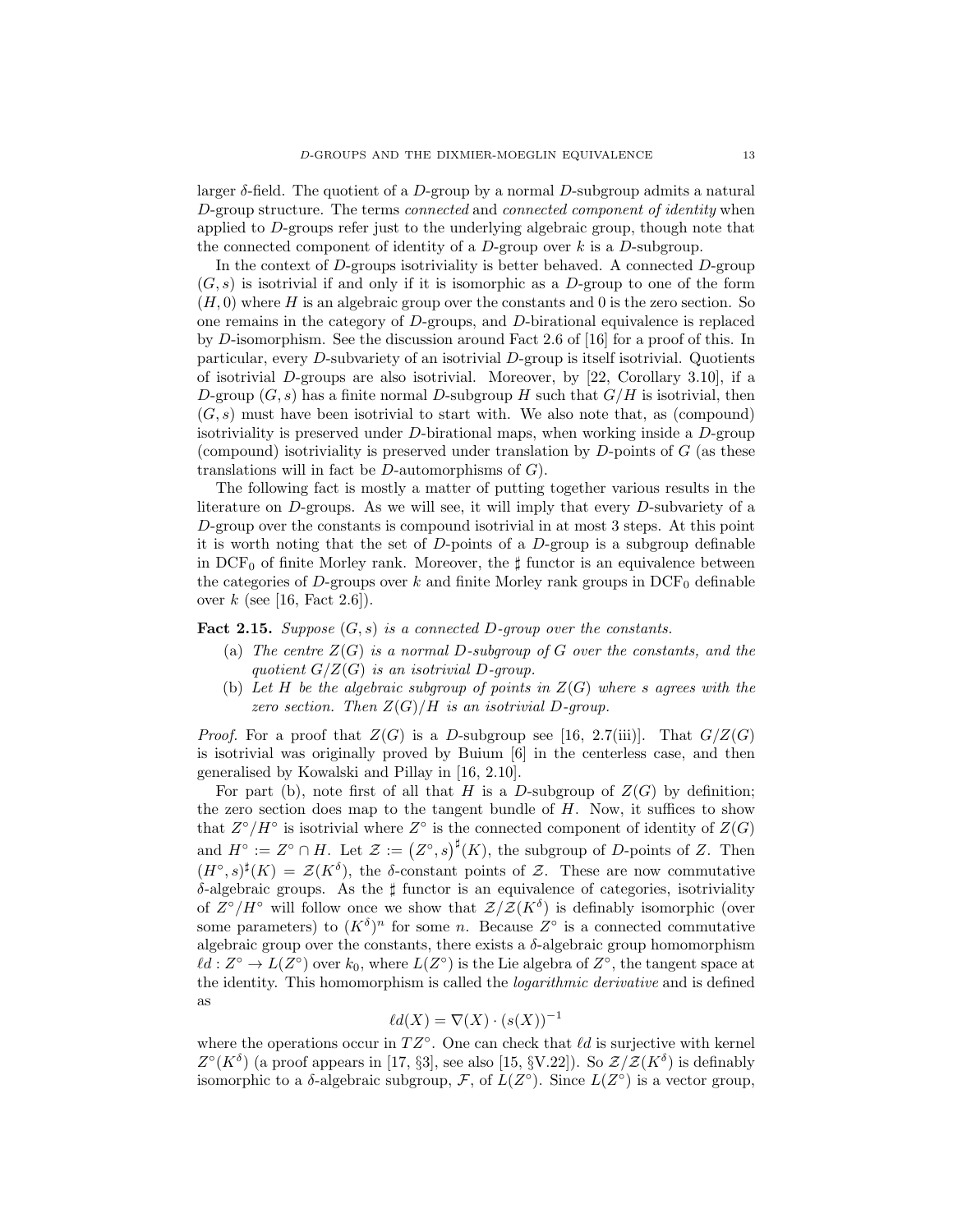larger $\delta$-field. The quotient of a $D$-group by a normal $D$-subgroup admits a natural $D$-group structure. The terms *connected* and *connected component of identity* when applied to $D$-groups refer just to the underlying algebraic group, though note that the connected component of identity of a $D$-group over $k$ is a $D$-subgroup.

In the context of $D$-groups isotriviality is better behaved. A connected $D$-group $(G, s)$ is isotrivial if and only if it is isomorphic as a $D$-group to one of the form $(H, 0)$ where $H$ is an algebraic group over the constants and 0 is the zero section. So one remains in the category of $D$-groups, and $D$-birational equivalence is replaced by $D$-isomorphism. See the discussion around Fact 2.6 of [16] for a proof of this. In particular, every $D$-subvariety of an isotrivial $D$-group is itself isotrivial. Quotients of isotrivial $D$-groups are also isotrivial. Moreover, by [22, Corollary 3.10], if a $D$-group $(G, s)$ has a finite normal $D$-subgroup $H$ such that $G/H$ is isotrivial, then $(G, s)$ must have been isotrivial to start with. We also note that, as (compound) isotriviality is preserved under $D$-birational maps, when working inside a $D$-group (compound) isotriviality is preserved under translation by $D$-points of $G$ (as these translations will in fact be $D$-automorphisms of $G$).

The following fact is mostly a matter of putting together various results in the literature on $D$-groups. As we will see, it will imply that every $D$-subvariety of a $D$-group over the constants is compound isotrivial in at most 3 steps. At this point it is worth noting that the set of $D$-points of a $D$-group is a subgroup definable in $\mathrm{DCF}_0$ of finite Morley rank. Moreover, the $\sharp$ functor is an equivalence between the categories of $D$-groups over $k$ and finite Morley rank groups in $\mathrm{DCF}_0$ definable over $k$ (see [16, Fact 2.6]).

**Fact 2.15.** *Suppose $(G, s)$ is a connected $D$-group over the constants.*

(a) *The centre $Z(G)$ is a normal $D$-subgroup of $G$ over the constants, and the quotient $G/Z(G)$ is an isotrivial $D$-group.*

(b) *Let $H$ be the algebraic subgroup of points in $Z(G)$ where $s$ agrees with the zero section. Then $Z(G)/H$ is an isotrivial $D$-group.*

*Proof.* For a proof that $Z(G)$ is a $D$-subgroup see [16, 2.7(iii)]. That $G/Z(G)$ is isotrivial was originally proved by Buium [6] in the centerless case, and then generalised by Kowalski and Pillay in [16, 2.10].

For part (b), note first of all that $H$ is a $D$-subgroup of $Z(G)$ by definition; the zero section does map to the tangent bundle of $H$. Now, it suffices to show that $Z^\circ/H^\circ$ is isotrivial where $Z^\circ$ is the connected component of identity of $Z(G)$ and $H^\circ := Z^\circ \cap H$. Let $\mathcal{Z} := \left(Z^\circ, s\right)^\sharp(K)$, the subgroup of $D$-points of $Z$. Then $(H^\circ, s)^\sharp(K) = \mathcal{Z}(K^\delta)$, the $\delta$-constant points of $\mathcal{Z}$. These are now commutative $\delta$-algebraic groups. As the $\sharp$ functor is an equivalence of categories, isotriviality of $Z^\circ/H^\circ$ will follow once we show that $\mathcal{Z}/\mathcal{Z}(K^\delta)$ is definably isomorphic (over some parameters) to $(K^\delta)^n$ for some $n$. Because $Z^\circ$ is a connected commutative algebraic group over the constants, there exists a $\delta$-algebraic group homomorphism $\ell d : Z^\circ \to L(Z^\circ)$ over $k_0$, where $L(Z^\circ)$ is the Lie algebra of $Z^\circ$, the tangent space at the identity. This homomorphism is called the *logarithmic derivative* and is defined as

$$\ell d(X) = \nabla(X) \cdot (s(X))^{-1}$$

where the operations occur in $TZ^\circ$. One can check that $\ell d$ is surjective with kernel $Z^\circ(K^\delta)$ (a proof appears in [17, §3], see also [15, §V.22]). So $\mathcal{Z}/\mathcal{Z}(K^\delta)$ is definably isomorphic to a $\delta$-algebraic subgroup, $\mathcal{F}$, of $L(Z^\circ)$. Since $L(Z^\circ)$ is a vector group,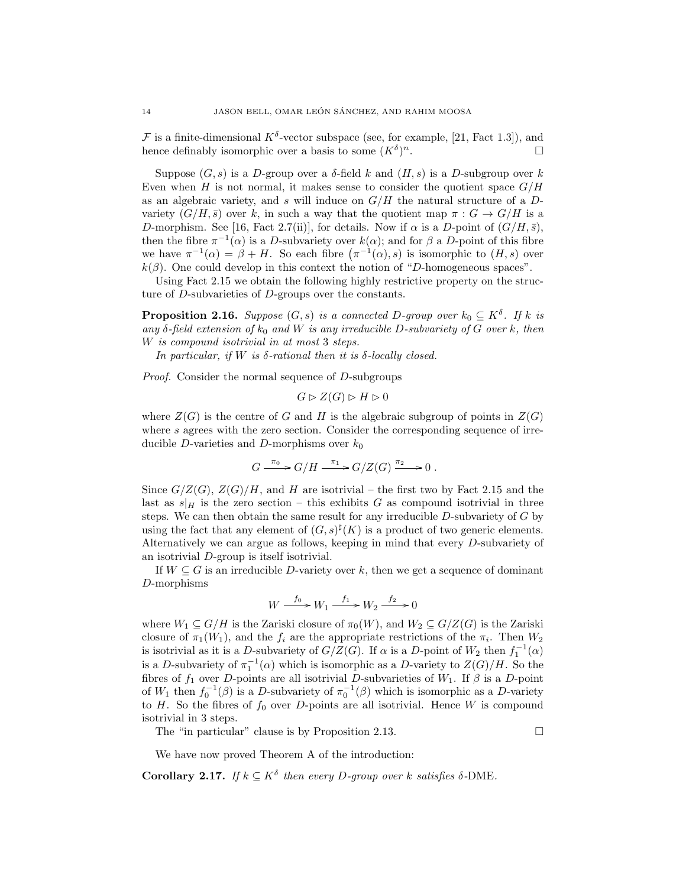$\mathcal{F}$ is a finite-dimensional $K^\delta$-vector subspace (see, for example, [21, Fact 1.3]), and hence definably isomorphic over a basis to some $(K^\delta)^n$. $\square$

Suppose $(G,s)$ is a $D$-group over a $\delta$-field $k$ and $(H,s)$ is a $D$-subgroup over $k$ Even when $H$ is not normal, it makes sense to consider the quotient space $G/H$ as an algebraic variety, and $s$ will induce on $G/H$ the natural structure of a $D$-variety $(G/H,\bar{s})$ over $k$, in such a way that the quotient map $\pi : G \to G/H$ is a $D$-morphism. See [16, Fact 2.7(ii)], for details. Now if $\alpha$ is a $D$-point of $(G/H,\bar{s})$, then the fibre $\pi^{-1}(\alpha)$ is a $D$-subvariety over $k(\alpha)$; and for $\beta$ a $D$-point of this fibre we have $\pi^{-1}(\alpha) = \beta + H$. So each fibre $(\pi^{-1}(\alpha), s)$ is isomorphic to $(H,s)$ over $k(\beta)$. One could develop in this context the notion of "$D$-homogeneous spaces".

Using Fact 2.15 we obtain the following highly restrictive property on the structure of $D$-subvarieties of $D$-groups over the constants.

**Proposition 2.16.** *Suppose $(G,s)$ is a connected $D$-group over $k_0 \subseteq K^\delta$. If $k$ is any $\delta$-field extension of $k_0$ and $W$ is any irreducible $D$-subvariety of $G$ over $k$, then $W$ is compound isotrivial in at most 3 steps.*

*In particular, if $W$ is $\delta$-rational then it is $\delta$-locally closed.*

*Proof.* Consider the normal sequence of $D$-subgroups

$$G \rhd Z(G) \rhd H \rhd 0$$

where $Z(G)$ is the centre of $G$ and $H$ is the algebraic subgroup of points in $Z(G)$ where $s$ agrees with the zero section. Consider the corresponding sequence of irreducible $D$-varieties and $D$-morphisms over $k_0$

$$G \xrightarrow{\pi_0} G/H \xrightarrow{\pi_1} G/Z(G) \xrightarrow{\pi_2} 0\,.$$

Since $G/Z(G)$, $Z(G)/H$, and $H$ are isotrivial – the first two by Fact 2.15 and the last as $s|_H$ is the zero section – this exhibits $G$ as compound isotrivial in three steps. We can then obtain the same result for any irreducible $D$-subvariety of $G$ by using the fact that any element of $(G,s)^\sharp(K)$ is a product of two generic elements. Alternatively we can argue as follows, keeping in mind that every $D$-subvariety of an isotrivial $D$-group is itself isotrivial.

If $W \subseteq G$ is an irreducible $D$-variety over $k$, then we get a sequence of dominant $D$-morphisms

$$W \xrightarrow{f_0} W_1 \xrightarrow{f_1} W_2 \xrightarrow{f_2} 0$$

where $W_1 \subseteq G/H$ is the Zariski closure of $\pi_0(W)$, and $W_2 \subseteq G/Z(G)$ is the Zariski closure of $\pi_1(W_1)$, and the $f_i$ are the appropriate restrictions of the $\pi_i$. Then $W_2$ is isotrivial as it is a $D$-subvariety of $G/Z(G)$. If $\alpha$ is a $D$-point of $W_2$ then $f_1^{-1}(\alpha)$ is a $D$-subvariety of $\pi_1^{-1}(\alpha)$ which is isomorphic as a $D$-variety to $Z(G)/H$. So the fibres of $f_1$ over $D$-points are all isotrivial $D$-subvarieties of $W_1$. If $\beta$ is a $D$-point of $W_1$ then $f_0^{-1}(\beta)$ is a $D$-subvariety of $\pi_0^{-1}(\beta)$ which is isomorphic as a $D$-variety to $H$. So the fibres of $f_0$ over $D$-points are all isotrivial. Hence $W$ is compound isotrivial in 3 steps.

The "in particular" clause is by Proposition 2.13. $\square$

We have now proved Theorem A of the introduction:

**Corollary 2.17.** *If $k \subseteq K^\delta$ then every $D$-group over $k$ satisfies $\delta$-DME.*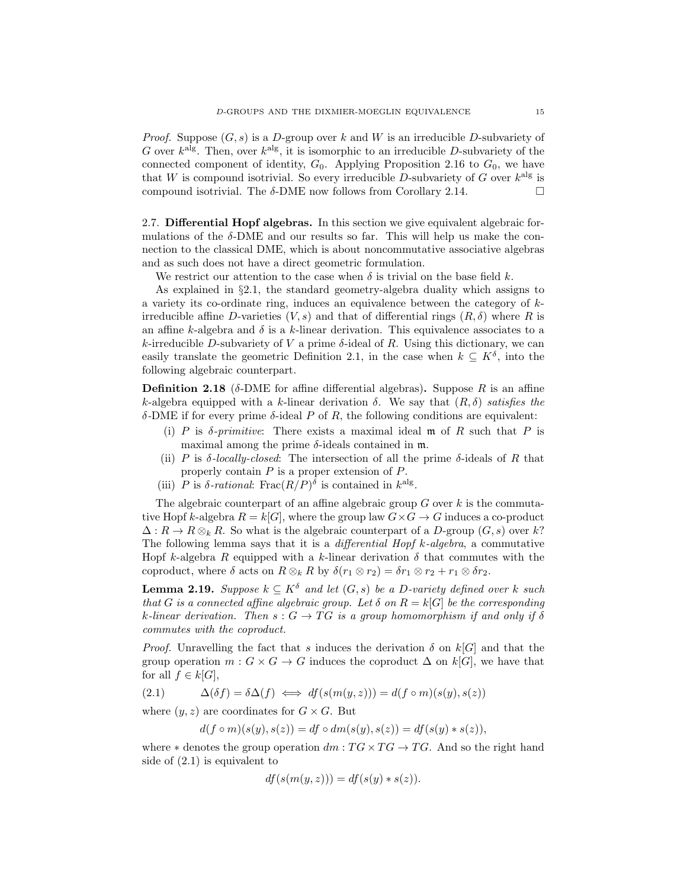*Proof.* Suppose $(G, s)$ is a $D$-group over $k$ and $W$ is an irreducible $D$-subvariety of $G$ over $k^{\text{alg}}$. Then, over $k^{\text{alg}}$, it is isomorphic to an irreducible $D$-subvariety of the connected component of identity, $G_0$. Applying Proposition 2.16 to $G_0$, we have that $W$ is compound isotrivial. So every irreducible $D$-subvariety of $G$ over $k^{\text{alg}}$ is compound isotrivial. The $\delta$-DME now follows from Corollary 2.14. $\square$

2.7. **Differential Hopf algebras.** In this section we give equivalent algebraic formulations of the $\delta$-DME and our results so far. This will help us make the connection to the classical DME, which is about noncommutative associative algebras and as such does not have a direct geometric formulation.

We restrict our attention to the case when $\delta$ is trivial on the base field $k$.

As explained in §2.1, the standard geometry-algebra duality which assigns to a variety its co-ordinate ring, induces an equivalence between the category of $k$-irreducible affine $D$-varieties $(V, s)$ and that of differential rings $(R, \delta)$ where $R$ is an affine $k$-algebra and $\delta$ is a $k$-linear derivation. This equivalence associates to a $k$-irreducible $D$-subvariety of $V$ a prime $\delta$-ideal of $R$. Using this dictionary, we can easily translate the geometric Definition 2.1, in the case when $k \subseteq K^\delta$, into the following algebraic counterpart.

**Definition 2.18** ($\delta$-DME for affine differential algebras)**.** Suppose $R$ is an affine $k$-algebra equipped with a $k$-linear derivation $\delta$. We say that $(R, \delta)$ *satisfies the* $\delta$-DME if for every prime $\delta$-ideal $P$ of $R$, the following conditions are equivalent:

(i) $P$ is *$\delta$-primitive*: There exists a maximal ideal $\mathfrak{m}$ of $R$ such that $P$ is maximal among the prime $\delta$-ideals contained in $\mathfrak{m}$.
(ii) $P$ is *$\delta$-locally-closed*: The intersection of all the prime $\delta$-ideals of $R$ that properly contain $P$ is a proper extension of $P$.
(iii) $P$ is *$\delta$-rational*: $\text{Frac}(R/P)^\delta$ is contained in $k^{\text{alg}}$.

The algebraic counterpart of an affine algebraic group $G$ over $k$ is the commutative Hopf $k$-algebra $R = k[G]$, where the group law $G \times G \to G$ induces a co-product $\Delta : R \to R \otimes_k R$. So what is the algebraic counterpart of a $D$-group $(G, s)$ over $k$? The following lemma says that it is a *differential Hopf $k$-algebra*, a commutative Hopf $k$-algebra $R$ equipped with a $k$-linear derivation $\delta$ that commutes with the coproduct, where $\delta$ acts on $R \otimes_k R$ by $\delta(r_1 \otimes r_2) = \delta r_1 \otimes r_2 + r_1 \otimes \delta r_2$.

**Lemma 2.19.** *Suppose $k \subseteq K^\delta$ and let $(G, s)$ be a $D$-variety defined over $k$ such that $G$ is a connected affine algebraic group. Let $\delta$ on $R = k[G]$ be the corresponding $k$-linear derivation. Then $s : G \to TG$ is a group homomorphism if and only if $\delta$ commutes with the coproduct.*

*Proof.* Unravelling the fact that $s$ induces the derivation $\delta$ on $k[G]$ and that the group operation $m : G \times G \to G$ induces the coproduct $\Delta$ on $k[G]$, we have that for all $f \in k[G]$,

$$\Delta(\delta f) = \delta \Delta(f) \iff df(s(m(y, z))) = d(f \circ m)(s(y), s(z)) \tag{2.1}$$

where $(y, z)$ are coordinates for $G \times G$. But

$$d(f \circ m)(s(y), s(z)) = df \circ dm(s(y), s(z)) = df(s(y) * s(z)),$$

where $*$ denotes the group operation $dm : TG \times TG \to TG$. And so the right hand side of (2.1) is equivalent to

$$df(s(m(y, z))) = df(s(y) * s(z)).$$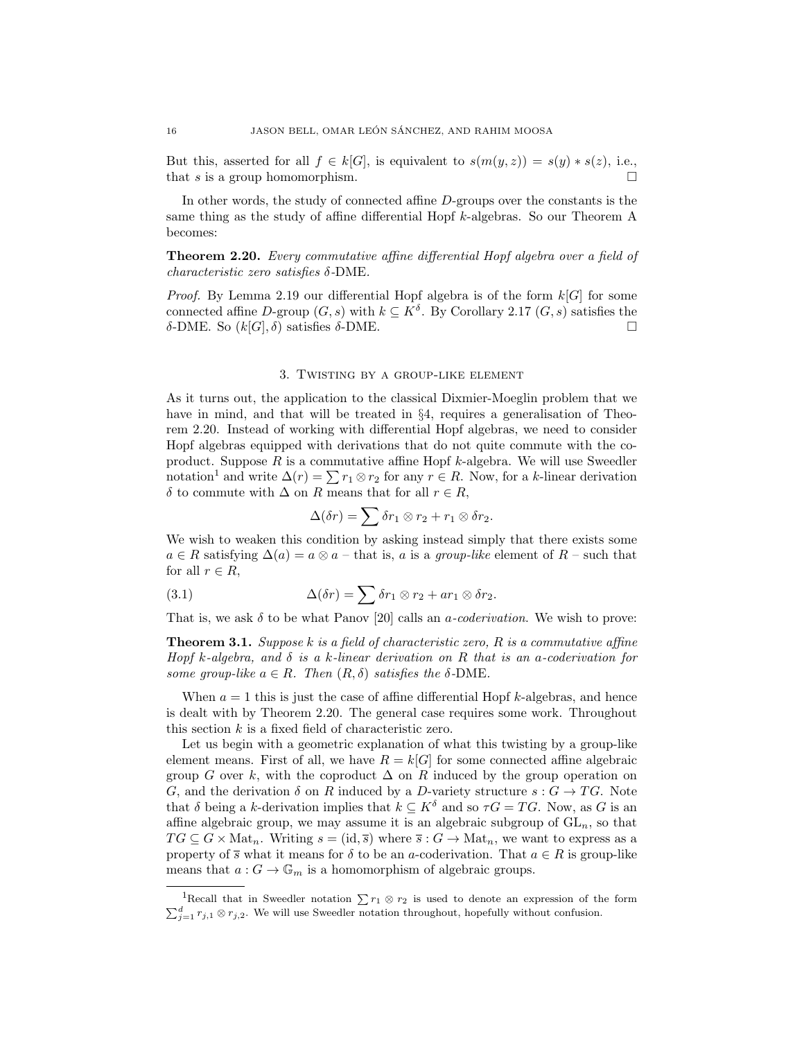But this, asserted for all $f \in k[G]$, is equivalent to $s(m(y,z)) = s(y) * s(z)$, i.e., that $s$ is a group homomorphism. □

In other words, the study of connected affine $D$-groups over the constants is the same thing as the study of affine differential Hopf $k$-algebras. So our Theorem A becomes:

**Theorem 2.20.** *Every commutative affine differential Hopf algebra over a field of characteristic zero satisfies $\delta$-DME.*

*Proof.* By Lemma 2.19 our differential Hopf algebra is of the form $k[G]$ for some connected affine $D$-group $(G,s)$ with $k \subseteq K^\delta$. By Corollary 2.17 $(G,s)$ satisfies the $\delta$-DME. So $(k[G],\delta)$ satisfies $\delta$-DME. □

## 3. Twisting by a group-like element

As it turns out, the application to the classical Dixmier-Moeglin problem that we have in mind, and that will be treated in §4, requires a generalisation of Theorem 2.20. Instead of working with differential Hopf algebras, we need to consider Hopf algebras equipped with derivations that do not quite commute with the coproduct. Suppose $R$ is a commutative affine Hopf $k$-algebra. We will use Sweedler notation[1] and write $\Delta(r) = \sum r_1 \otimes r_2$ for any $r \in R$. Now, for a $k$-linear derivation $\delta$ to commute with $\Delta$ on $R$ means that for all $r \in R$,

$$\Delta(\delta r) = \sum \delta r_1 \otimes r_2 + r_1 \otimes \delta r_2.$$

We wish to weaken this condition by asking instead simply that there exists some $a \in R$ satisfying $\Delta(a) = a \otimes a$ – that is, $a$ is a *group-like* element of $R$ – such that for all $r \in R$,

$$\Delta(\delta r) = \sum \delta r_1 \otimes r_2 + a r_1 \otimes \delta r_2. \tag{3.1}$$

That is, we ask $\delta$ to be what Panov [20] calls an *a-coderivation*. We wish to prove:

**Theorem 3.1.** *Suppose $k$ is a field of characteristic zero, $R$ is a commutative affine Hopf $k$-algebra, and $\delta$ is a $k$-linear derivation on $R$ that is an $a$-coderivation for some group-like $a \in R$. Then $(R,\delta)$ satisfies the $\delta$-DME.*

When $a = 1$ this is just the case of affine differential Hopf $k$-algebras, and hence is dealt with by Theorem 2.20. The general case requires some work. Throughout this section $k$ is a fixed field of characteristic zero.

Let us begin with a geometric explanation of what this twisting by a group-like element means. First of all, we have $R = k[G]$ for some connected affine algebraic group $G$ over $k$, with the coproduct $\Delta$ on $R$ induced by the group operation on $G$, and the derivation $\delta$ on $R$ induced by a $D$-variety structure $s : G \to TG$. Note that $\delta$ being a $k$-derivation implies that $k \subseteq K^\delta$ and so $\tau G = TG$. Now, as $G$ is an affine algebraic group, we may assume it is an algebraic subgroup of $\mathrm{GL}_n$, so that $TG \subseteq G \times \mathrm{Mat}_n$. Writing $s = (\mathrm{id}, \overline{s})$ where $\overline{s} : G \to \mathrm{Mat}_n$, we want to express as a property of $\overline{s}$ what it means for $\delta$ to be an $a$-coderivation. That $a \in R$ is group-like means that $a : G \to \mathbb{G}_m$ is a homomorphism of algebraic groups.

[1] Recall that in Sweedler notation $\sum r_1 \otimes r_2$ is used to denote an expression of the form $\sum_{j=1}^{d} r_{j,1} \otimes r_{j,2}$. We will use Sweedler notation throughout, hopefully without confusion.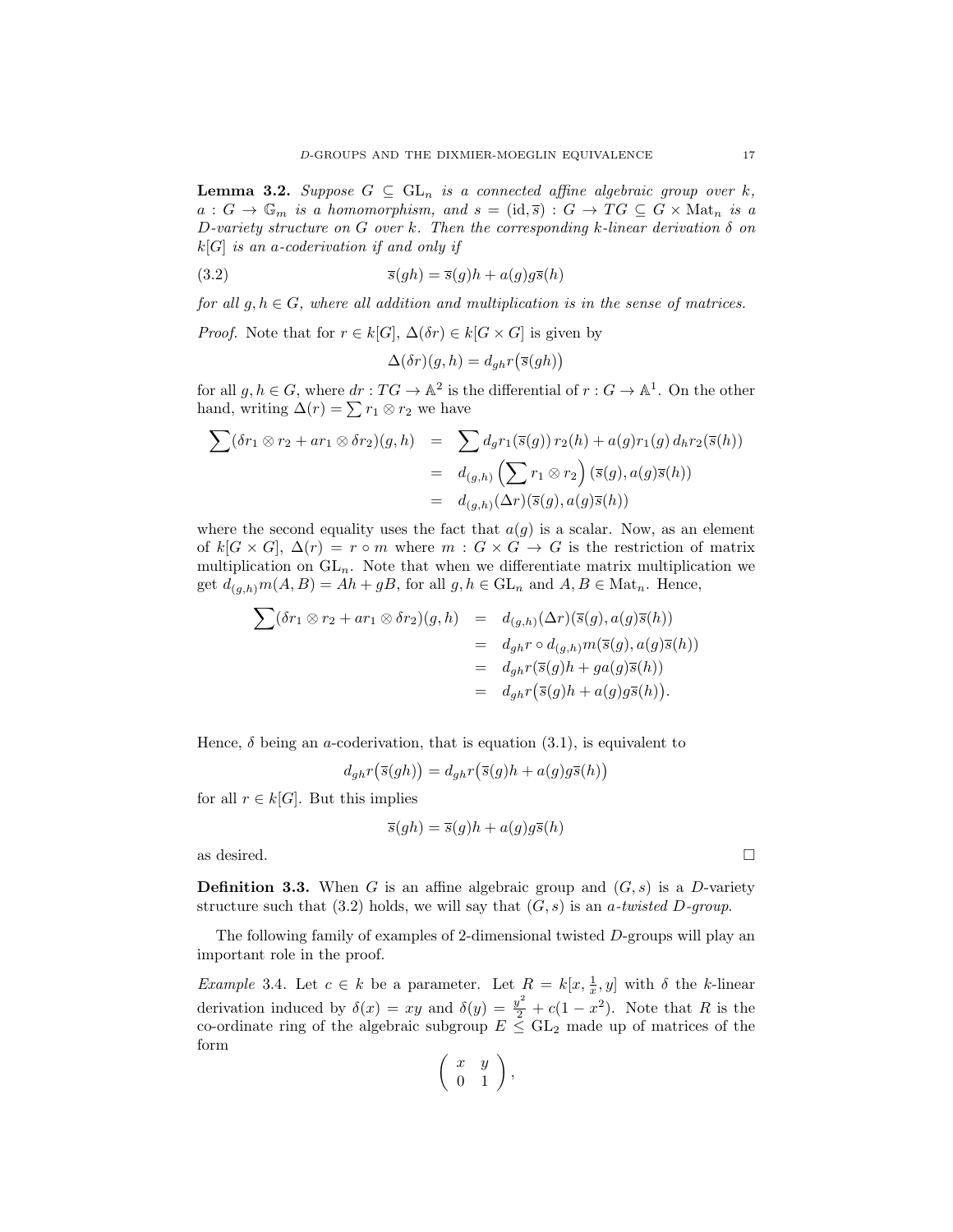**Lemma 3.2.** *Suppose $G \subseteq \mathrm{GL}_n$ is a connected affine algebraic group over $k$, $a : G \to \mathbb{G}_m$ is a homomorphism, and $s = (\mathrm{id}, \overline{s}) : G \to TG \subseteq G \times \mathrm{Mat}_n$ is a $D$-variety structure on $G$ over $k$. Then the corresponding $k$-linear derivation $\delta$ on $k[G]$ is an $a$-coderivation if and only if*

$$\overline{s}(gh) = \overline{s}(g)h + a(g)g\overline{s}(h) \tag{3.2}$$

*for all $g, h \in G$, where all addition and multiplication is in the sense of matrices.*

*Proof.* Note that for $r \in k[G]$, $\Delta(\delta r) \in k[G \times G]$ is given by

$$\Delta(\delta r)(g,h) = d_{gh} r\big(\overline{s}(gh)\big)$$

for all $g, h \in G$, where $dr : TG \to \mathbb{A}^2$ is the differential of $r : G \to \mathbb{A}^1$. On the other hand, writing $\Delta(r) = \sum r_1 \otimes r_2$ we have

$$\begin{aligned}
\sum (\delta r_1 \otimes r_2 + a r_1 \otimes \delta r_2)(g,h) &= \sum d_g r_1(\overline{s}(g))\, r_2(h) + a(g) r_1(g)\, d_h r_2(\overline{s}(h)) \\
&= d_{(g,h)} \Big(\sum r_1 \otimes r_2\Big) (\overline{s}(g), a(g)\overline{s}(h)) \\
&= d_{(g,h)} (\Delta r)(\overline{s}(g), a(g)\overline{s}(h))
\end{aligned}$$

where the second equality uses the fact that $a(g)$ is a scalar. Now, as an element of $k[G \times G]$, $\Delta(r) = r \circ m$ where $m : G \times G \to G$ is the restriction of matrix multiplication on $\mathrm{GL}_n$. Note that when we differentiate matrix multiplication we get $d_{(g,h)} m(A,B) = Ah + gB$, for all $g, h \in \mathrm{GL}_n$ and $A, B \in \mathrm{Mat}_n$. Hence,

$$\begin{aligned}
\sum (\delta r_1 \otimes r_2 + a r_1 \otimes \delta r_2)(g,h) &= d_{(g,h)} (\Delta r)(\overline{s}(g), a(g)\overline{s}(h)) \\
&= d_{gh} r \circ d_{(g,h)} m(\overline{s}(g), a(g)\overline{s}(h)) \\
&= d_{gh} r(\overline{s}(g)h + g a(g) \overline{s}(h)) \\
&= d_{gh} r\big(\overline{s}(g)h + a(g) g \overline{s}(h)\big).
\end{aligned}$$

Hence, $\delta$ being an $a$-coderivation, that is equation (3.1), is equivalent to

$$d_{gh} r\big(\overline{s}(gh)\big) = d_{gh} r\big(\overline{s}(g)h + a(g)g\overline{s}(h)\big)$$

for all $r \in k[G]$. But this implies

$$\overline{s}(gh) = \overline{s}(g)h + a(g)g\overline{s}(h)$$

as desired. $\square$

**Definition 3.3.** When $G$ is an affine algebraic group and $(G, s)$ is a $D$-variety structure such that (3.2) holds, we will say that $(G, s)$ is an *$a$-twisted $D$-group*.

The following family of examples of 2-dimensional twisted $D$-groups will play an important role in the proof.

*Example* 3.4. Let $c \in k$ be a parameter. Let $R = k[x, \frac{1}{x}, y]$ with $\delta$ the $k$-linear derivation induced by $\delta(x) = xy$ and $\delta(y) = \frac{y^2}{2} + c(1 - x^2)$. Note that $R$ is the co-ordinate ring of the algebraic subgroup $E \leq \mathrm{GL}_2$ made up of matrices of the form

$$\left( \begin{array}{cc} x & y \\ 0 & 1 \end{array} \right),$$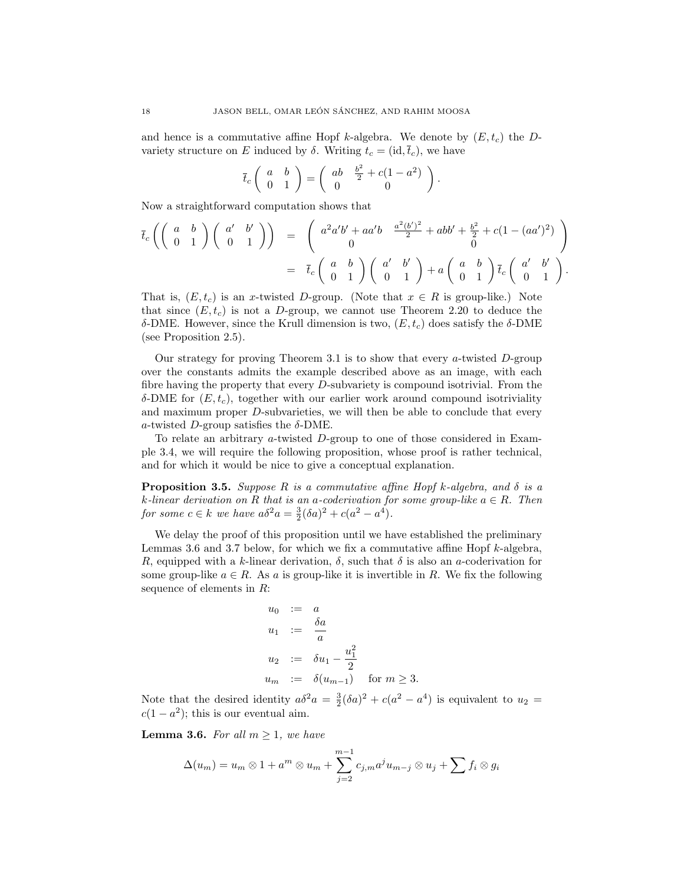and hence is a commutative affine Hopf $k$-algebra. We denote by $(E, t_c)$ the $D$-variety structure on $E$ induced by $\delta$. Writing $t_c = (\mathrm{id}, \overline{t}_c)$, we have

$$\overline{t}_c \begin{pmatrix} a & b \\ 0 & 1 \end{pmatrix} = \begin{pmatrix} ab & \frac{b^2}{2} + c(1-a^2) \\ 0 & 0 \end{pmatrix}.$$

Now a straightforward computation shows that

$$\begin{aligned} \overline{t}_c\left( \begin{pmatrix} a & b \\ 0 & 1 \end{pmatrix} \begin{pmatrix} a' & b' \\ 0 & 1 \end{pmatrix} \right) &= \begin{pmatrix} a^2a'b' + aa'b & \frac{a^2(b')^2}{2} + abb' + \frac{b^2}{2} + c(1-(aa')^2) \\ 0 & 0 \end{pmatrix} \\ &= \overline{t}_c \begin{pmatrix} a & b \\ 0 & 1 \end{pmatrix} \begin{pmatrix} a' & b' \\ 0 & 1 \end{pmatrix} + a \begin{pmatrix} a & b \\ 0 & 1 \end{pmatrix} \overline{t}_c \begin{pmatrix} a' & b' \\ 0 & 1 \end{pmatrix}. \end{aligned}$$

That is, $(E, t_c)$ is an $x$-twisted $D$-group. (Note that $x \in R$ is group-like.) Note that since $(E, t_c)$ is not a $D$-group, we cannot use Theorem 2.20 to deduce the $\delta$-DME. However, since the Krull dimension is two, $(E, t_c)$ does satisfy the $\delta$-DME (see Proposition 2.5).

Our strategy for proving Theorem 3.1 is to show that every $a$-twisted $D$-group over the constants admits the example described above as an image, with each fibre having the property that every $D$-subvariety is compound isotrivial. From the $\delta$-DME for $(E, t_c)$, together with our earlier work around compound isotriviality and maximum proper $D$-subvarieties, we will then be able to conclude that every $a$-twisted $D$-group satisfies the $\delta$-DME.

To relate an arbitrary $a$-twisted $D$-group to one of those considered in Example 3.4, we will require the following proposition, whose proof is rather technical, and for which it would be nice to give a conceptual explanation.

**Proposition 3.5.** *Suppose $R$ is a commutative affine Hopf $k$-algebra, and $\delta$ is a $k$-linear derivation on $R$ that is an $a$-coderivation for some group-like $a \in R$. Then for some $c \in k$ we have $a\delta^2 a = \frac{3}{2}(\delta a)^2 + c(a^2 - a^4)$.*

We delay the proof of this proposition until we have established the preliminary Lemmas 3.6 and 3.7 below, for which we fix a commutative affine Hopf $k$-algebra, $R$, equipped with a $k$-linear derivation, $\delta$, such that $\delta$ is also an $a$-coderivation for some group-like $a \in R$. As $a$ is group-like it is invertible in $R$. We fix the following sequence of elements in $R$:

$$\begin{aligned} u_0 &:= a \\ u_1 &:= \frac{\delta a}{a} \\ u_2 &:= \delta u_1 - \frac{u_1^2}{2} \\ u_m &:= \delta(u_{m-1}) \quad \text{for } m \geq 3. \end{aligned}$$

Note that the desired identity $a\delta^2 a = \frac{3}{2}(\delta a)^2 + c(a^2 - a^4)$ is equivalent to $u_2 = c(1-a^2)$; this is our eventual aim.

**Lemma 3.6.** *For all $m \geq 1$, we have*

$$\Delta(u_m) = u_m \otimes 1 + a^m \otimes u_m + \sum_{j=2}^{m-1} c_{j,m} a^j u_{m-j} \otimes u_j + \sum f_i \otimes g_i$$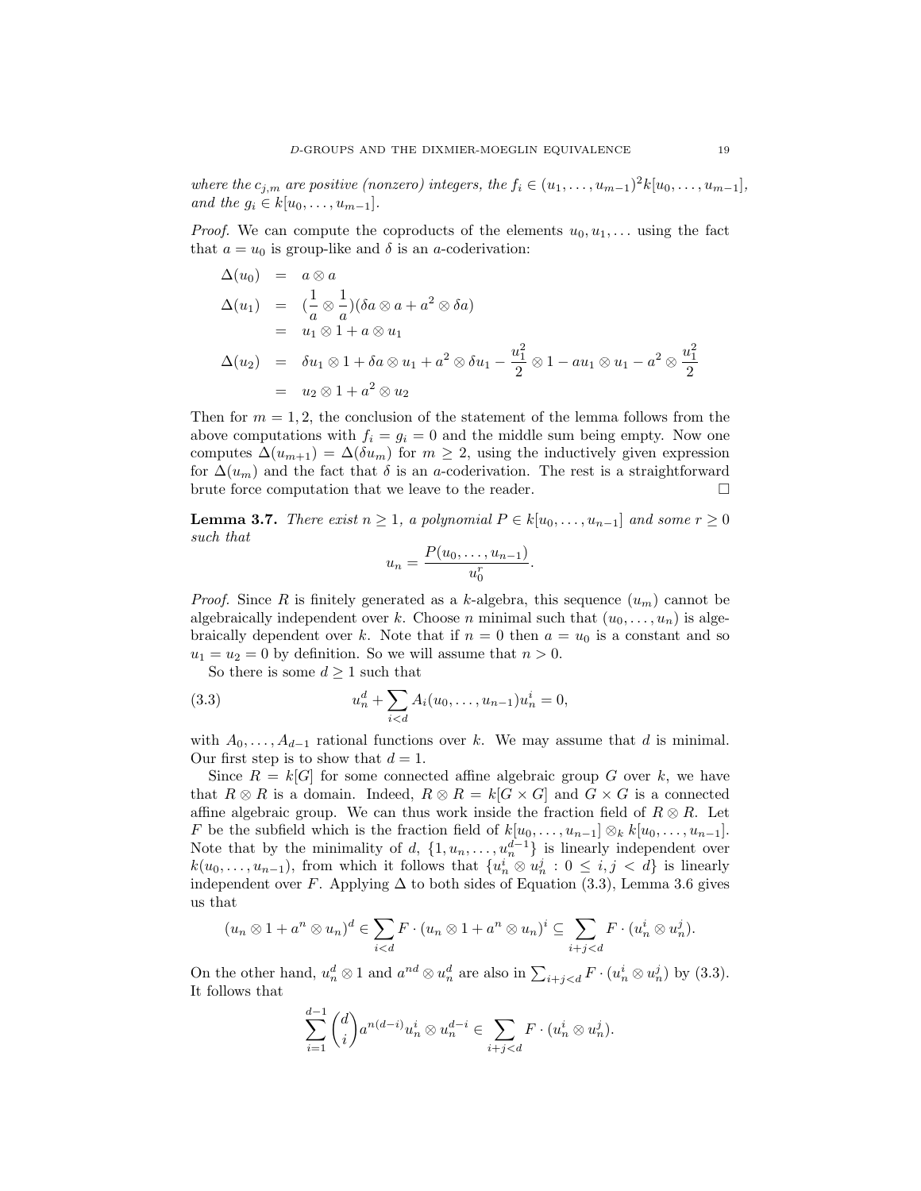*where the $c_{j,m}$ are positive (nonzero) integers, the $f_i \in (u_1, \ldots, u_{m-1})^2 k[u_0, \ldots, u_{m-1}]$, and the $g_i \in k[u_0, \ldots, u_{m-1}]$.*

*Proof.* We can compute the coproducts of the elements $u_0, u_1, \ldots$ using the fact that $a = u_0$ is group-like and $\delta$ is an $a$-coderivation:

$$\begin{aligned}
\Delta(u_0) &= a \otimes a \\
\Delta(u_1) &= (\frac{1}{a} \otimes \frac{1}{a})(\delta a \otimes a + a^2 \otimes \delta a) \\
&= u_1 \otimes 1 + a \otimes u_1 \\
\Delta(u_2) &= \delta u_1 \otimes 1 + \delta a \otimes u_1 + a^2 \otimes \delta u_1 - \frac{u_1^2}{2} \otimes 1 - a u_1 \otimes u_1 - a^2 \otimes \frac{u_1^2}{2} \\
&= u_2 \otimes 1 + a^2 \otimes u_2
\end{aligned}$$

Then for $m = 1, 2$, the conclusion of the statement of the lemma follows from the above computations with $f_i = g_i = 0$ and the middle sum being empty. Now one computes $\Delta(u_{m+1}) = \Delta(\delta u_m)$ for $m \geq 2$, using the inductively given expression for $\Delta(u_m)$ and the fact that $\delta$ is an $a$-coderivation. The rest is a straightforward brute force computation that we leave to the reader. $\square$

**Lemma 3.7.** *There exist $n \geq 1$, a polynomial $P \in k[u_0, \ldots, u_{n-1}]$ and some $r \geq 0$ such that*

$$u_n = \frac{P(u_0, \ldots, u_{n-1})}{u_0^r}.$$

*Proof.* Since $R$ is finitely generated as a $k$-algebra, this sequence $(u_m)$ cannot be algebraically independent over $k$. Choose $n$ minimal such that $(u_0, \ldots, u_n)$ is algebraically dependent over $k$. Note that if $n = 0$ then $a = u_0$ is a constant and so $u_1 = u_2 = 0$ by definition. So we will assume that $n > 0$.

So there is some $d \geq 1$ such that

$$u_n^d + \sum_{i<d} A_i(u_0, \ldots, u_{n-1}) u_n^i = 0, \tag{3.3}$$

with $A_0, \ldots, A_{d-1}$ rational functions over $k$. We may assume that $d$ is minimal. Our first step is to show that $d = 1$.

Since $R = k[G]$ for some connected affine algebraic group $G$ over $k$, we have that $R \otimes R$ is a domain. Indeed, $R \otimes R = k[G \times G]$ and $G \times G$ is a connected affine algebraic group. We can thus work inside the fraction field of $R \otimes R$. Let $F$ be the subfield which is the fraction field of $k[u_0, \ldots, u_{n-1}] \otimes_k k[u_0, \ldots, u_{n-1}]$. Note that by the minimality of $d$, $\{1, u_n, \ldots, u_n^{d-1}\}$ is linearly independent over $k(u_0, \ldots, u_{n-1})$, from which it follows that $\{u_n^i \otimes u_n^j : 0 \leq i, j < d\}$ is linearly independent over $F$. Applying $\Delta$ to both sides of Equation (3.3), Lemma 3.6 gives us that

$$(u_n \otimes 1 + a^n \otimes u_n)^d \in \sum_{i<d} F \cdot (u_n \otimes 1 + a^n \otimes u_n)^i \subseteq \sum_{i+j<d} F \cdot (u_n^i \otimes u_n^j).$$

On the other hand, $u_n^d \otimes 1$ and $a^{nd} \otimes u_n^d$ are also in $\sum_{i+j<d} F \cdot (u_n^i \otimes u_n^j)$ by (3.3). It follows that

$$\sum_{i=1}^{d-1} \binom{d}{i} a^{n(d-i)} u_n^i \otimes u_n^{d-i} \in \sum_{i+j<d} F \cdot (u_n^i \otimes u_n^j).$$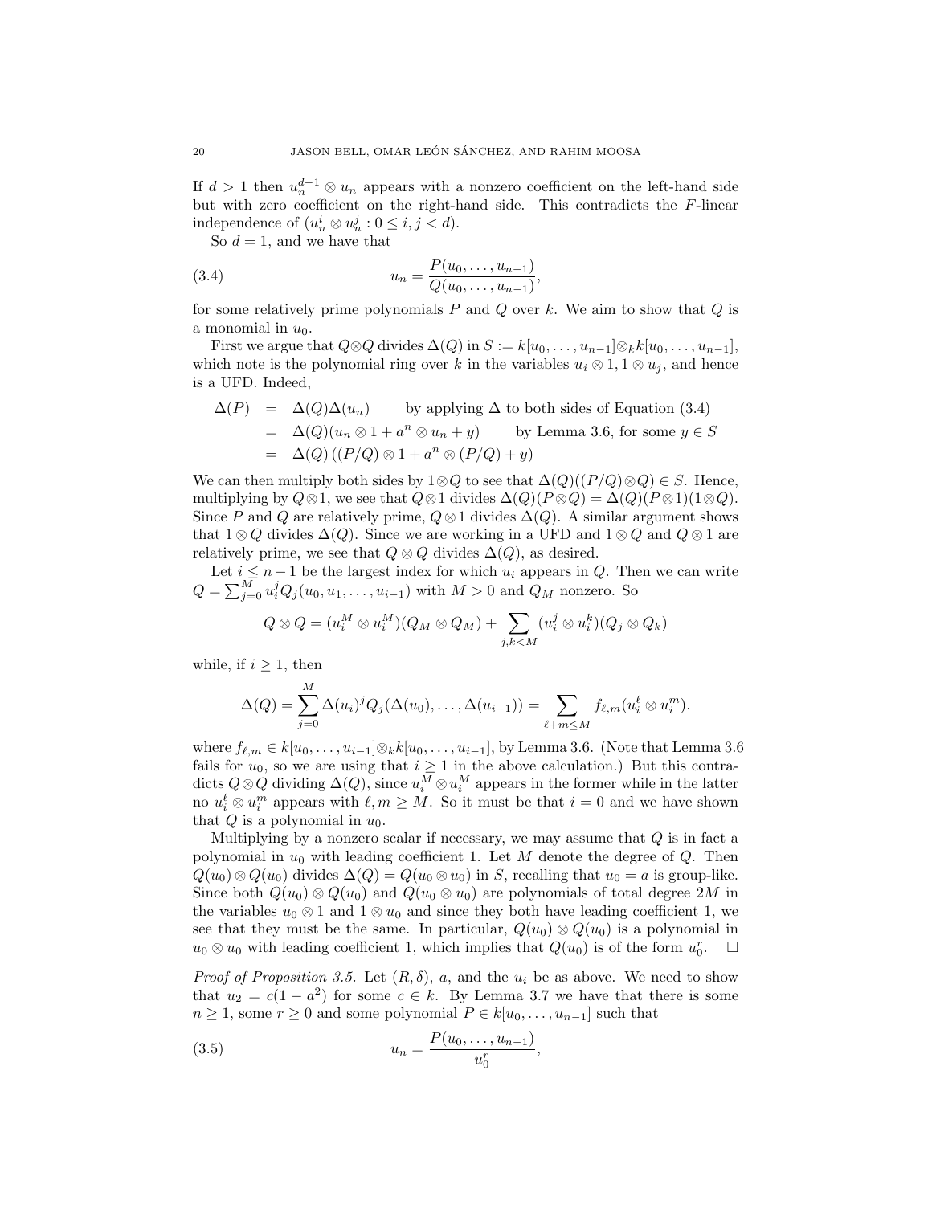If $d > 1$ then $u_n^{d-1} \otimes u_n$ appears with a nonzero coefficient on the left-hand side but with zero coefficient on the right-hand side. This contradicts the $F$-linear independence of $(u_n^i \otimes u_n^j : 0 \leq i, j < d)$.

So $d = 1$, and we have that

$$u_n = \frac{P(u_0, \ldots, u_{n-1})}{Q(u_0, \ldots, u_{n-1})}, \tag{3.4}$$

for some relatively prime polynomials $P$ and $Q$ over $k$. We aim to show that $Q$ is a monomial in $u_0$.

First we argue that $Q \otimes Q$ divides $\Delta(Q)$ in $S := k[u_0, \ldots, u_{n-1}] \otimes_k k[u_0, \ldots, u_{n-1}]$, which note is the polynomial ring over $k$ in the variables $u_i \otimes 1, 1 \otimes u_j$, and hence is a UFD. Indeed,

$$\begin{aligned}
\Delta(P) &= \Delta(Q)\Delta(u_n) \qquad \text{by applying } \Delta \text{ to both sides of Equation (3.4)} \\
&= \Delta(Q)(u_n \otimes 1 + a^n \otimes u_n + y) \qquad \text{by Lemma 3.6, for some } y \in S \\
&= \Delta(Q)\left((P/Q) \otimes 1 + a^n \otimes (P/Q) + y\right)
\end{aligned}$$

We can then multiply both sides by $1 \otimes Q$ to see that $\Delta(Q)((P/Q) \otimes Q) \in S$. Hence, multiplying by $Q \otimes 1$, we see that $Q \otimes 1$ divides $\Delta(Q)(P \otimes Q) = \Delta(Q)(P \otimes 1)(1 \otimes Q)$. Since $P$ and $Q$ are relatively prime, $Q \otimes 1$ divides $\Delta(Q)$. A similar argument shows that $1 \otimes Q$ divides $\Delta(Q)$. Since we are working in a UFD and $1 \otimes Q$ and $Q \otimes 1$ are relatively prime, we see that $Q \otimes Q$ divides $\Delta(Q)$, as desired.

Let $i \leq n-1$ be the largest index for which $u_i$ appears in $Q$. Then we can write $Q = \sum_{j=0}^{M} u_i^j Q_j(u_0, u_1, \ldots, u_{i-1})$ with $M > 0$ and $Q_M$ nonzero. So

$$Q \otimes Q = (u_i^M \otimes u_i^M)(Q_M \otimes Q_M) + \sum_{j,k<M} (u_i^j \otimes u_i^k)(Q_j \otimes Q_k)$$

while, if $i \geq 1$, then

$$\Delta(Q) = \sum_{j=0}^{M} \Delta(u_i)^j Q_j(\Delta(u_0), \ldots, \Delta(u_{i-1})) = \sum_{\ell+m \leq M} f_{\ell,m}(u_i^\ell \otimes u_i^m).$$

where $f_{\ell,m} \in k[u_0, \ldots, u_{i-1}] \otimes_k k[u_0, \ldots, u_{i-1}]$, by Lemma 3.6. (Note that Lemma 3.6 fails for $u_0$, so we are using that $i \geq 1$ in the above calculation.) But this contradicts $Q \otimes Q$ dividing $\Delta(Q)$, since $u_i^M \otimes u_i^M$ appears in the former while in the latter no $u_i^\ell \otimes u_i^m$ appears with $\ell, m \geq M$. So it must be that $i = 0$ and we have shown that $Q$ is a polynomial in $u_0$.

Multiplying by a nonzero scalar if necessary, we may assume that $Q$ is in fact a polynomial in $u_0$ with leading coefficient 1. Let $M$ denote the degree of $Q$. Then $Q(u_0) \otimes Q(u_0)$ divides $\Delta(Q) = Q(u_0 \otimes u_0)$ in $S$, recalling that $u_0 = a$ is group-like. Since both $Q(u_0) \otimes Q(u_0)$ and $Q(u_0 \otimes u_0)$ are polynomials of total degree $2M$ in the variables $u_0 \otimes 1$ and $1 \otimes u_0$ and since they both have leading coefficient 1, we see that they must be the same. In particular, $Q(u_0) \otimes Q(u_0)$ is a polynomial in $u_0 \otimes u_0$ with leading coefficient 1, which implies that $Q(u_0)$ is of the form $u_0^r$. $\square$

*Proof of Proposition 3.5.* Let $(R, \delta)$, $a$, and the $u_i$ be as above. We need to show that $u_2 = c(1 - a^2)$ for some $c \in k$. By Lemma 3.7 we have that there is some $n \geq 1$, some $r \geq 0$ and some polynomial $P \in k[u_0, \ldots, u_{n-1}]$ such that

$$u_n = \frac{P(u_0, \ldots, u_{n-1})}{u_0^r}, \tag{3.5}$$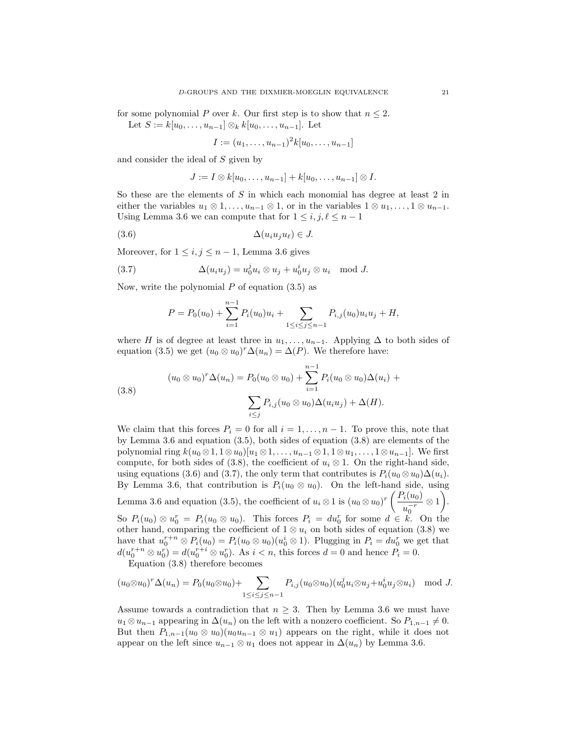for some polynomial $P$ over $k$. Our first step is to show that $n \leq 2$.

Let $S := k[u_0, \ldots, u_{n-1}] \otimes_k k[u_0, \ldots, u_{n-1}]$. Let

$$I := (u_1, \ldots, u_{n-1})^2 k[u_0, \ldots, u_{n-1}]$$

and consider the ideal of $S$ given by

$$J := I \otimes k[u_0, \ldots, u_{n-1}] + k[u_0, \ldots, u_{n-1}] \otimes I.$$

So these are the elements of $S$ in which each monomial has degree at least 2 in either the variables $u_1 \otimes 1, \ldots, u_{n-1} \otimes 1$, or in the variables $1 \otimes u_1, \ldots, 1 \otimes u_{n-1}$. Using Lemma 3.6 we can compute that for $1 \leq i, j, \ell \leq n-1$

$$\Delta(u_i u_j u_\ell) \in J. \tag{3.6}$$

Moreover, for $1 \leq i, j \leq n-1$, Lemma 3.6 gives

$$\Delta(u_i u_j) = u_0^j u_i \otimes u_j + u_0^i u_j \otimes u_i \mod J. \tag{3.7}$$

Now, write the polynomial $P$ of equation (3.5) as

$$P = P_0(u_0) + \sum_{i=1}^{n-1} P_i(u_0) u_i + \sum_{1 \leq i \leq j \leq n-1} P_{i,j}(u_0) u_i u_j + H,$$

where $H$ is of degree at least three in $u_1, \ldots, u_{n-1}$. Applying $\Delta$ to both sides of equation (3.5) we get $(u_0 \otimes u_0)^r \Delta(u_n) = \Delta(P)$. We therefore have:

$$\begin{aligned}(u_0 \otimes u_0)^r \Delta(u_n) = P_0(u_0 \otimes u_0) + \sum_{i=1}^{n-1} P_i(u_0 \otimes u_0) \Delta(u_i) \; + \\ \sum_{i \leq j} P_{i,j}(u_0 \otimes u_0) \Delta(u_i u_j) + \Delta(H).\end{aligned} \tag{3.8}$$

We claim that this forces $P_i = 0$ for all $i = 1, \ldots, n-1$. To prove this, note that by Lemma 3.6 and equation (3.5), both sides of equation (3.8) are elements of the polynomial ring $k(u_0 \otimes 1, 1 \otimes u_0)[u_1 \otimes 1, \ldots, u_{n-1} \otimes 1, 1 \otimes u_1, \ldots, 1 \otimes u_{n-1}]$. We first compute, for both sides of (3.8), the coefficient of $u_i \otimes 1$. On the right-hand side, using equations (3.6) and (3.7), the only term that contributes is $P_i(u_0 \otimes u_0)\Delta(u_i)$. By Lemma 3.6, that contribution is $P_i(u_0 \otimes u_0)$. On the left-hand side, using Lemma 3.6 and equation (3.5), the coefficient of $u_i \otimes 1$ is $(u_0 \otimes u_0)^r \left( \frac{P_i(u_0)}{u_0^{-r}} \otimes 1 \right)$. So $P_i(u_0) \otimes u_0^r = P_i(u_0 \otimes u_0)$. This forces $P_i = d u_0^r$ for some $d \in k$. On the other hand, comparing the coefficient of $1 \otimes u_i$ on both sides of equation (3.8) we have that $u_0^{r+n} \otimes P_i(u_0) = P_i(u_0 \otimes u_0)(u_0^i \otimes 1)$. Plugging in $P_i = d u_0^r$ we get that $d(u_0^{r+n} \otimes u_0^r) = d(u_0^{r+i} \otimes u_0^r)$. As $i < n$, this forces $d = 0$ and hence $P_i = 0$.

Equation (3.8) therefore becomes

$$(u_0 \otimes u_0)^r \Delta(u_n) = P_0(u_0 \otimes u_0) + \sum_{1 \leq i \leq j \leq n-1} P_{i,j}(u_0 \otimes u_0)(u_0^j u_i \otimes u_j + u_0^i u_j \otimes u_i) \mod J.$$

Assume towards a contradiction that $n \geq 3$. Then by Lemma 3.6 we must have $u_1 \otimes u_{n-1}$ appearing in $\Delta(u_n)$ on the left with a nonzero coefficient. So $P_{1,n-1} \neq 0$. But then $P_{1,n-1}(u_0 \otimes u_0)(u_0 u_{n-1} \otimes u_1)$ appears on the right, while it does not appear on the left since $u_{n-1} \otimes u_1$ does not appear in $\Delta(u_n)$ by Lemma 3.6.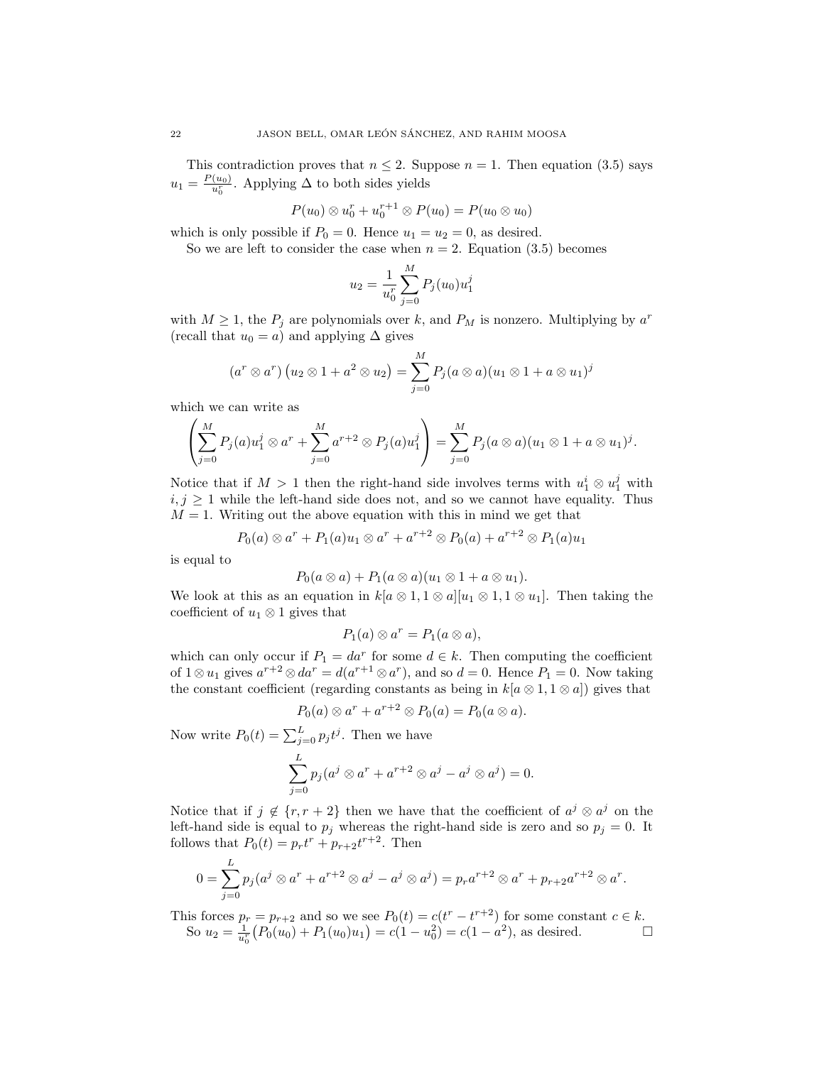This contradiction proves that $n \leq 2$. Suppose $n = 1$. Then equation (3.5) says $u_1 = \frac{P(u_0)}{u_0^r}$. Applying $\Delta$ to both sides yields

$$P(u_0) \otimes u_0^r + u_0^{r+1} \otimes P(u_0) = P(u_0 \otimes u_0)$$

which is only possible if $P_0 = 0$. Hence $u_1 = u_2 = 0$, as desired.

So we are left to consider the case when $n = 2$. Equation (3.5) becomes

$$u_2 = \frac{1}{u_0^r} \sum_{j=0}^{M} P_j(u_0) u_1^j$$

with $M \geq 1$, the $P_j$ are polynomials over $k$, and $P_M$ is nonzero. Multiplying by $a^r$ (recall that $u_0 = a$) and applying $\Delta$ gives

$$(a^r \otimes a^r)\left(u_2 \otimes 1 + a^2 \otimes u_2\right) = \sum_{j=0}^{M} P_j(a \otimes a)(u_1 \otimes 1 + a \otimes u_1)^j$$

which we can write as

$$\left(\sum_{j=0}^{M} P_j(a) u_1^j \otimes a^r + \sum_{j=0}^{M} a^{r+2} \otimes P_j(a) u_1^j\right) = \sum_{j=0}^{M} P_j(a \otimes a)(u_1 \otimes 1 + a \otimes u_1)^j.$$

Notice that if $M > 1$ then the right-hand side involves terms with $u_1^i \otimes u_1^j$ with $i, j \geq 1$ while the left-hand side does not, and so we cannot have equality. Thus $M = 1$. Writing out the above equation with this in mind we get that

$$P_0(a) \otimes a^r + P_1(a) u_1 \otimes a^r + a^{r+2} \otimes P_0(a) + a^{r+2} \otimes P_1(a) u_1$$

is equal to

$$P_0(a \otimes a) + P_1(a \otimes a)(u_1 \otimes 1 + a \otimes u_1).$$

We look at this as an equation in $k[a \otimes 1, 1 \otimes a][u_1 \otimes 1, 1 \otimes u_1]$. Then taking the coefficient of $u_1 \otimes 1$ gives that

$$P_1(a) \otimes a^r = P_1(a \otimes a),$$

which can only occur if $P_1 = da^r$ for some $d \in k$. Then computing the coefficient of $1 \otimes u_1$ gives $a^{r+2} \otimes da^r = d(a^{r+1} \otimes a^r)$, and so $d = 0$. Hence $P_1 = 0$. Now taking the constant coefficient (regarding constants as being in $k[a \otimes 1, 1 \otimes a]$) gives that

$$P_0(a) \otimes a^r + a^{r+2} \otimes P_0(a) = P_0(a \otimes a).$$

Now write $P_0(t) = \sum_{j=0}^{L} p_j t^j$. Then we have

$$\sum_{j=0}^{L} p_j (a^j \otimes a^r + a^{r+2} \otimes a^j - a^j \otimes a^j) = 0.$$

Notice that if $j \notin \{r, r+2\}$ then we have that the coefficient of $a^j \otimes a^j$ on the left-hand side is equal to $p_j$ whereas the right-hand side is zero and so $p_j = 0$. It follows that $P_0(t) = p_r t^r + p_{r+2} t^{r+2}$. Then

$$0 = \sum_{j=0}^{L} p_j (a^j \otimes a^r + a^{r+2} \otimes a^j - a^j \otimes a^j) = p_r a^{r+2} \otimes a^r + p_{r+2} a^{r+2} \otimes a^r.$$

This forces $p_r = p_{r+2}$ and so we see $P_0(t) = c(t^r - t^{r+2})$ for some constant $c \in k$.

So $u_2 = \frac{1}{u_0^r}\big(P_0(u_0) + P_1(u_0) u_1\big) = c(1 - u_0^2) = c(1 - a^2)$, as desired. □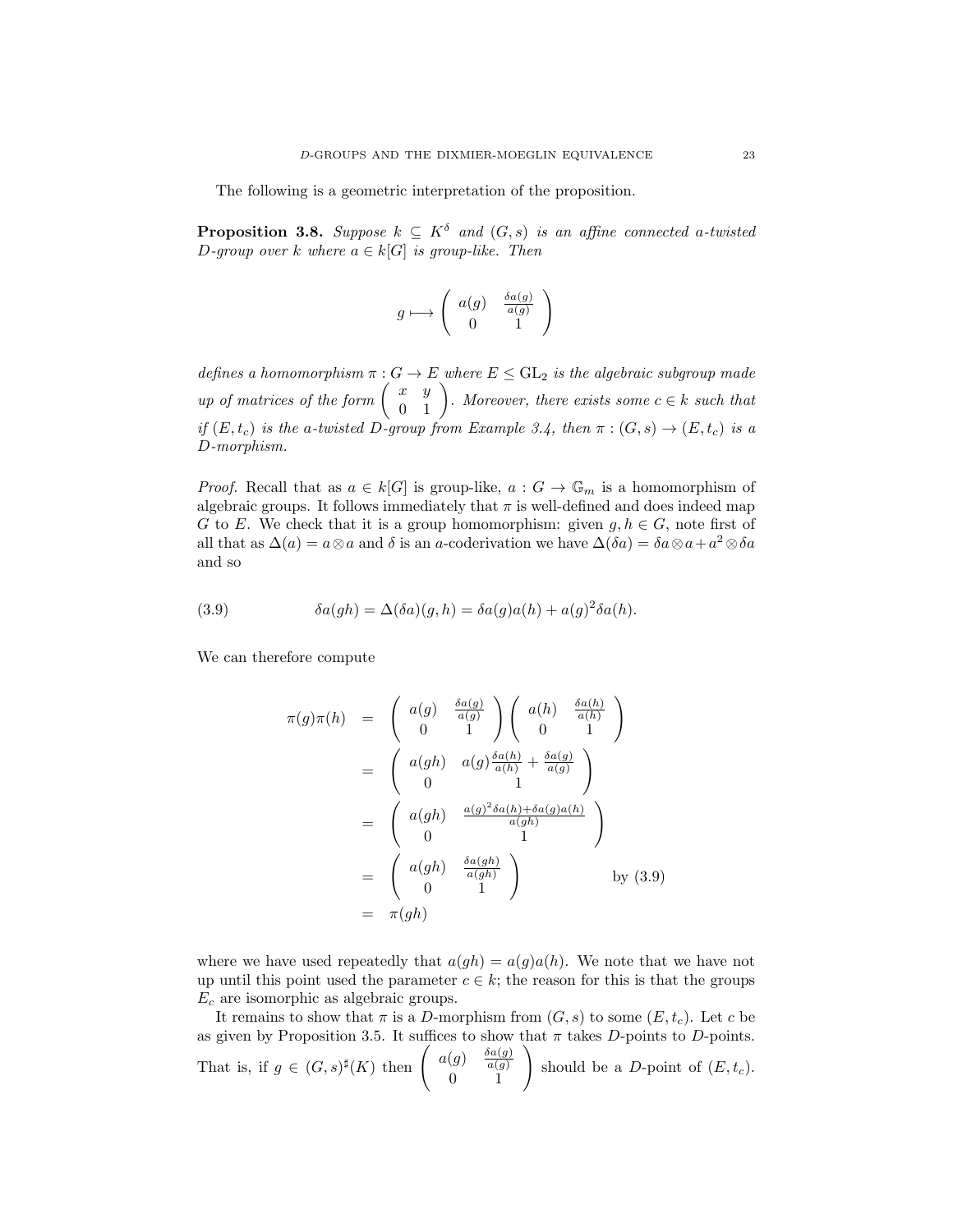The following is a geometric interpretation of the proposition.

**Proposition 3.8.** *Suppose $k \subseteq K^\delta$ and $(G,s)$ is an affine connected $a$-twisted $D$-group over $k$ where $a \in k[G]$ is group-like. Then*

$$g \longmapsto \begin{pmatrix} a(g) & \frac{\delta a(g)}{a(g)} \\ 0 & 1 \end{pmatrix}$$

*defines a homomorphism $\pi : G \to E$ where $E \leq \mathrm{GL}_2$ is the algebraic subgroup made up of matrices of the form $\begin{pmatrix} x & y \\ 0 & 1 \end{pmatrix}$. Moreover, there exists some $c \in k$ such that if $(E, t_c)$ is the $a$-twisted $D$-group from Example 3.4, then $\pi : (G,s) \to (E, t_c)$ is a $D$-morphism.*

*Proof.* Recall that as $a \in k[G]$ is group-like, $a : G \to \mathbb{G}_m$ is a homomorphism of algebraic groups. It follows immediately that $\pi$ is well-defined and does indeed map $G$ to $E$. We check that it is a group homomorphism: given $g, h \in G$, note first of all that as $\Delta(a) = a \otimes a$ and $\delta$ is an $a$-coderivation we have $\Delta(\delta a) = \delta a \otimes a + a^2 \otimes \delta a$ and so

$$\delta a(gh) = \Delta(\delta a)(g,h) = \delta a(g) a(h) + a(g)^2 \delta a(h). \tag{3.9}$$

We can therefore compute

$$\begin{aligned}
\pi(g)\pi(h) &= \begin{pmatrix} a(g) & \frac{\delta a(g)}{a(g)} \\ 0 & 1 \end{pmatrix} \begin{pmatrix} a(h) & \frac{\delta a(h)}{a(h)} \\ 0 & 1 \end{pmatrix} \\
&= \begin{pmatrix} a(gh) & a(g)\frac{\delta a(h)}{a(h)} + \frac{\delta a(g)}{a(g)} \\ 0 & 1 \end{pmatrix} \\
&= \begin{pmatrix} a(gh) & \frac{a(g)^2 \delta a(h) + \delta a(g) a(h)}{a(gh)} \\ 0 & 1 \end{pmatrix} \\
&= \begin{pmatrix} a(gh) & \frac{\delta a(gh)}{a(gh)} \\ 0 & 1 \end{pmatrix} \qquad \text{by (3.9)} \\
&= \pi(gh)
\end{aligned}$$

where we have used repeatedly that $a(gh) = a(g)a(h)$. We note that we have not up until this point used the parameter $c \in k$; the reason for this is that the groups $E_c$ are isomorphic as algebraic groups.

It remains to show that $\pi$ is a $D$-morphism from $(G,s)$ to some $(E, t_c)$. Let $c$ be as given by Proposition 3.5. It suffices to show that $\pi$ takes $D$-points to $D$-points. That is, if $g \in (G,s)^\sharp(K)$ then $\begin{pmatrix} a(g) & \frac{\delta a(g)}{a(g)} \\ 0 & 1 \end{pmatrix}$ should be a $D$-point of $(E, t_c)$.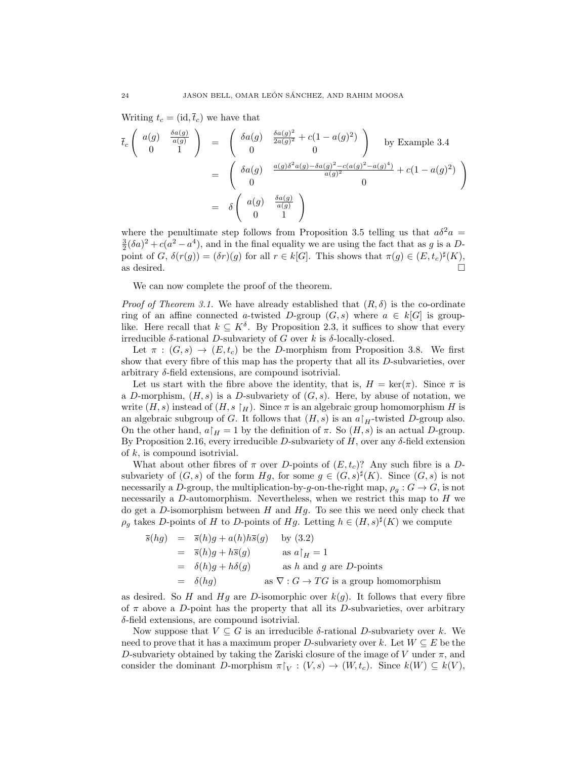Writing $t_c = (\mathrm{id}, \overline{t}_c)$ we have that

$$
\begin{aligned}
\overline{t}_c \begin{pmatrix} a(g) & \frac{\delta a(g)}{a(g)} \\ 0 & 1 \end{pmatrix} &= \begin{pmatrix} \delta a(g) & \frac{\delta a(g)^2}{2a(g)^2} + c(1 - a(g)^2) \\ 0 & 0 \end{pmatrix} \quad \text{by Example 3.4} \\
&= \begin{pmatrix} \delta a(g) & \frac{a(g)\delta^2 a(g) - \delta a(g)^2 - c(a(g)^2 - a(g)^4)}{a(g)^2} + c(1 - a(g)^2) \\ 0 & 0 \end{pmatrix} \\
&= \delta \begin{pmatrix} a(g) & \frac{\delta a(g)}{a(g)} \\ 0 & 1 \end{pmatrix}
\end{aligned}
$$

where the penultimate step follows from Proposition 3.5 telling us that $a\delta^2 a = \frac{3}{2}(\delta a)^2 + c(a^2 - a^4)$, and in the final equality we are using the fact that as $g$ is a $D$-point of $G$, $\delta(r(g)) = (\delta r)(g)$ for all $r \in k[G]$. This shows that $\pi(g) \in (E, t_c)^\sharp(K)$, as desired. □

We can now complete the proof of the theorem.

*Proof of Theorem 3.1.* We have already established that $(R, \delta)$ is the co-ordinate ring of an affine connected $a$-twisted $D$-group $(G, s)$ where $a \in k[G]$ is group-like. Here recall that $k \subseteq K^\delta$. By Proposition 2.3, it suffices to show that every irreducible $\delta$-rational $D$-subvariety of $G$ over $k$ is $\delta$-locally-closed.

Let $\pi : (G, s) \to (E, t_c)$ be the $D$-morphism from Proposition 3.8. We first show that every fibre of this map has the property that all its $D$-subvarieties, over arbitrary $\delta$-field extensions, are compound isotrivial.

Let us start with the fibre above the identity, that is, $H = \ker(\pi)$. Since $\pi$ is a $D$-morphism, $(H, s)$ is a $D$-subvariety of $(G, s)$. Here, by abuse of notation, we write $(H, s)$ instead of $(H, s\restriction_H)$. Since $\pi$ is an algebraic group homomorphism $H$ is an algebraic subgroup of $G$. It follows that $(H, s)$ is an $a\restriction_H$-twisted $D$-group also. On the other hand, $a\restriction_H = 1$ by the definition of $\pi$. So $(H, s)$ is an actual $D$-group. By Proposition 2.16, every irreducible $D$-subvariety of $H$, over any $\delta$-field extension of $k$, is compound isotrivial.

What about other fibres of $\pi$ over $D$-points of $(E, t_c)$? Any such fibre is a $D$-subvariety of $(G, s)$ of the form $Hg$, for some $g \in (G, s)^\sharp(K)$. Since $(G, s)$ is not necessarily a $D$-group, the multiplication-by-$g$-on-the-right map, $\rho_g : G \to G$, is not necessarily a $D$-automorphism. Nevertheless, when we restrict this map to $H$ we do get a $D$-isomorphism between $H$ and $Hg$. To see this we need only check that $\rho_g$ takes $D$-points of $H$ to $D$-points of $Hg$. Letting $h \in (H, s)^\sharp(K)$ we compute

$$
\begin{aligned}
\overline{s}(hg) &= \overline{s}(h)g + a(h)h\overline{s}(g) && \text{by (3.2)} \\
&= \overline{s}(h)g + h\overline{s}(g) && \text{as } a\restriction_H = 1 \\
&= \delta(h)g + h\delta(g) && \text{as } h \text{ and } g \text{ are } D\text{-points} \\
&= \delta(hg) && \text{as } \nabla : G \to TG \text{ is a group homomorphism}
\end{aligned}
$$

as desired. So $H$ and $Hg$ are $D$-isomorphic over $k(g)$. It follows that every fibre of $\pi$ above a $D$-point has the property that all its $D$-subvarieties, over arbitrary $\delta$-field extensions, are compound isotrivial.

Now suppose that $V \subseteq G$ is an irreducible $\delta$-rational $D$-subvariety over $k$. We need to prove that it has a maximum proper $D$-subvariety over $k$. Let $W \subseteq E$ be the $D$-subvariety obtained by taking the Zariski closure of the image of $V$ under $\pi$, and consider the dominant $D$-morphism $\pi\restriction_V : (V, s) \to (W, t_c)$. Since $k(W) \subseteq k(V)$,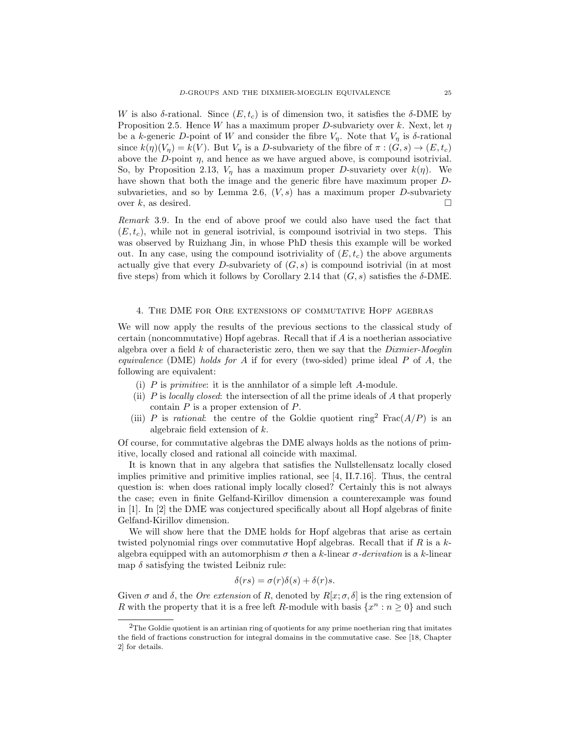$W$ is also $\delta$-rational. Since $(E, t_c)$ is of dimension two, it satisfies the $\delta$-DME by Proposition 2.5. Hence $W$ has a maximum proper $D$-subvariety over $k$. Next, let $\eta$ be a $k$-generic $D$-point of $W$ and consider the fibre $V_\eta$. Note that $V_\eta$ is $\delta$-rational since $k(\eta)(V_\eta) = k(V)$. But $V_\eta$ is a $D$-subvariety of the fibre of $\pi : (G, s) \to (E, t_c)$ above the $D$-point $\eta$, and hence as we have argued above, is compound isotrivial. So, by Proposition 2.13, $V_\eta$ has a maximum proper $D$-suvariety over $k(\eta)$. We have shown that both the image and the generic fibre have maximum proper $D$-subvarieties, and so by Lemma 2.6, $(V, s)$ has a maximum proper $D$-subvariety over $k$, as desired. $\square$

*Remark* 3.9. In the end of above proof we could also have used the fact that $(E, t_c)$, while not in general isotrivial, is compound isotrivial in two steps. This was observed by Ruizhang Jin, in whose PhD thesis this example will be worked out. In any case, using the compound isotriviality of $(E, t_c)$ the above arguments actually give that every $D$-subvariety of $(G, s)$ is compound isotrivial (in at most five steps) from which it follows by Corollary 2.14 that $(G, s)$ satisfies the $\delta$-DME.

## 4. The DME for Ore extensions of commutative Hopf agebras

We will now apply the results of the previous sections to the classical study of certain (noncommutative) Hopf agebras. Recall that if $A$ is a noetherian associative algebra over a field $k$ of characteristic zero, then we say that the *Dixmier-Moeglin equivalence* (DME) *holds for* $A$ if for every (two-sided) prime ideal $P$ of $A$, the following are equivalent:

(i) $P$ is *primitive*: it is the annhilator of a simple left $A$-module.
(ii) $P$ is *locally closed*: the intersection of all the prime ideals of $A$ that properly contain $P$ is a proper extension of $P$.
(iii) $P$ is *rational*: the centre of the Goldie quotient ring[2] $\mathrm{Frac}(A/P)$ is an algebraic field extension of $k$.

Of course, for commutative algebras the DME always holds as the notions of primitive, locally closed and rational all coincide with maximal.

It is known that in any algebra that satisfies the Nullstellensatz locally closed implies primitive and primitive implies rational, see [4, II.7.16]. Thus, the central question is: when does rational imply locally closed? Certainly this is not always the case; even in finite Gelfand-Kirillov dimension a counterexample was found in [1]. In [2] the DME was conjectured specifically about all Hopf algebras of finite Gelfand-Kirillov dimension.

We will show here that the DME holds for Hopf algebras that arise as certain twisted polynomial rings over commutative Hopf algebras. Recall that if $R$ is a $k$-algebra equipped with an automorphism $\sigma$ then a $k$-linear $\sigma$-*derivation* is a $k$-linear map $\delta$ satisfying the twisted Leibniz rule:

$$\delta(rs) = \sigma(r)\delta(s) + \delta(r)s.$$

Given $\sigma$ and $\delta$, the *Ore extension* of $R$, denoted by $R[x; \sigma, \delta]$ is the ring extension of $R$ with the property that it is a free left $R$-module with basis $\{x^n : n \geq 0\}$ and such

[2] The Goldie quotient is an artinian ring of quotients for any prime noetherian ring that imitates the field of fractions construction for integral domains in the commutative case. See [18, Chapter 2] for details.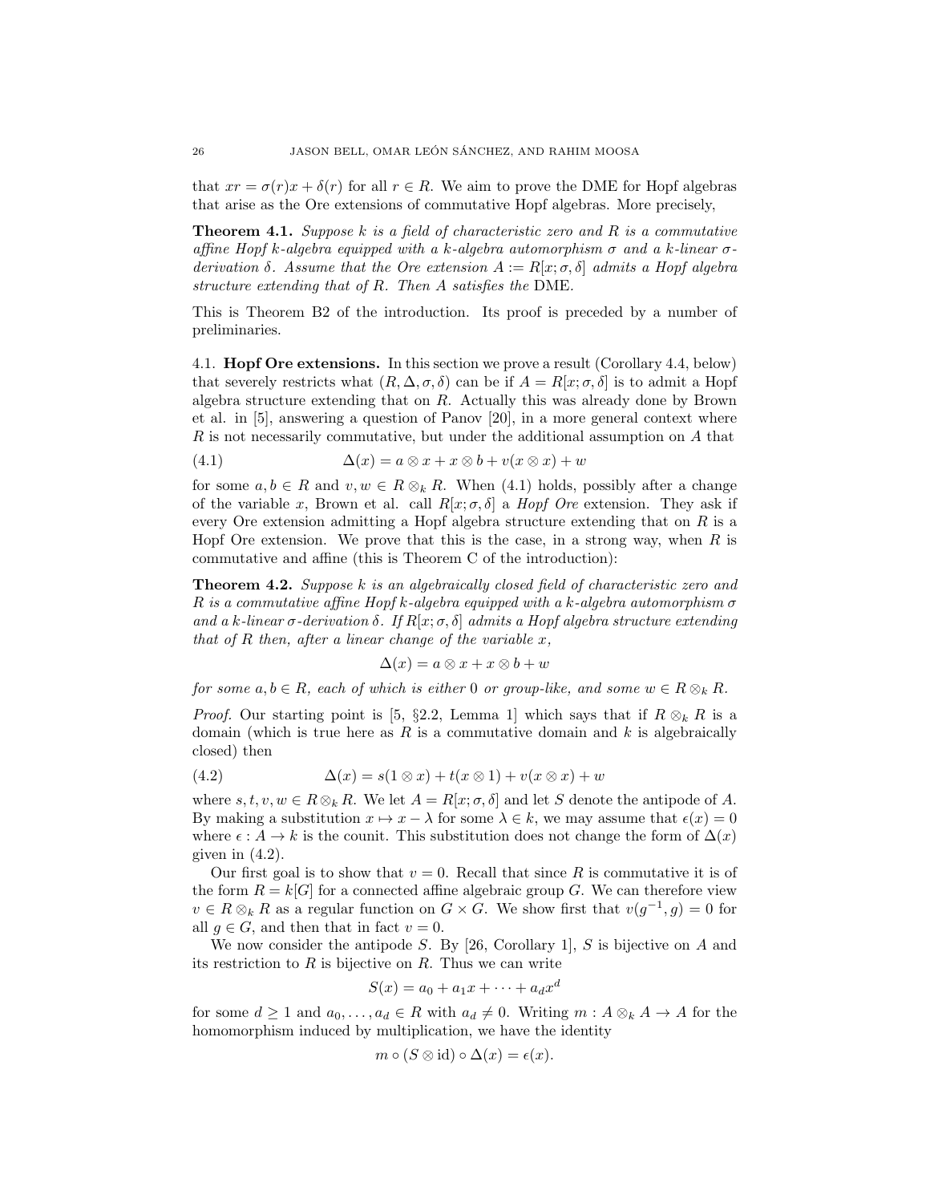that $xr = \sigma(r)x + \delta(r)$ for all $r \in R$. We aim to prove the DME for Hopf algebras that arise as the Ore extensions of commutative Hopf algebras. More precisely,

**Theorem 4.1.** *Suppose $k$ is a field of characteristic zero and $R$ is a commutative affine Hopf $k$-algebra equipped with a $k$-algebra automorphism $\sigma$ and a $k$-linear $\sigma$-derivation $\delta$. Assume that the Ore extension $A := R[x; \sigma, \delta]$ admits a Hopf algebra structure extending that of $R$. Then $A$ satisfies the* DME.

This is Theorem B2 of the introduction. Its proof is preceded by a number of preliminaries.

**4.1. Hopf Ore extensions.** In this section we prove a result (Corollary 4.4, below) that severely restricts what $(R, \Delta, \sigma, \delta)$ can be if $A = R[x; \sigma, \delta]$ is to admit a Hopf algebra structure extending that on $R$. Actually this was already done by Brown et al. in [5], answering a question of Panov [20], in a more general context where $R$ is not necessarily commutative, but under the additional assumption on $A$ that

$$\Delta(x) = a \otimes x + x \otimes b + v(x \otimes x) + w \tag{4.1}$$

for some $a, b \in R$ and $v, w \in R \otimes_k R$. When (4.1) holds, possibly after a change of the variable $x$, Brown et al. call $R[x; \sigma, \delta]$ a *Hopf Ore* extension. They ask if every Ore extension admitting a Hopf algebra structure extending that on $R$ is a Hopf Ore extension. We prove that this is the case, in a strong way, when $R$ is commutative and affine (this is Theorem C of the introduction):

**Theorem 4.2.** *Suppose $k$ is an algebraically closed field of characteristic zero and $R$ is a commutative affine Hopf $k$-algebra equipped with a $k$-algebra automorphism $\sigma$ and a $k$-linear $\sigma$-derivation $\delta$. If $R[x; \sigma, \delta]$ admits a Hopf algebra structure extending that of $R$ then, after a linear change of the variable $x$,*

$$\Delta(x) = a \otimes x + x \otimes b + w$$

*for some $a, b \in R$, each of which is either $0$ or group-like, and some $w \in R \otimes_k R$.*

*Proof.* Our starting point is [5, §2.2, Lemma 1] which says that if $R \otimes_k R$ is a domain (which is true here as $R$ is a commutative domain and $k$ is algebraically closed) then

$$\Delta(x) = s(1 \otimes x) + t(x \otimes 1) + v(x \otimes x) + w \tag{4.2}$$

where $s, t, v, w \in R \otimes_k R$. We let $A = R[x; \sigma, \delta]$ and let $S$ denote the antipode of $A$. By making a substitution $x \mapsto x - \lambda$ for some $\lambda \in k$, we may assume that $\epsilon(x) = 0$ where $\epsilon : A \to k$ is the counit. This substitution does not change the form of $\Delta(x)$ given in (4.2).

Our first goal is to show that $v = 0$. Recall that since $R$ is commutative it is of the form $R = k[G]$ for a connected affine algebraic group $G$. We can therefore view $v \in R \otimes_k R$ as a regular function on $G \times G$. We show first that $v(g^{-1}, g) = 0$ for all $g \in G$, and then that in fact $v = 0$.

We now consider the antipode $S$. By [26, Corollary 1], $S$ is bijective on $A$ and its restriction to $R$ is bijective on $R$. Thus we can write

$$S(x) = a_0 + a_1 x + \cdots + a_d x^d$$

for some $d \geq 1$ and $a_0, \ldots, a_d \in R$ with $a_d \neq 0$. Writing $m : A \otimes_k A \to A$ for the homomorphism induced by multiplication, we have the identity

$$m \circ (S \otimes \mathrm{id}) \circ \Delta(x) = \epsilon(x).$$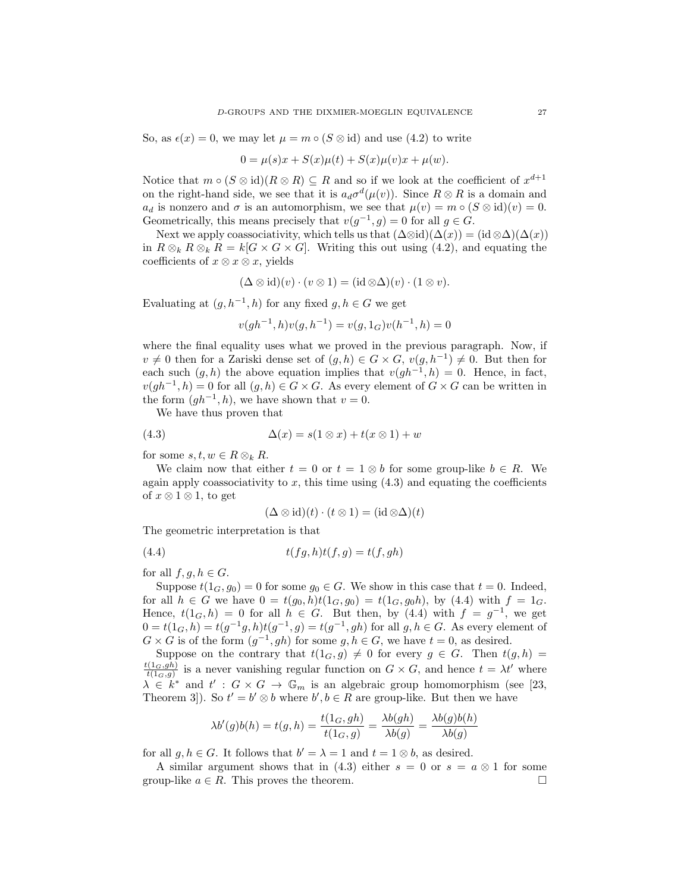So, as $\epsilon(x) = 0$, we may let $\mu = m \circ (S \otimes \mathrm{id})$ and use (4.2) to write

$$0 = \mu(s)x + S(x)\mu(t) + S(x)\mu(v)x + \mu(w).$$

Notice that $m \circ (S \otimes \mathrm{id})(R \otimes R) \subseteq R$ and so if we look at the coefficient of $x^{d+1}$ on the right-hand side, we see that it is $a_d \sigma^d(\mu(v))$. Since $R \otimes R$ is a domain and $a_d$ is nonzero and $\sigma$ is an automorphism, we see that $\mu(v) = m \circ (S \otimes \mathrm{id})(v) = 0$. Geometrically, this means precisely that $v(g^{-1}, g) = 0$ for all $g \in G$.

Next we apply coassociativity, which tells us that $(\Delta \otimes \mathrm{id})(\Delta(x)) = (\mathrm{id} \otimes \Delta)(\Delta(x))$ in $R \otimes_k R \otimes_k R = k[G \times G \times G]$. Writing this out using (4.2), and equating the coefficients of $x \otimes x \otimes x$, yields

$$(\Delta \otimes \mathrm{id})(v) \cdot (v \otimes 1) = (\mathrm{id} \otimes \Delta)(v) \cdot (1 \otimes v).$$

Evaluating at $(g, h^{-1}, h)$ for any fixed $g, h \in G$ we get

$$v(gh^{-1}, h)v(g, h^{-1}) = v(g, 1_G)v(h^{-1}, h) = 0$$

where the final equality uses what we proved in the previous paragraph. Now, if $v \neq 0$ then for a Zariski dense set of $(g, h) \in G \times G$, $v(g, h^{-1}) \neq 0$. But then for each such $(g, h)$ the above equation implies that $v(gh^{-1}, h) = 0$. Hence, in fact, $v(gh^{-1}, h) = 0$ for all $(g, h) \in G \times G$. As every element of $G \times G$ can be written in the form $(gh^{-1}, h)$, we have shown that $v = 0$.

We have thus proven that

$$\Delta(x) = s(1 \otimes x) + t(x \otimes 1) + w \tag{4.3}$$

for some $s, t, w \in R \otimes_k R$.

We claim now that either $t = 0$ or $t = 1 \otimes b$ for some group-like $b \in R$. We again apply coassociativity to $x$, this time using (4.3) and equating the coefficients of $x \otimes 1 \otimes 1$, to get

$$(\Delta \otimes \mathrm{id})(t) \cdot (t \otimes 1) = (\mathrm{id} \otimes \Delta)(t)$$

The geometric interpretation is that

$$t(fg, h)t(f, g) = t(f, gh) \tag{4.4}$$

for all $f, g, h \in G$.

Suppose $t(1_G, g_0) = 0$ for some $g_0 \in G$. We show in this case that $t = 0$. Indeed, for all $h \in G$ we have $0 = t(g_0, h)t(1_G, g_0) = t(1_G, g_0 h)$, by (4.4) with $f = 1_G$. Hence, $t(1_G, h) = 0$ for all $h \in G$. But then, by (4.4) with $f = g^{-1}$, we get $0 = t(1_G, h) = t(g^{-1}g, h)t(g^{-1}, g) = t(g^{-1}, gh)$ for all $g, h \in G$. As every element of $G \times G$ is of the form $(g^{-1}, gh)$ for some $g, h \in G$, we have $t = 0$, as desired.

Suppose on the contrary that $t(1_G, g) \neq 0$ for every $g \in G$. Then $t(g, h) = \frac{t(1_G, gh)}{t(1_G, g)}$ is a never vanishing regular function on $G \times G$, and hence $t = \lambda t'$ where $\lambda \in k^*$ and $t' : G \times G \to \mathbb{G}_m$ is an algebraic group homomorphism (see [23, Theorem 3]). So $t' = b' \otimes b$ where $b', b \in R$ are group-like. But then we have

$$\lambda b'(g)b(h) = t(g, h) = \frac{t(1_G, gh)}{t(1_G, g)} = \frac{\lambda b(gh)}{\lambda b(g)} = \frac{\lambda b(g)b(h)}{\lambda b(g)}$$

for all $g, h \in G$. It follows that $b' = \lambda = 1$ and $t = 1 \otimes b$, as desired.

A similar argument shows that in (4.3) either $s = 0$ or $s = a \otimes 1$ for some group-like $a \in R$. This proves the theorem. $\square$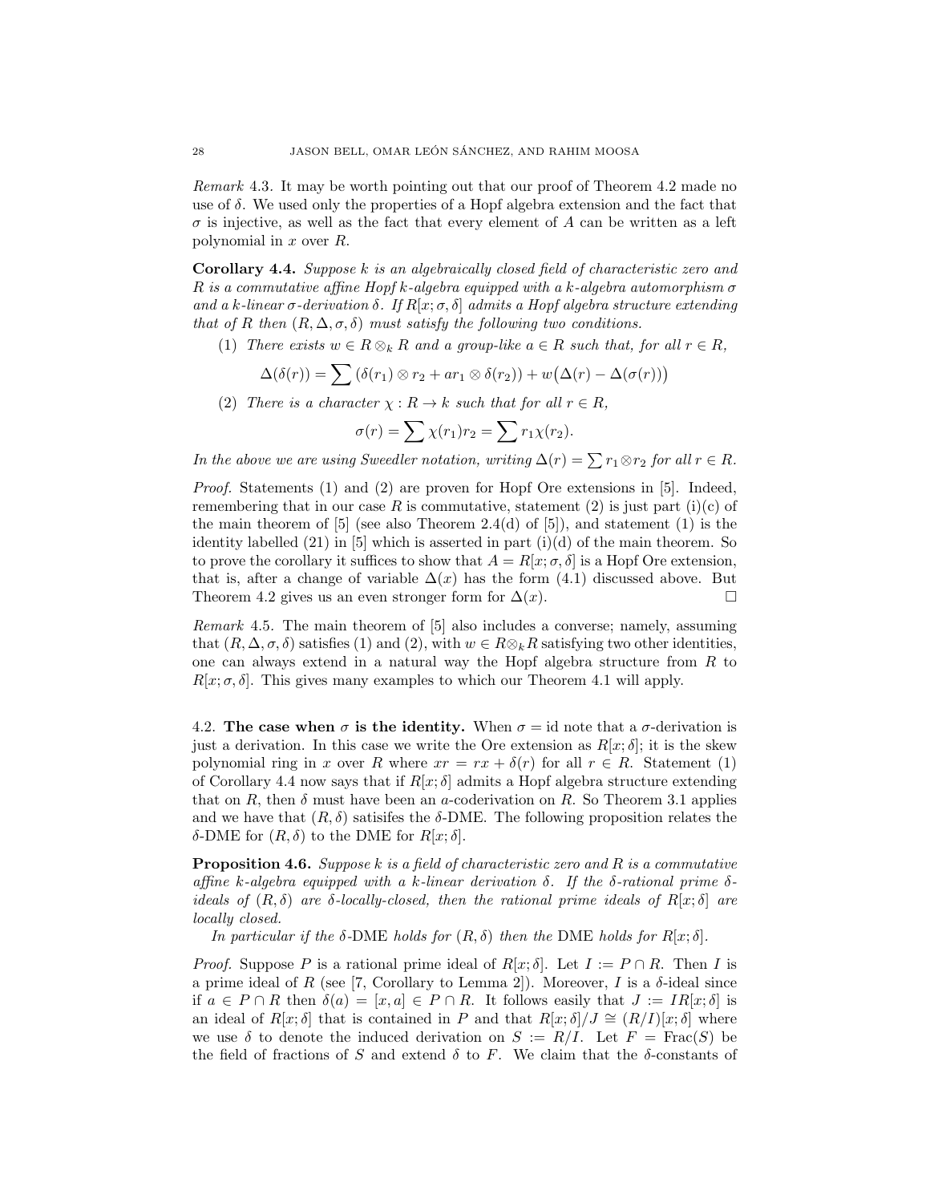*Remark* 4.3. It may be worth pointing out that our proof of Theorem 4.2 made no use of $\delta$. We used only the properties of a Hopf algebra extension and the fact that $\sigma$ is injective, as well as the fact that every element of $A$ can be written as a left polynomial in $x$ over $R$.

**Corollary 4.4.** *Suppose $k$ is an algebraically closed field of characteristic zero and $R$ is a commutative affine Hopf $k$-algebra equipped with a $k$-algebra automorphism $\sigma$ and a $k$-linear $\sigma$-derivation $\delta$. If $R[x;\sigma,\delta]$ admits a Hopf algebra structure extending that of $R$ then $(R,\Delta,\sigma,\delta)$ must satisfy the following two conditions.*

(1) *There exists $w \in R \otimes_k R$ and a group-like $a \in R$ such that, for all $r \in R$,*

$$\Delta(\delta(r)) = \sum \left(\delta(r_1) \otimes r_2 + ar_1 \otimes \delta(r_2)\right) + w\big(\Delta(r) - \Delta(\sigma(r))\big)$$

(2) *There is a character $\chi : R \to k$ such that for all $r \in R$,*

$$\sigma(r) = \sum \chi(r_1)r_2 = \sum r_1\chi(r_2).$$

*In the above we are using Sweedler notation, writing $\Delta(r) = \sum r_1 \otimes r_2$ for all $r \in R$.*

*Proof.* Statements (1) and (2) are proven for Hopf Ore extensions in [5]. Indeed, remembering that in our case $R$ is commutative, statement (2) is just part (i)(c) of the main theorem of [5] (see also Theorem 2.4(d) of [5]), and statement (1) is the identity labelled (21) in [5] which is asserted in part (i)(d) of the main theorem. So to prove the corollary it suffices to show that $A = R[x;\sigma,\delta]$ is a Hopf Ore extension, that is, after a change of variable $\Delta(x)$ has the form (4.1) discussed above. But Theorem 4.2 gives us an even stronger form for $\Delta(x)$. $\square$

*Remark* 4.5. The main theorem of [5] also includes a converse; namely, assuming that $(R,\Delta,\sigma,\delta)$ satisfies (1) and (2), with $w \in R\otimes_k R$ satisfying two other identities, one can always extend in a natural way the Hopf algebra structure from $R$ to $R[x;\sigma,\delta]$. This gives many examples to which our Theorem 4.1 will apply.

## 4.2. The case when $\sigma$ is the identity.

When $\sigma = \mathrm{id}$ note that a $\sigma$-derivation is just a derivation. In this case we write the Ore extension as $R[x;\delta]$; it is the skew polynomial ring in $x$ over $R$ where $xr = rx + \delta(r)$ for all $r \in R$. Statement (1) of Corollary 4.4 now says that if $R[x;\delta]$ admits a Hopf algebra structure extending that on $R$, then $\delta$ must have been an $a$-coderivation on $R$. So Theorem 3.1 applies and we have that $(R,\delta)$ satisifes the $\delta$-DME. The following proposition relates the $\delta$-DME for $(R,\delta)$ to the DME for $R[x;\delta]$.

**Proposition 4.6.** *Suppose $k$ is a field of characteristic zero and $R$ is a commutative affine $k$-algebra equipped with a $k$-linear derivation $\delta$. If the $\delta$-rational prime $\delta$-ideals of $(R,\delta)$ are $\delta$-locally-closed, then the rational prime ideals of $R[x;\delta]$ are locally closed.*

*In particular if the $\delta$-DME holds for $(R,\delta)$ then the DME holds for $R[x;\delta]$.*

*Proof.* Suppose $P$ is a rational prime ideal of $R[x;\delta]$. Let $I := P \cap R$. Then $I$ is a prime ideal of $R$ (see [7, Corollary to Lemma 2]). Moreover, $I$ is a $\delta$-ideal since if $a \in P \cap R$ then $\delta(a) = [x,a] \in P \cap R$. It follows easily that $J := IR[x;\delta]$ is an ideal of $R[x;\delta]$ that is contained in $P$ and that $R[x;\delta]/J \cong (R/I)[x;\delta]$ where we use $\delta$ to denote the induced derivation on $S := R/I$. Let $F = \mathrm{Frac}(S)$ be the field of fractions of $S$ and extend $\delta$ to $F$. We claim that the $\delta$-constants of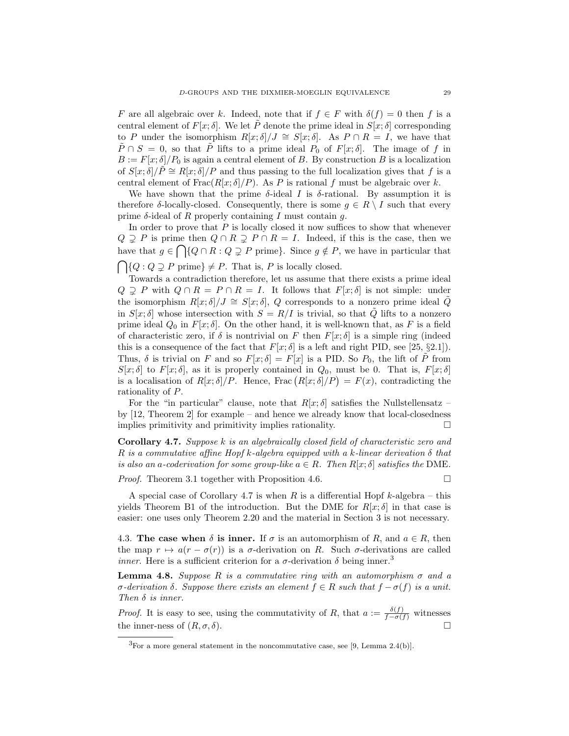$F$ are all algebraic over $k$. Indeed, note that if $f \in F$ with $\delta(f) = 0$ then $f$ is a central element of $F[x;\delta]$. We let $\tilde{P}$ denote the prime ideal in $S[x;\delta]$ corresponding to $P$ under the isomorphism $R[x;\delta]/J \cong S[x;\delta]$. As $P \cap R = I$, we have that $\tilde{P} \cap S = 0$, so that $\tilde{P}$ lifts to a prime ideal $P_0$ of $F[x;\delta]$. The image of $f$ in $B := F[x;\delta]/P_0$ is again a central element of $B$. By construction $B$ is a localization of $S[x;\delta]/\tilde{P} \cong R[x;\delta]/P$ and thus passing to the full localization gives that $f$ is a central element of $\operatorname{Frac}(R[x;\delta]/P)$. As $P$ is rational $f$ must be algebraic over $k$.

We have shown that the prime $\delta$-ideal $I$ is $\delta$-rational. By assumption it is therefore $\delta$-locally-closed. Consequently, there is some $g \in R \setminus I$ such that every prime $\delta$-ideal of $R$ properly containing $I$ must contain $g$.

In order to prove that $P$ is locally closed it now suffices to show that whenever $Q \supsetneq P$ is prime then $Q \cap R \supsetneq P \cap R = I$. Indeed, if this is the case, then we have that $g \in \bigcap\{Q \cap R : Q \supsetneq P \text{ prime}\}$. Since $g \notin P$, we have in particular that $\bigcap\{Q : Q \supsetneq P \text{ prime}\} \neq P$. That is, $P$ is locally closed.

Towards a contradiction therefore, let us assume that there exists a prime ideal $Q \supsetneq P$ with $Q \cap R = P \cap R = I$. It follows that $F[x;\delta]$ is not simple: under the isomorphism $R[x;\delta]/J \cong S[x;\delta]$, $Q$ corresponds to a nonzero prime ideal $\tilde{Q}$ in $S[x;\delta]$ whose intersection with $S = R/I$ is trivial, so that $\tilde{Q}$ lifts to a nonzero prime ideal $Q_0$ in $F[x;\delta]$. On the other hand, it is well-known that, as $F$ is a field of characteristic zero, if $\delta$ is nontrivial on $F$ then $F[x;\delta]$ is a simple ring (indeed this is a consequence of the fact that $F[x;\delta]$ is a left and right PID, see [25, §2.1]). Thus, $\delta$ is trivial on $F$ and so $F[x;\delta] = F[x]$ is a PID. So $P_0$, the lift of $\tilde{P}$ from $S[x;\delta]$ to $F[x;\delta]$, as it is properly contained in $Q_0$, must be 0. That is, $F[x;\delta]$ is a localisation of $R[x;\delta]/P$. Hence, $\operatorname{Frac}\big(R[x;\delta]/P\big) = F(x)$, contradicting the rationality of $P$.

For the "in particular" clause, note that $R[x;\delta]$ satisfies the Nullstellensatz – by [12, Theorem 2] for example – and hence we already know that local-closedness implies primitivity and primitivity implies rationality. $\square$

**Corollary 4.7.** *Suppose $k$ is an algebraically closed field of characteristic zero and $R$ is a commutative affine Hopf $k$-algebra equipped with a $k$-linear derivation $\delta$ that is also an $a$-coderivation for some group-like $a \in R$. Then $R[x;\delta]$ satisfies the* DME.

*Proof.* Theorem 3.1 together with Proposition 4.6. $\square$

A special case of Corollary 4.7 is when $R$ is a differential Hopf $k$-algebra – this yields Theorem B1 of the introduction. But the DME for $R[x;\delta]$ in that case is easier: one uses only Theorem 2.20 and the material in Section 3 is not necessary.

### 4.3. The case when $\delta$ is inner.

If $\sigma$ is an automorphism of $R$, and $a \in R$, then the map $r \mapsto a(r - \sigma(r))$ is a $\sigma$-derivation on $R$. Such $\sigma$-derivations are called *inner*. Here is a sufficient criterion for a $\sigma$-derivation $\delta$ being inner.[3]

**Lemma 4.8.** *Suppose $R$ is a commutative ring with an automorphism $\sigma$ and a $\sigma$-derivation $\delta$. Suppose there exists an element $f \in R$ such that $f - \sigma(f)$ is a unit. Then $\delta$ is inner.*

*Proof.* It is easy to see, using the commutativity of $R$, that $a := \frac{\delta(f)}{f - \sigma(f)}$ witnesses the inner-ness of $(R, \sigma, \delta)$. $\square$

---

[3] For a more general statement in the noncommutative case, see [9, Lemma 2.4(b)].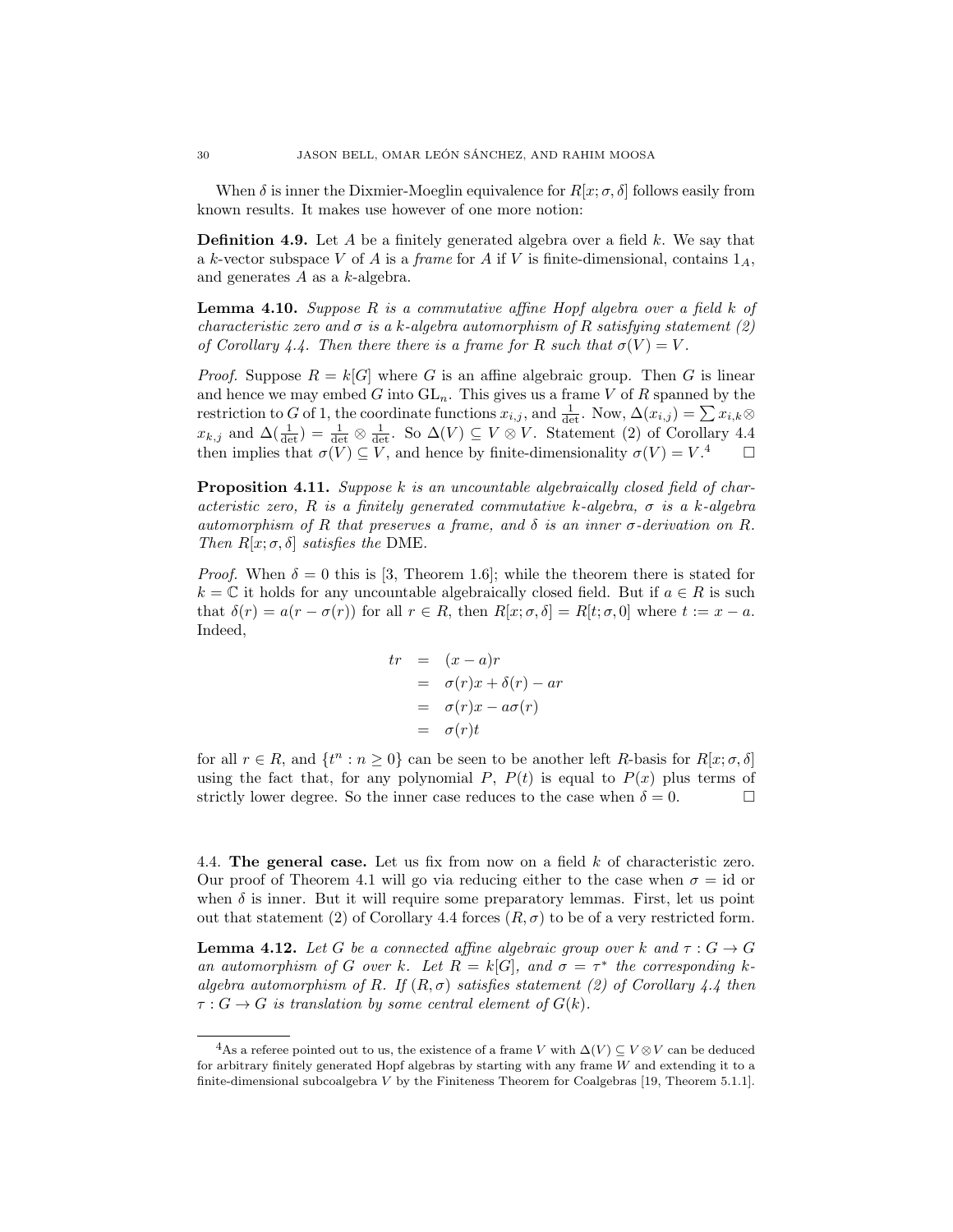When $\delta$ is inner the Dixmier-Moeglin equivalence for $R[x;\sigma,\delta]$ follows easily from known results. It makes use however of one more notion:

**Definition 4.9.** Let $A$ be a finitely generated algebra over a field $k$. We say that a $k$-vector subspace $V$ of $A$ is a *frame* for $A$ if $V$ is finite-dimensional, contains $1_A$, and generates $A$ as a $k$-algebra.

**Lemma 4.10.** *Suppose $R$ is a commutative affine Hopf algebra over a field $k$ of characteristic zero and $\sigma$ is a $k$-algebra automorphism of $R$ satisfying statement (2) of Corollary 4.4. Then there there is a frame for $R$ such that $\sigma(V) = V$.*

*Proof.* Suppose $R = k[G]$ where $G$ is an affine algebraic group. Then $G$ is linear and hence we may embed $G$ into $\mathrm{GL}_n$. This gives us a frame $V$ of $R$ spanned by the restriction to $G$ of 1, the coordinate functions $x_{i,j}$, and $\frac{1}{\det}$. Now, $\Delta(x_{i,j}) = \sum x_{i,k} \otimes x_{k,j}$ and $\Delta(\frac{1}{\det}) = \frac{1}{\det} \otimes \frac{1}{\det}$. So $\Delta(V) \subseteq V \otimes V$. Statement (2) of Corollary 4.4 then implies that $\sigma(V) \subseteq V$, and hence by finite-dimensionality $\sigma(V) = V$.[4] □

**Proposition 4.11.** *Suppose $k$ is an uncountable algebraically closed field of characteristic zero, $R$ is a finitely generated commutative $k$-algebra, $\sigma$ is a $k$-algebra automorphism of $R$ that preserves a frame, and $\delta$ is an inner $\sigma$-derivation on $R$. Then $R[x;\sigma,\delta]$ satisfies the* DME.

*Proof.* When $\delta = 0$ this is [3, Theorem 1.6]; while the theorem there is stated for $k = \mathbb{C}$ it holds for any uncountable algebraically closed field. But if $a \in R$ is such that $\delta(r) = a(r - \sigma(r))$ for all $r \in R$, then $R[x;\sigma,\delta] = R[t;\sigma,0]$ where $t := x - a$. Indeed,

$$
\begin{aligned}
tr &= (x-a)r \\
&= \sigma(r)x + \delta(r) - ar \\
&= \sigma(r)x - a\sigma(r) \\
&= \sigma(r)t
\end{aligned}
$$

for all $r \in R$, and $\{t^n : n \geq 0\}$ can be seen to be another left $R$-basis for $R[x;\sigma,\delta]$ using the fact that, for any polynomial $P$, $P(t)$ is equal to $P(x)$ plus terms of strictly lower degree. So the inner case reduces to the case when $\delta = 0$. □

4.4. **The general case.** Let us fix from now on a field $k$ of characteristic zero. Our proof of Theorem 4.1 will go via reducing either to the case when $\sigma = \mathrm{id}$ or when $\delta$ is inner. But it will require some preparatory lemmas. First, let us point out that statement (2) of Corollary 4.4 forces $(R,\sigma)$ to be of a very restricted form.

**Lemma 4.12.** *Let $G$ be a connected affine algebraic group over $k$ and $\tau : G \to G$ an automorphism of $G$ over $k$. Let $R = k[G]$, and $\sigma = \tau^*$ the corresponding $k$-algebra automorphism of $R$. If $(R,\sigma)$ satisfies statement (2) of Corollary 4.4 then $\tau : G \to G$ is translation by some central element of $G(k)$.*

[4] As a referee pointed out to us, the existence of a frame $V$ with $\Delta(V) \subseteq V \otimes V$ can be deduced for arbitrary finitely generated Hopf algebras by starting with any frame $W$ and extending it to a finite-dimensional subcoalgebra $V$ by the Finiteness Theorem for Coalgebras [19, Theorem 5.1.1].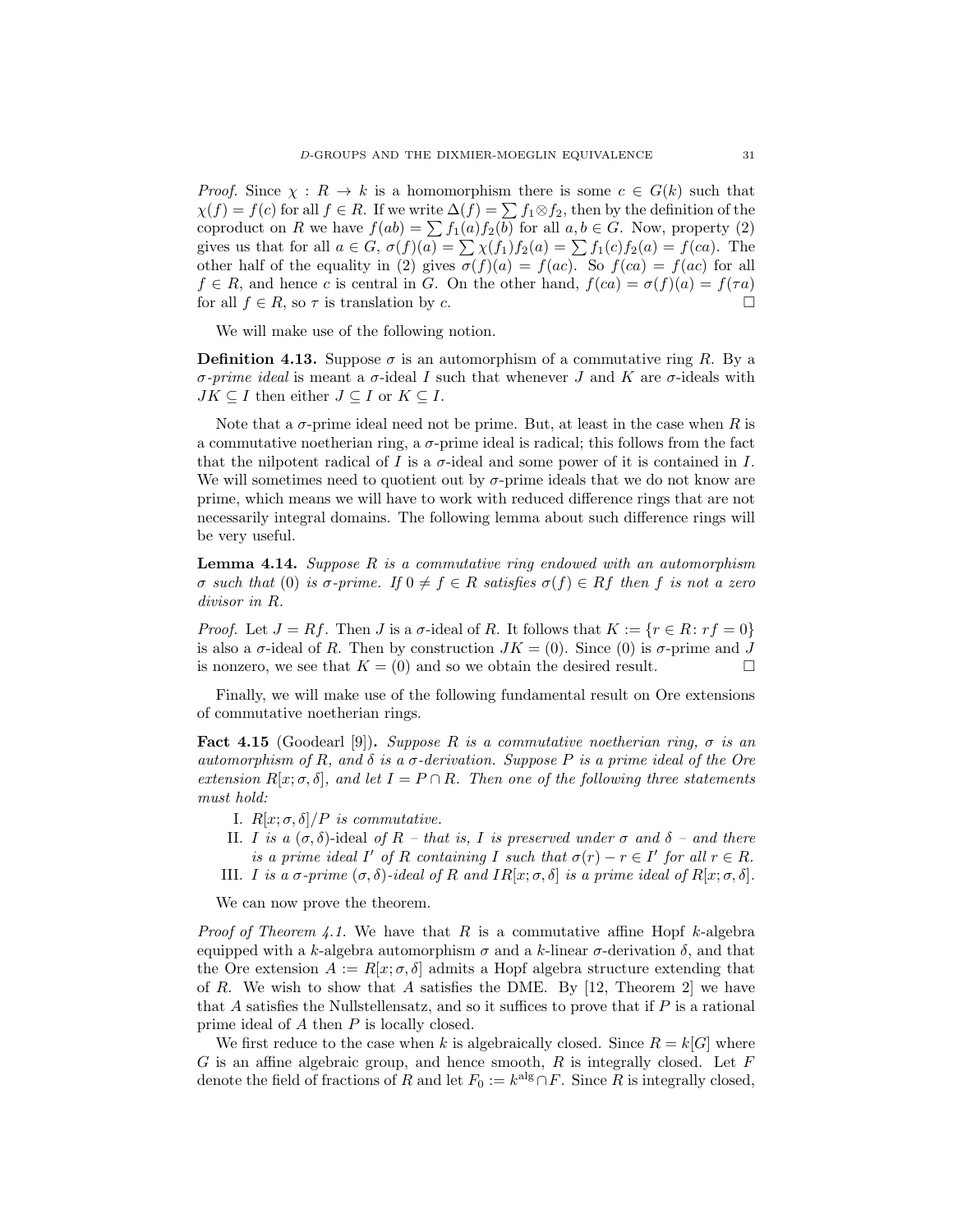*Proof.* Since $\chi : R \to k$ is a homomorphism there is some $c \in G(k)$ such that $\chi(f) = f(c)$ for all $f \in R$. If we write $\Delta(f) = \sum f_1 \otimes f_2$, then by the definition of the coproduct on $R$ we have $f(ab) = \sum f_1(a) f_2(b)$ for all $a, b \in G$. Now, property (2) gives us that for all $a \in G$, $\sigma(f)(a) = \sum \chi(f_1) f_2(a) = \sum f_1(c) f_2(a) = f(ca)$. The other half of the equality in (2) gives $\sigma(f)(a) = f(ac)$. So $f(ca) = f(ac)$ for all $f \in R$, and hence $c$ is central in $G$. On the other hand, $f(ca) = \sigma(f)(a) = f(\tau a)$ for all $f \in R$, so $\tau$ is translation by $c$. □

We will make use of the following notion.

**Definition 4.13.** Suppose $\sigma$ is an automorphism of a commutative ring $R$. By a *$\sigma$-prime ideal* is meant a $\sigma$-ideal $I$ such that whenever $J$ and $K$ are $\sigma$-ideals with $JK \subseteq I$ then either $J \subseteq I$ or $K \subseteq I$.

Note that a $\sigma$-prime ideal need not be prime. But, at least in the case when $R$ is a commutative noetherian ring, a $\sigma$-prime ideal is radical; this follows from the fact that the nilpotent radical of $I$ is a $\sigma$-ideal and some power of it is contained in $I$. We will sometimes need to quotient out by $\sigma$-prime ideals that we do not know are prime, which means we will have to work with reduced difference rings that are not necessarily integral domains. The following lemma about such difference rings will be very useful.

**Lemma 4.14.** *Suppose $R$ is a commutative ring endowed with an automorphism $\sigma$ such that $(0)$ is $\sigma$-prime. If $0 \neq f \in R$ satisfies $\sigma(f) \in Rf$ then $f$ is not a zero divisor in $R$.*

*Proof.* Let $J = Rf$. Then $J$ is a $\sigma$-ideal of $R$. It follows that $K := \{r \in R : rf = 0\}$ is also a $\sigma$-ideal of $R$. Then by construction $JK = (0)$. Since $(0)$ is $\sigma$-prime and $J$ is nonzero, we see that $K = (0)$ and so we obtain the desired result. □

Finally, we will make use of the following fundamental result on Ore extensions of commutative noetherian rings.

**Fact 4.15** (Goodearl [9]). *Suppose $R$ is a commutative noetherian ring, $\sigma$ is an automorphism of $R$, and $\delta$ is a $\sigma$-derivation. Suppose $P$ is a prime ideal of the Ore extension $R[x; \sigma, \delta]$, and let $I = P \cap R$. Then one of the following three statements must hold:*

- I. *$R[x; \sigma, \delta]/P$ is commutative.*
- II. *$I$ is a $(\sigma, \delta)$-ideal of $R$ – that is, $I$ is preserved under $\sigma$ and $\delta$ – and there is a prime ideal $I'$ of $R$ containing $I$ such that $\sigma(r) - r \in I'$ for all $r \in R$.*
- III. *$I$ is a $\sigma$-prime $(\sigma, \delta)$-ideal of $R$ and $IR[x; \sigma, \delta]$ is a prime ideal of $R[x; \sigma, \delta]$.*

We can now prove the theorem.

*Proof of Theorem 4.1.* We have that $R$ is a commutative affine Hopf $k$-algebra equipped with a $k$-algebra automorphism $\sigma$ and a $k$-linear $\sigma$-derivation $\delta$, and that the Ore extension $A := R[x; \sigma, \delta]$ admits a Hopf algebra structure extending that of $R$. We wish to show that $A$ satisfies the DME. By [12, Theorem 2] we have that $A$ satisfies the Nullstellensatz, and so it suffices to prove that if $P$ is a rational prime ideal of $A$ then $P$ is locally closed.

We first reduce to the case when $k$ is algebraically closed. Since $R = k[G]$ where $G$ is an affine algebraic group, and hence smooth, $R$ is integrally closed. Let $F$ denote the field of fractions of $R$ and let $F_0 := k^{\mathrm{alg}} \cap F$. Since $R$ is integrally closed,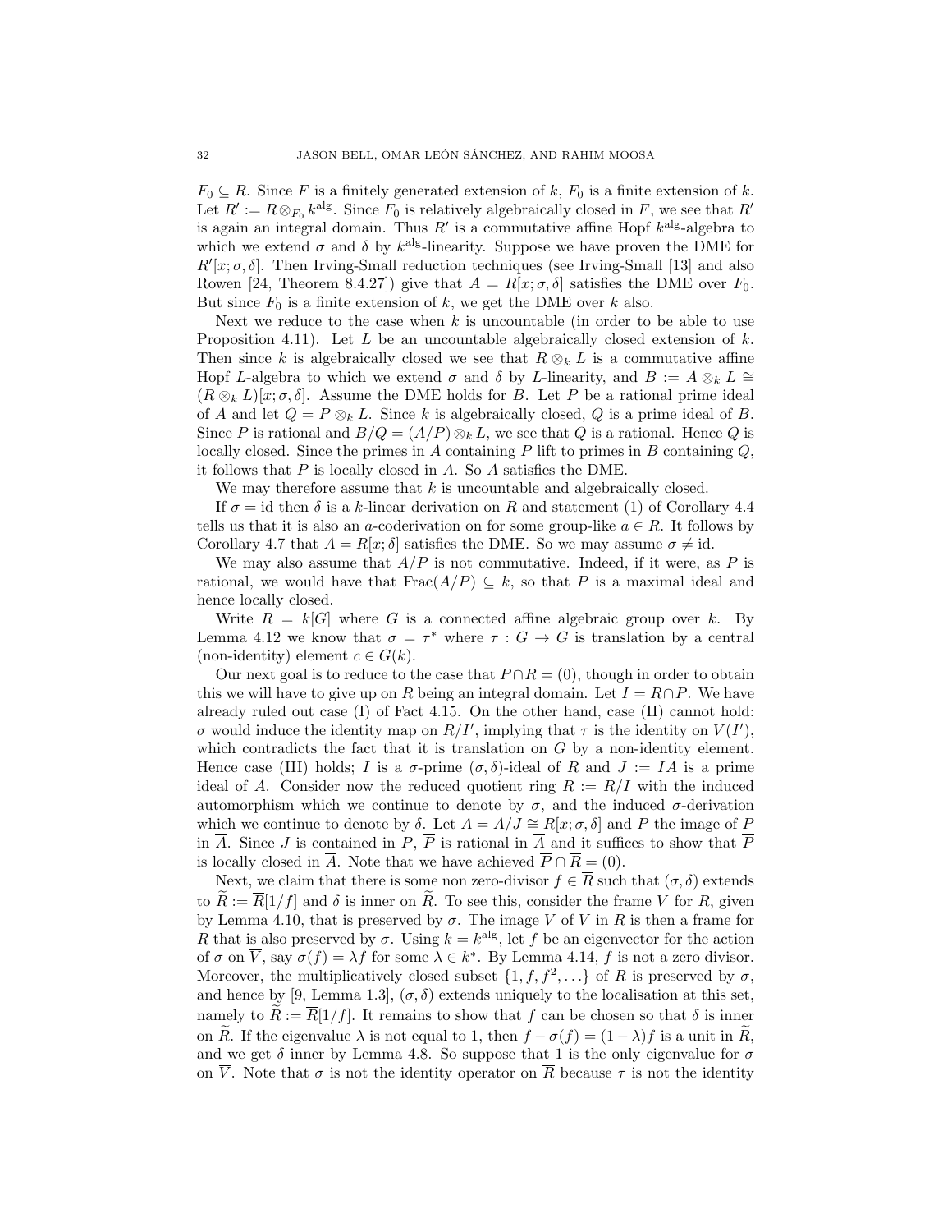$F_0 \subseteq R$. Since $F$ is a finitely generated extension of $k$, $F_0$ is a finite extension of $k$. Let $R' := R \otimes_{F_0} k^{\mathrm{alg}}$. Since $F_0$ is relatively algebraically closed in $F$, we see that $R'$ is again an integral domain. Thus $R'$ is a commutative affine Hopf $k^{\mathrm{alg}}$-algebra to which we extend $\sigma$ and $\delta$ by $k^{\mathrm{alg}}$-linearity. Suppose we have proven the DME for $R'[x;\sigma,\delta]$. Then Irving-Small reduction techniques (see Irving-Small [13] and also Rowen [24, Theorem 8.4.27]) give that $A = R[x;\sigma,\delta]$ satisfies the DME over $F_0$. But since $F_0$ is a finite extension of $k$, we get the DME over $k$ also.

Next we reduce to the case when $k$ is uncountable (in order to be able to use Proposition 4.11). Let $L$ be an uncountable algebraically closed extension of $k$. Then since $k$ is algebraically closed we see that $R \otimes_k L$ is a commutative affine Hopf $L$-algebra to which we extend $\sigma$ and $\delta$ by $L$-linearity, and $B := A \otimes_k L \cong (R \otimes_k L)[x;\sigma,\delta]$. Assume the DME holds for $B$. Let $P$ be a rational prime ideal of $A$ and let $Q = P \otimes_k L$. Since $k$ is algebraically closed, $Q$ is a prime ideal of $B$. Since $P$ is rational and $B/Q = (A/P)\otimes_k L$, we see that $Q$ is a rational. Hence $Q$ is locally closed. Since the primes in $A$ containing $P$ lift to primes in $B$ containing $Q$, it follows that $P$ is locally closed in $A$. So $A$ satisfies the DME.

We may therefore assume that $k$ is uncountable and algebraically closed.

If $\sigma = \mathrm{id}$ then $\delta$ is a $k$-linear derivation on $R$ and statement (1) of Corollary 4.4 tells us that it is also an $a$-coderivation on for some group-like $a \in R$. It follows by Corollary 4.7 that $A = R[x;\delta]$ satisfies the DME. So we may assume $\sigma \neq \mathrm{id}$.

We may also assume that $A/P$ is not commutative. Indeed, if it were, as $P$ is rational, we would have that $\mathrm{Frac}(A/P) \subseteq k$, so that $P$ is a maximal ideal and hence locally closed.

Write $R = k[G]$ where $G$ is a connected affine algebraic group over $k$. By Lemma 4.12 we know that $\sigma = \tau^*$ where $\tau : G \to G$ is translation by a central (non-identity) element $c \in G(k)$.

Our next goal is to reduce to the case that $P \cap R = (0)$, though in order to obtain this we will have to give up on $R$ being an integral domain. Let $I = R \cap P$. We have already ruled out case (I) of Fact 4.15. On the other hand, case (II) cannot hold: $\sigma$ would induce the identity map on $R/I'$, implying that $\tau$ is the identity on $V(I')$, which contradicts the fact that it is translation on $G$ by a non-identity element. Hence case (III) holds; $I$ is a $\sigma$-prime $(\sigma,\delta)$-ideal of $R$ and $J := IA$ is a prime ideal of $A$. Consider now the reduced quotient ring $\overline{R} := R/I$ with the induced automorphism which we continue to denote by $\sigma$, and the induced $\sigma$-derivation which we continue to denote by $\delta$. Let $\overline{A} = A/J \cong \overline{R}[x;\sigma,\delta]$ and $\overline{P}$ the image of $P$ in $\overline{A}$. Since $J$ is contained in $P$, $\overline{P}$ is rational in $\overline{A}$ and it suffices to show that $\overline{P}$ is locally closed in $\overline{A}$. Note that we have achieved $\overline{P} \cap \overline{R} = (0)$.

Next, we claim that there is some non zero-divisor $f \in \overline{R}$ such that $(\sigma,\delta)$ extends to $\widetilde{R} := \overline{R}[1/f]$ and $\delta$ is inner on $\widetilde{R}$. To see this, consider the frame $V$ for $R$, given by Lemma 4.10, that is preserved by $\sigma$. The image $\overline{V}$ of $V$ in $\overline{R}$ is then a frame for $\overline{R}$ that is also preserved by $\sigma$. Using $k = k^{\mathrm{alg}}$, let $f$ be an eigenvector for the action of $\sigma$ on $\overline{V}$, say $\sigma(f) = \lambda f$ for some $\lambda \in k^*$. By Lemma 4.14, $f$ is not a zero divisor. Moreover, the multiplicatively closed subset $\{1, f, f^2, \ldots\}$ of $R$ is preserved by $\sigma$, and hence by [9, Lemma 1.3], $(\sigma,\delta)$ extends uniquely to the localisation at this set, namely to $\widetilde{R} := \overline{R}[1/f]$. It remains to show that $f$ can be chosen so that $\delta$ is inner on $\widetilde{R}$. If the eigenvalue $\lambda$ is not equal to 1, then $f - \sigma(f) = (1-\lambda)f$ is a unit in $\widetilde{R}$, and we get $\delta$ inner by Lemma 4.8. So suppose that 1 is the only eigenvalue for $\sigma$ on $\overline{V}$. Note that $\sigma$ is not the identity operator on $\overline{R}$ because $\tau$ is not the identity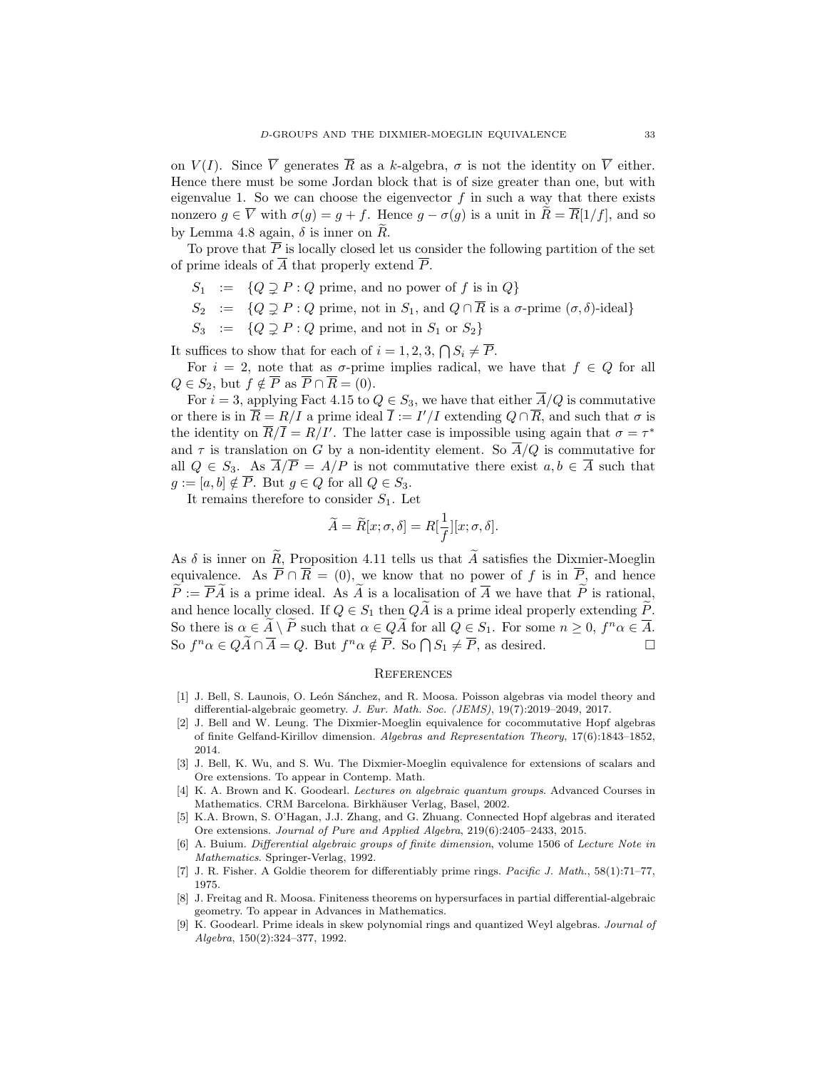on $V(I)$. Since $\overline{V}$ generates $\overline{R}$ as a $k$-algebra, $\sigma$ is not the identity on $\overline{V}$ either. Hence there must be some Jordan block that is of size greater than one, but with eigenvalue 1. So we can choose the eigenvector $f$ in such a way that there exists nonzero $g \in \overline{V}$ with $\sigma(g) = g + f$. Hence $g - \sigma(g)$ is a unit in $\widetilde{R} = \overline{R}[1/f]$, and so by Lemma 4.8 again, $\delta$ is inner on $\widetilde{R}$.

To prove that $\overline{P}$ is locally closed let us consider the following partition of the set of prime ideals of $\overline{A}$ that properly extend $\overline{P}$.

$$
\begin{aligned}
S_1 &:= \{Q \supsetneq P : Q \text{ prime, and no power of } f \text{ is in } Q\} \\
S_2 &:= \{Q \supsetneq P : Q \text{ prime, not in } S_1, \text{ and } Q \cap \overline{R} \text{ is a } \sigma\text{-prime } (\sigma, \delta)\text{-ideal}\} \\
S_3 &:= \{Q \supsetneq P : Q \text{ prime, and not in } S_1 \text{ or } S_2\}
\end{aligned}
$$

It suffices to show that for each of $i = 1, 2, 3$, $\bigcap S_i \neq \overline{P}$.

For $i = 2$, note that as $\sigma$-prime implies radical, we have that $f \in Q$ for all $Q \in S_2$, but $f \notin \overline{P}$ as $\overline{P} \cap \overline{R} = (0)$.

For $i = 3$, applying Fact 4.15 to $Q \in S_3$, we have that either $\overline{A}/Q$ is commutative or there is in $\overline{R} = R/I$ a prime ideal $\overline{I} := I'/I$ extending $Q \cap \overline{R}$, and such that $\sigma$ is the identity on $\overline{R}/\overline{I} = R/I'$. The latter case is impossible using again that $\sigma = \tau^*$ and $\tau$ is translation on $G$ by a non-identity element. So $\overline{A}/Q$ is commutative for all $Q \in S_3$. As $\overline{A}/\overline{P} = A/P$ is not commutative there exist $a, b \in \overline{A}$ such that $g := [a, b] \notin \overline{P}$. But $g \in Q$ for all $Q \in S_3$.

It remains therefore to consider $S_1$. Let

$$
\widetilde{A} = \widetilde{R}[x; \sigma, \delta] = R[\frac{1}{f}][x; \sigma, \delta].
$$

As $\delta$ is inner on $\widetilde{R}$, Proposition 4.11 tells us that $\widetilde{A}$ satisfies the Dixmier-Moeglin equivalence. As $\overline{P} \cap \overline{R} = (0)$, we know that no power of $f$ is in $\overline{P}$, and hence $\widetilde{P} := \overline{P}\widetilde{A}$ is a prime ideal. As $\widetilde{A}$ is a localisation of $\overline{A}$ we have that $\widetilde{P}$ is rational, and hence locally closed. If $Q \in S_1$ then $Q\widetilde{A}$ is a prime ideal properly extending $\widetilde{P}$. So there is $\alpha \in \widetilde{A} \setminus \widetilde{P}$ such that $\alpha \in Q\widetilde{A}$ for all $Q \in S_1$. For some $n \geq 0$, $f^n \alpha \in \overline{A}$. So $f^n \alpha \in Q\widetilde{A} \cap \overline{A} = Q$. But $f^n \alpha \notin \overline{P}$. So $\bigcap S_1 \neq \overline{P}$, as desired. □

## References

[1] J. Bell, S. Launois, O. León Sánchez, and R. Moosa. Poisson algebras via model theory and differential-algebraic geometry. *J. Eur. Math. Soc. (JEMS)*, 19(7):2019–2049, 2017.

[2] J. Bell and W. Leung. The Dixmier-Moeglin equivalence for cocommutative Hopf algebras of finite Gelfand-Kirillov dimension. *Algebras and Representation Theory*, 17(6):1843–1852, 2014.

[3] J. Bell, K. Wu, and S. Wu. The Dixmier-Moeglin equivalence for extensions of scalars and Ore extensions. To appear in Contemp. Math.

[4] K. A. Brown and K. Goodearl. *Lectures on algebraic quantum groups*. Advanced Courses in Mathematics. CRM Barcelona. Birkhäuser Verlag, Basel, 2002.

[5] K.A. Brown, S. O'Hagan, J.J. Zhang, and G. Zhuang. Connected Hopf algebras and iterated Ore extensions. *Journal of Pure and Applied Algebra*, 219(6):2405–2433, 2015.

[6] A. Buium. *Differential algebraic groups of finite dimension*, volume 1506 of *Lecture Note in Mathematics*. Springer-Verlag, 1992.

[7] J. R. Fisher. A Goldie theorem for differentiably prime rings. *Pacific J. Math.*, 58(1):71–77, 1975.

[8] J. Freitag and R. Moosa. Finiteness theorems on hypersurfaces in partial differential-algebraic geometry. To appear in Advances in Mathematics.

[9] K. Goodearl. Prime ideals in skew polynomial rings and quantized Weyl algebras. *Journal of Algebra*, 150(2):324–377, 1992.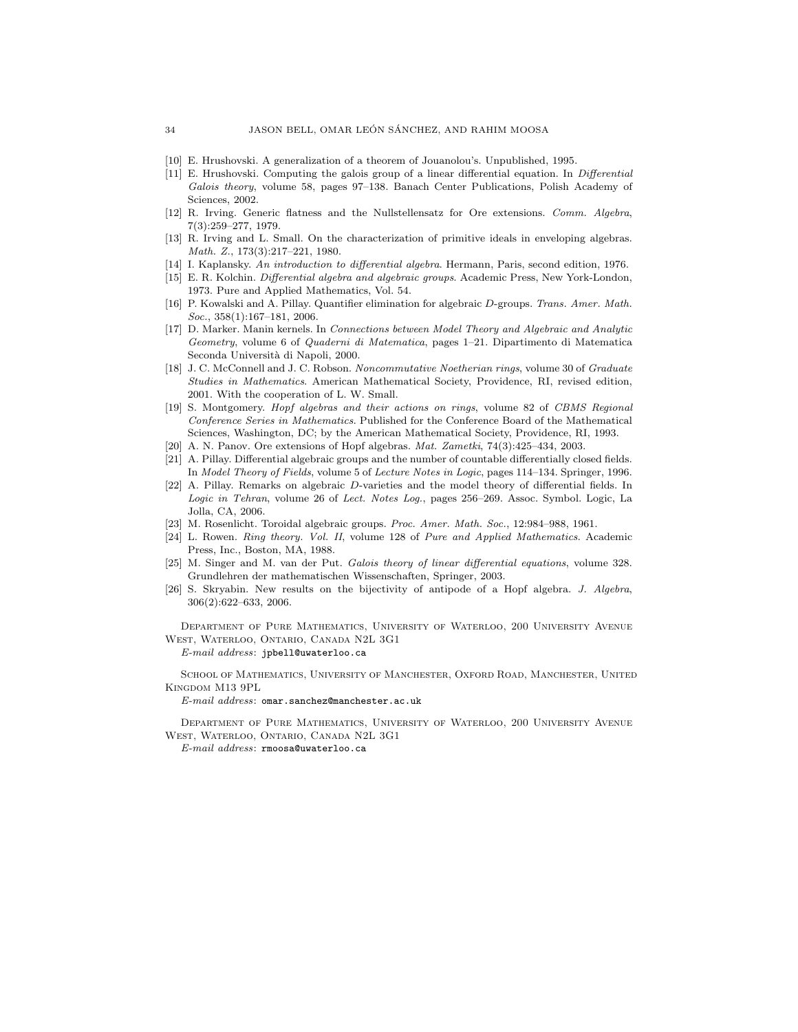[10] E. Hrushovski. A generalization of a theorem of Jouanolou's. Unpublished, 1995.

[11] E. Hrushovski. Computing the galois group of a linear differential equation. In *Differential Galois theory*, volume 58, pages 97–138. Banach Center Publications, Polish Academy of Sciences, 2002.

[12] R. Irving. Generic flatness and the Nullstellensatz for Ore extensions. *Comm. Algebra*, 7(3):259–277, 1979.

[13] R. Irving and L. Small. On the characterization of primitive ideals in enveloping algebras. *Math. Z.*, 173(3):217–221, 1980.

[14] I. Kaplansky. *An introduction to differential algebra*. Hermann, Paris, second edition, 1976.

[15] E. R. Kolchin. *Differential algebra and algebraic groups*. Academic Press, New York-London, 1973. Pure and Applied Mathematics, Vol. 54.

[16] P. Kowalski and A. Pillay. Quantifier elimination for algebraic $D$-groups. *Trans. Amer. Math. Soc.*, 358(1):167–181, 2006.

[17] D. Marker. Manin kernels. In *Connections between Model Theory and Algebraic and Analytic Geometry*, volume 6 of *Quaderni di Matematica*, pages 1–21. Dipartimento di Matematica Seconda Università di Napoli, 2000.

[18] J. C. McConnell and J. C. Robson. *Noncommutative Noetherian rings*, volume 30 of *Graduate Studies in Mathematics*. American Mathematical Society, Providence, RI, revised edition, 2001. With the cooperation of L. W. Small.

[19] S. Montgomery. *Hopf algebras and their actions on rings*, volume 82 of *CBMS Regional Conference Series in Mathematics*. Published for the Conference Board of the Mathematical Sciences, Washington, DC; by the American Mathematical Society, Providence, RI, 1993.

[20] A. N. Panov. Ore extensions of Hopf algebras. *Mat. Zametki*, 74(3):425–434, 2003.

[21] A. Pillay. Differential algebraic groups and the number of countable differentially closed fields. In *Model Theory of Fields*, volume 5 of *Lecture Notes in Logic*, pages 114–134. Springer, 1996.

[22] A. Pillay. Remarks on algebraic $D$-varieties and the model theory of differential fields. In *Logic in Tehran*, volume 26 of *Lect. Notes Log.*, pages 256–269. Assoc. Symbol. Logic, La Jolla, CA, 2006.

[23] M. Rosenlicht. Toroidal algebraic groups. *Proc. Amer. Math. Soc.*, 12:984–988, 1961.

[24] L. Rowen. *Ring theory. Vol. II*, volume 128 of *Pure and Applied Mathematics*. Academic Press, Inc., Boston, MA, 1988.

[25] M. Singer and M. van der Put. *Galois theory of linear differential equations*, volume 328. Grundlehren der mathematischen Wissenschaften, Springer, 2003.

[26] S. Skryabin. New results on the bijectivity of antipode of a Hopf algebra. *J. Algebra*, 306(2):622–633, 2006.

Department of Pure Mathematics, University of Waterloo, 200 University Avenue West, Waterloo, Ontario, Canada N2L 3G1

*E-mail address*: jpbell@uwaterloo.ca

School of Mathematics, University of Manchester, Oxford Road, Manchester, United Kingdom M13 9PL

*E-mail address*: omar.sanchez@manchester.ac.uk

Department of Pure Mathematics, University of Waterloo, 200 University Avenue West, Waterloo, Ontario, Canada N2L 3G1

*E-mail address*: rmoosa@uwaterloo.ca